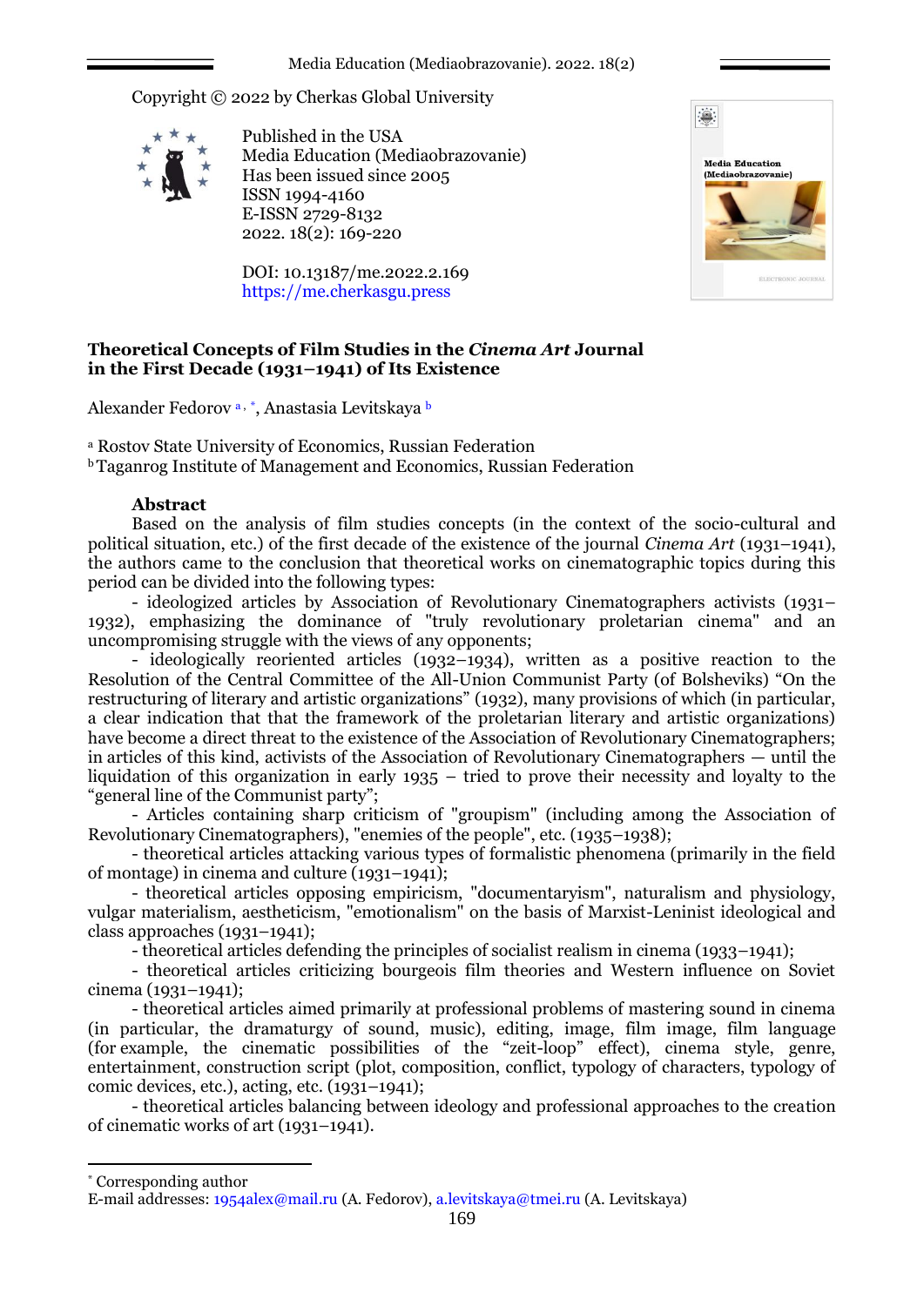Copyright © 2022 by Cherkas Global University

Published in the USA
Media Education (Mediaobrazovanie)
Has been issued since 2005
ISSN 1994-4160
E-ISSN 2729-8132
2022. 18(2): 169-220

DOI: 10.13187/me.2022.2.169
https://me.cherkasgu.press

# Theoretical Concepts of Film Studies in the *Cinema Art* Journal in the First Decade (1931–1941) of Its Existence

Alexander Fedorov [a, *], Anastasia Levitskaya [b]

[a] Rostov State University of Economics, Russian Federation
[b] Taganrog Institute of Management and Economics, Russian Federation

## Abstract

Based on the analysis of film studies concepts (in the context of the socio-cultural and political situation, etc.) of the first decade of the existence of the journal *Cinema Art* (1931–1941), the authors came to the conclusion that theoretical works on cinematographic topics during this period can be divided into the following types:

- ideologized articles by Association of Revolutionary Cinematographers activists (1931–1932), emphasizing the dominance of "truly revolutionary proletarian cinema" and an uncompromising struggle with the views of any opponents;
- ideologically reoriented articles (1932–1934), written as a positive reaction to the Resolution of the Central Committee of the All-Union Communist Party (of Bolsheviks) "On the restructuring of literary and artistic organizations" (1932), many provisions of which (in particular, a clear indication that that the framework of the proletarian literary and artistic organizations) have become a direct threat to the existence of the Association of Revolutionary Cinematographers; in articles of this kind, activists of the Association of Revolutionary Cinematographers — until the liquidation of this organization in early 1935 – tried to prove their necessity and loyalty to the "general line of the Communist party";
- Articles containing sharp criticism of "groupism" (including among the Association of Revolutionary Cinematographers), "enemies of the people", etc. (1935–1938);
- theoretical articles attacking various types of formalistic phenomena (primarily in the field of montage) in cinema and culture (1931–1941);
- theoretical articles opposing empiricism, "documentaryism", naturalism and physiology, vulgar materialism, aestheticism, "emotionalism" on the basis of Marxist-Leninist ideological and class approaches (1931–1941);
- theoretical articles defending the principles of socialist realism in cinema (1933–1941);
- theoretical articles criticizing bourgeois film theories and Western influence on Soviet cinema (1931–1941);
- theoretical articles aimed primarily at professional problems of mastering sound in cinema (in particular, the dramaturgy of sound, music), editing, image, film image, film language (for example, the cinematic possibilities of the "zeit-loop" effect), cinema style, genre, entertainment, construction script (plot, composition, conflict, typology of characters, typology of comic devices, etc.), acting, etc. (1931–1941);
- theoretical articles balancing between ideology and professional approaches to the creation of cinematic works of art (1931–1941).

---

[*] Corresponding author
E-mail addresses: 1954alex@mail.ru (A. Fedorov), a.levitskaya@tmei.ru (A. Levitskaya)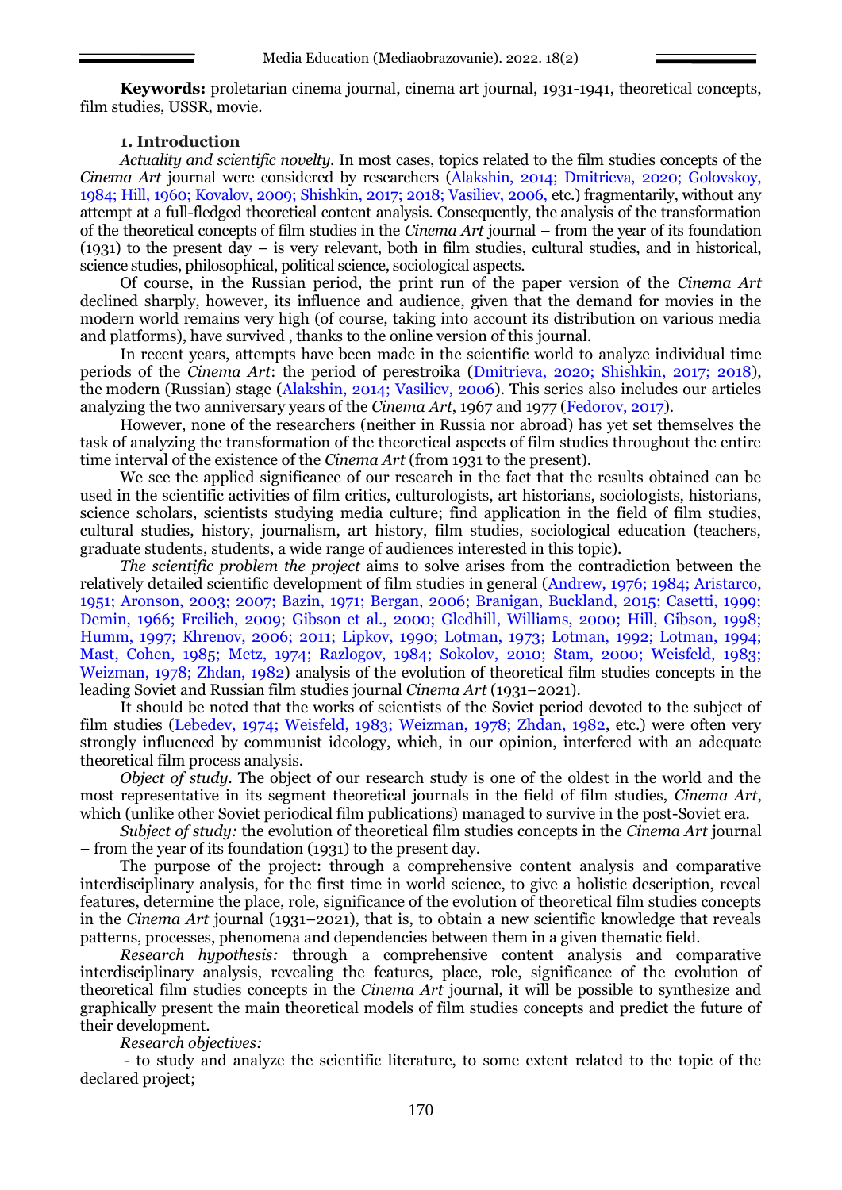**Keywords:** proletarian cinema journal, cinema art journal, 1931-1941, theoretical concepts, film studies, USSR, movie.

## 1. Introduction

*Actuality and scientific novelty.* In most cases, topics related to the film studies concepts of the *Cinema Art* journal were considered by researchers (Alakshin, 2014; Dmitrieva, 2020; Golovskoy, 1984; Hill, 1960; Kovalov, 2009; Shishkin, 2017; 2018; Vasiliev, 2006, etc.) fragmentarily, without any attempt at a full-fledged theoretical content analysis. Consequently, the analysis of the transformation of the theoretical concepts of film studies in the *Cinema Art* journal – from the year of its foundation (1931) to the present day – is very relevant, both in film studies, cultural studies, and in historical, science studies, philosophical, political science, sociological aspects.

Of course, in the Russian period, the print run of the paper version of the *Cinema Art* declined sharply, however, its influence and audience, given that the demand for movies in the modern world remains very high (of course, taking into account its distribution on various media and platforms), have survived , thanks to the online version of this journal.

In recent years, attempts have been made in the scientific world to analyze individual time periods of the *Cinema Art*: the period of perestroika (Dmitrieva, 2020; Shishkin, 2017; 2018), the modern (Russian) stage (Alakshin, 2014; Vasiliev, 2006). This series also includes our articles analyzing the two anniversary years of the *Cinema Art*, 1967 and 1977 (Fedorov, 2017).

However, none of the researchers (neither in Russia nor abroad) has yet set themselves the task of analyzing the transformation of the theoretical aspects of film studies throughout the entire time interval of the existence of the *Cinema Art* (from 1931 to the present).

We see the applied significance of our research in the fact that the results obtained can be used in the scientific activities of film critics, culturologists, art historians, sociologists, historians, science scholars, scientists studying media culture; find application in the field of film studies, cultural studies, history, journalism, art history, film studies, sociological education (teachers, graduate students, students, a wide range of audiences interested in this topic).

*The scientific problem the project* aims to solve arises from the contradiction between the relatively detailed scientific development of film studies in general (Andrew, 1976; 1984; Aristarco, 1951; Aronson, 2003; 2007; Bazin, 1971; Bergan, 2006; Branigan, Buckland, 2015; Casetti, 1999; Demin, 1966; Freilich, 2009; Gibson et al., 2000; Gledhill, Williams, 2000; Hill, Gibson, 1998; Humm, 1997; Khrenov, 2006; 2011; Lipkov, 1990; Lotman, 1973; Lotman, 1992; Lotman, 1994; Mast, Cohen, 1985; Metz, 1974; Razlogov, 1984; Sokolov, 2010; Stam, 2000; Weisfeld, 1983; Weizman, 1978; Zhdan, 1982) analysis of the evolution of theoretical film studies concepts in the leading Soviet and Russian film studies journal *Cinema Art* (1931–2021).

It should be noted that the works of scientists of the Soviet period devoted to the subject of film studies (Lebedev, 1974; Weisfeld, 1983; Weizman, 1978; Zhdan, 1982, etc.) were often very strongly influenced by communist ideology, which, in our opinion, interfered with an adequate theoretical film process analysis.

*Object of study.* The object of our research study is one of the oldest in the world and the most representative in its segment theoretical journals in the field of film studies, *Cinema Art*, which (unlike other Soviet periodical film publications) managed to survive in the post-Soviet era.

*Subject of study:* the evolution of theoretical film studies concepts in the *Cinema Art* journal – from the year of its foundation (1931) to the present day.

The purpose of the project: through a comprehensive content analysis and comparative interdisciplinary analysis, for the first time in world science, to give a holistic description, reveal features, determine the place, role, significance of the evolution of theoretical film studies concepts in the *Cinema Art* journal (1931–2021), that is, to obtain a new scientific knowledge that reveals patterns, processes, phenomena and dependencies between them in a given thematic field.

*Research hypothesis:* through a comprehensive content analysis and comparative interdisciplinary analysis, revealing the features, place, role, significance of the evolution of theoretical film studies concepts in the *Cinema Art* journal, it will be possible to synthesize and graphically present the main theoretical models of film studies concepts and predict the future of their development.

*Research objectives:*

- to study and analyze the scientific literature, to some extent related to the topic of the declared project;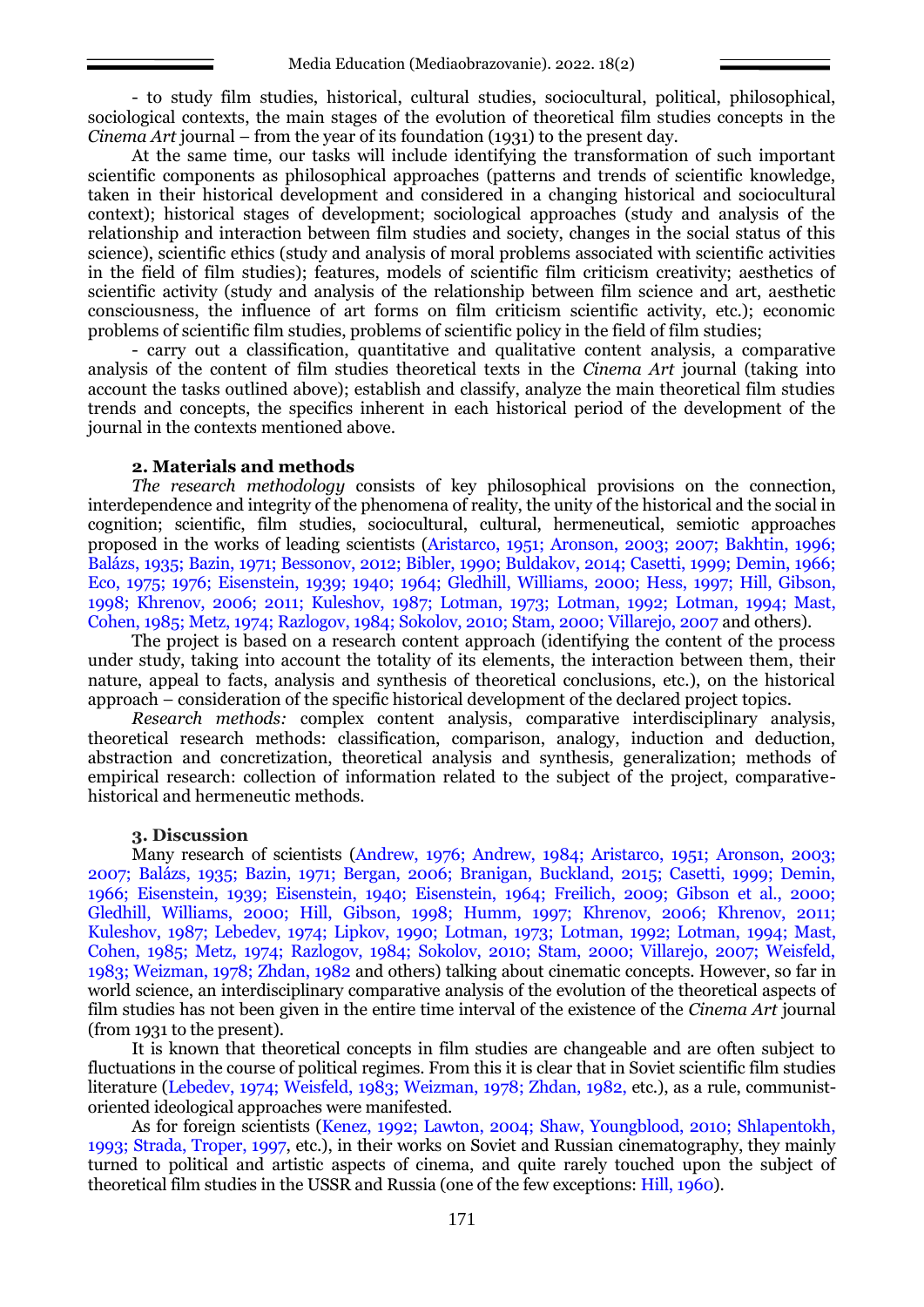- to study film studies, historical, cultural studies, sociocultural, political, philosophical, sociological contexts, the main stages of the evolution of theoretical film studies concepts in the *Cinema Art* journal – from the year of its foundation (1931) to the present day.

At the same time, our tasks will include identifying the transformation of such important scientific components as philosophical approaches (patterns and trends of scientific knowledge, taken in their historical development and considered in a changing historical and sociocultural context); historical stages of development; sociological approaches (study and analysis of the relationship and interaction between film studies and society, changes in the social status of this science), scientific ethics (study and analysis of moral problems associated with scientific activities in the field of film studies); features, models of scientific film criticism creativity; aesthetics of scientific activity (study and analysis of the relationship between film science and art, aesthetic consciousness, the influence of art forms on film criticism scientific activity, etc.); economic problems of scientific film studies, problems of scientific policy in the field of film studies;

- carry out a classification, quantitative and qualitative content analysis, a comparative analysis of the content of film studies theoretical texts in the *Cinema Art* journal (taking into account the tasks outlined above); establish and classify, analyze the main theoretical film studies trends and concepts, the specifics inherent in each historical period of the development of the journal in the contexts mentioned above.

### 2. Materials and methods

*The research methodology* consists of key philosophical provisions on the connection, interdependence and integrity of the phenomena of reality, the unity of the historical and the social in cognition; scientific, film studies, sociocultural, cultural, hermeneutical, semiotic approaches proposed in the works of leading scientists (Aristarco, 1951; Aronson, 2003; 2007; Bakhtin, 1996; Balázs, 1935; Bazin, 1971; Bessonov, 2012; Bibler, 1990; Buldakov, 2014; Casetti, 1999; Demin, 1966; Eco, 1975; 1976; Eisenstein, 1939; 1940; 1964; Gledhill, Williams, 2000; Hess, 1997; Hill, Gibson, 1998; Khrenov, 2006; 2011; Kuleshov, 1987; Lotman, 1973; Lotman, 1992; Lotman, 1994; Mast, Cohen, 1985; Metz, 1974; Razlogov, 1984; Sokolov, 2010; Stam, 2000; Villarejo, 2007 and others).

The project is based on a research content approach (identifying the content of the process under study, taking into account the totality of its elements, the interaction between them, their nature, appeal to facts, analysis and synthesis of theoretical conclusions, etc.), on the historical approach – consideration of the specific historical development of the declared project topics.

*Research methods:* complex content analysis, comparative interdisciplinary analysis, theoretical research methods: classification, comparison, analogy, induction and deduction, abstraction and concretization, theoretical analysis and synthesis, generalization; methods of empirical research: collection of information related to the subject of the project, comparative-historical and hermeneutic methods.

### 3. Discussion

Many research of scientists (Andrew, 1976; Andrew, 1984; Aristarco, 1951; Aronson, 2003; 2007; Balázs, 1935; Bazin, 1971; Bergan, 2006; Branigan, Buckland, 2015; Casetti, 1999; Demin, 1966; Eisenstein, 1939; Eisenstein, 1940; Eisenstein, 1964; Freilich, 2009; Gibson et al., 2000; Gledhill, Williams, 2000; Hill, Gibson, 1998; Humm, 1997; Khrenov, 2006; Khrenov, 2011; Kuleshov, 1987; Lebedev, 1974; Lipkov, 1990; Lotman, 1973; Lotman, 1992; Lotman, 1994; Mast, Cohen, 1985; Metz, 1974; Razlogov, 1984; Sokolov, 2010; Stam, 2000; Villarejo, 2007; Weisfeld, 1983; Weizman, 1978; Zhdan, 1982 and others) talking about cinematic concepts. However, so far in world science, an interdisciplinary comparative analysis of the evolution of the theoretical aspects of film studies has not been given in the entire time interval of the existence of the *Cinema Art* journal (from 1931 to the present).

It is known that theoretical concepts in film studies are changeable and are often subject to fluctuations in the course of political regimes. From this it is clear that in Soviet scientific film studies literature (Lebedev, 1974; Weisfeld, 1983; Weizman, 1978; Zhdan, 1982, etc.), as a rule, communist-oriented ideological approaches were manifested.

As for foreign scientists (Kenez, 1992; Lawton, 2004; Shaw, Youngblood, 2010; Shlapentokh, 1993; Strada, Troper, 1997, etc.), in their works on Soviet and Russian cinematography, they mainly turned to political and artistic aspects of cinema, and quite rarely touched upon the subject of theoretical film studies in the USSR and Russia (one of the few exceptions: Hill, 1960).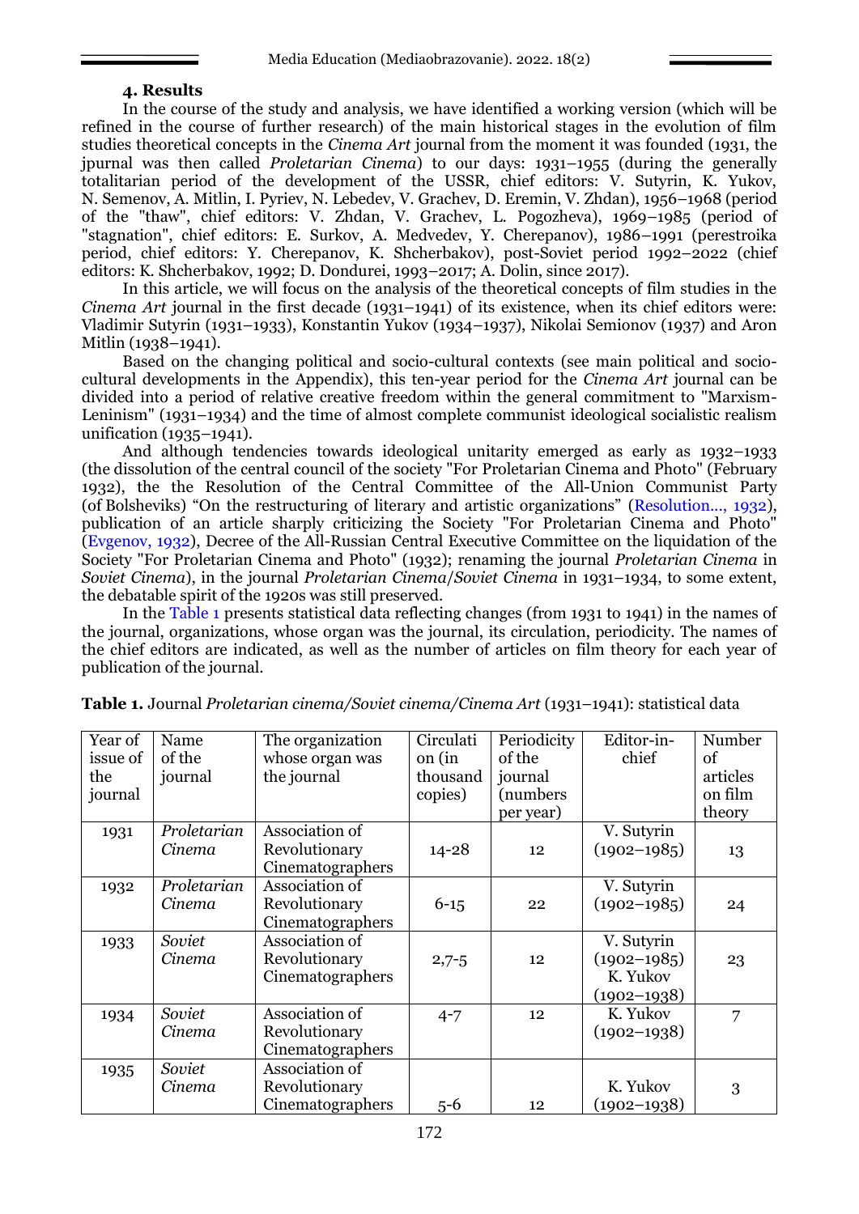### 4. Results

In the course of the study and analysis, we have identified a working version (which will be refined in the course of further research) of the main historical stages in the evolution of film studies theoretical concepts in the *Cinema Art* journal from the moment it was founded (1931, the jpurnal was then called *Proletarian Cinema*) to our days: 1931–1955 (during the generally totalitarian period of the development of the USSR, chief editors: V. Sutyrin, K. Yukov, N. Semenov, A. Mitlin, I. Pyriev, N. Lebedev, V. Grachev, D. Eremin, V. Zhdan), 1956–1968 (period of the "thaw", chief editors: V. Zhdan, V. Grachev, L. Pogozheva), 1969–1985 (period of "stagnation", chief editors: E. Surkov, A. Medvedev, Y. Cherepanov), 1986–1991 (perestroika period, chief editors: Y. Cherepanov, K. Shcherbakov), post-Soviet period 1992–2022 (chief editors: K. Shcherbakov, 1992; D. Dondurei, 1993–2017; A. Dolin, since 2017).

In this article, we will focus on the analysis of the theoretical concepts of film studies in the *Cinema Art* journal in the first decade (1931–1941) of its existence, when its chief editors were: Vladimir Sutyrin (1931–1933), Konstantin Yukov (1934–1937), Nikolai Semionov (1937) and Aron Mitlin (1938–1941).

Based on the changing political and socio-cultural contexts (see main political and socio-cultural developments in the Appendix), this ten-year period for the *Cinema Art* journal can be divided into a period of relative creative freedom within the general commitment to "Marxism-Leninism" (1931–1934) and the time of almost complete communist ideological socialistic realism unification (1935–1941).

And although tendencies towards ideological unitarity emerged as early as 1932–1933 (the dissolution of the central council of the society "For Proletarian Cinema and Photo" (February 1932), the the Resolution of the Central Committee of the All-Union Communist Party (of Bolsheviks) "On the restructuring of literary and artistic organizations" (Resolution..., 1932), publication of an article sharply criticizing the Society "For Proletarian Cinema and Photo" (Evgenov, 1932), Decree of the All-Russian Central Executive Committee on the liquidation of the Society "For Proletarian Cinema and Photo" (1932); renaming the journal *Proletarian Cinema* in *Soviet Cinema*), in the journal *Proletarian Cinema*/*Soviet Cinema* in 1931–1934, to some extent, the debatable spirit of the 1920s was still preserved.

In the Table 1 presents statistical data reflecting changes (from 1931 to 1941) in the names of the journal, organizations, whose organ was the journal, its circulation, periodicity. The names of the chief editors are indicated, as well as the number of articles on film theory for each year of publication of the journal.

**Table 1.** Journal *Proletarian cinema/Soviet cinema/Cinema Art* (1931–1941): statistical data

| Year of issue of the journal | Name of the journal | The organization whose organ was the journal | Circulation (in thousand copies) | Periodicity of the journal (numbers per year) | Editor-in-chief | Number of articles on film theory |
|---|---|---|---|---|---|---|
| 1931 | *Proletarian Cinema* | Association of Revolutionary Cinematographers | 14-28 | 12 | V. Sutyrin (1902–1985) | 13 |
| 1932 | *Proletarian Cinema* | Association of Revolutionary Cinematographers | 6-15 | 22 | V. Sutyrin (1902–1985) | 24 |
| 1933 | *Soviet Cinema* | Association of Revolutionary Cinematographers | 2,7-5 | 12 | V. Sutyrin (1902–1985) K. Yukov (1902–1938) | 23 |
| 1934 | *Soviet Cinema* | Association of Revolutionary Cinematographers | 4-7 | 12 | K. Yukov (1902–1938) | 7 |
| 1935 | *Soviet Cinema* | Association of Revolutionary Cinematographers | 5-6 | 12 | K. Yukov (1902–1938) | 3 |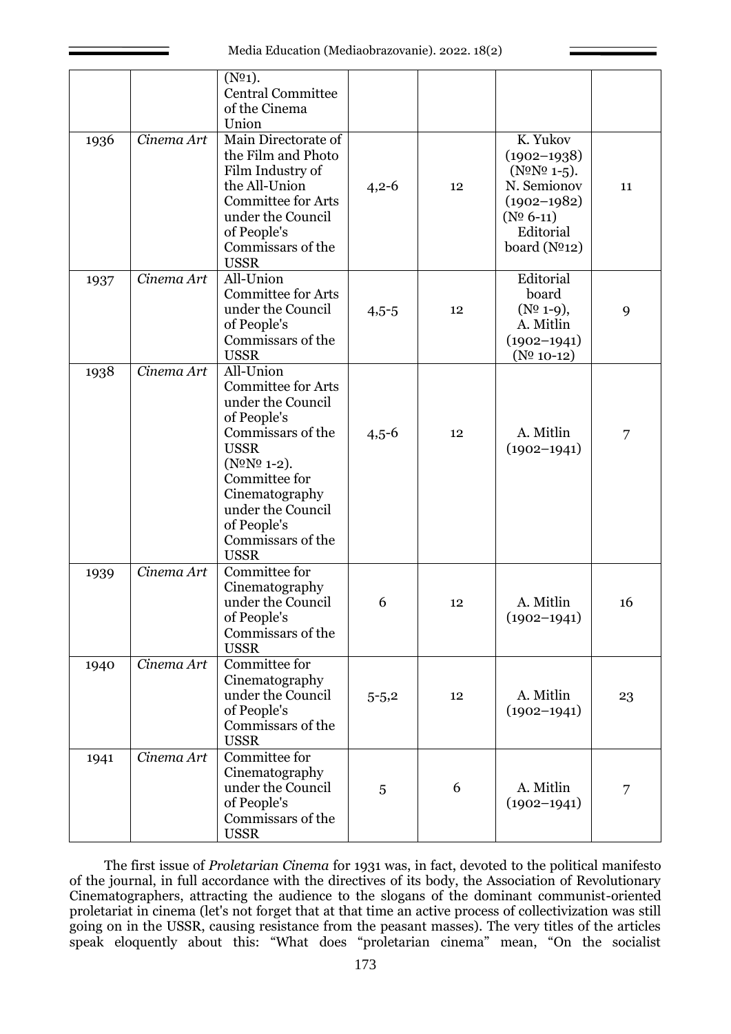| | | (№1). Central Committee of the Cinema Union | | | | |
|---|---|---|---|---|---|---|
| 1936 | *Cinema Art* | Main Directorate of the Film and Photo Film Industry of the All-Union Committee for Arts under the Council of People's Commissars of the USSR | 4,2-6 | 12 | K. Yukov (1902–1938) (№№ 1-5). N. Semionov (1902–1982) (№ 6-11) Editorial board (№12) | 11 |
| 1937 | *Cinema Art* | All-Union Committee for Arts under the Council of People's Commissars of the USSR | 4,5-5 | 12 | Editorial board (№ 1-9), A. Mitlin (1902–1941) (№ 10-12) | 9 |
| 1938 | *Cinema Art* | All-Union Committee for Arts under the Council of People's Commissars of the USSR (№№ 1-2). Committee for Cinematography under the Council of People's Commissars of the USSR | 4,5-6 | 12 | A. Mitlin (1902–1941) | 7 |
| 1939 | *Cinema Art* | Committee for Cinematography under the Council of People's Commissars of the USSR | 6 | 12 | A. Mitlin (1902–1941) | 16 |
| 1940 | *Cinema Art* | Committee for Cinematography under the Council of People's Commissars of the USSR | 5-5,2 | 12 | A. Mitlin (1902–1941) | 23 |
| 1941 | *Cinema Art* | Committee for Cinematography under the Council of People's Commissars of the USSR | 5 | 6 | A. Mitlin (1902–1941) | 7 |

The first issue of *Proletarian Cinema* for 1931 was, in fact, devoted to the political manifesto of the journal, in full accordance with the directives of its body, the Association of Revolutionary Cinematographers, attracting the audience to the slogans of the dominant communist-oriented proletariat in cinema (let's not forget that at that time an active process of collectivization was still going on in the USSR, causing resistance from the peasant masses). The very titles of the articles speak eloquently about this: "What does "proletarian cinema" mean, "On the socialist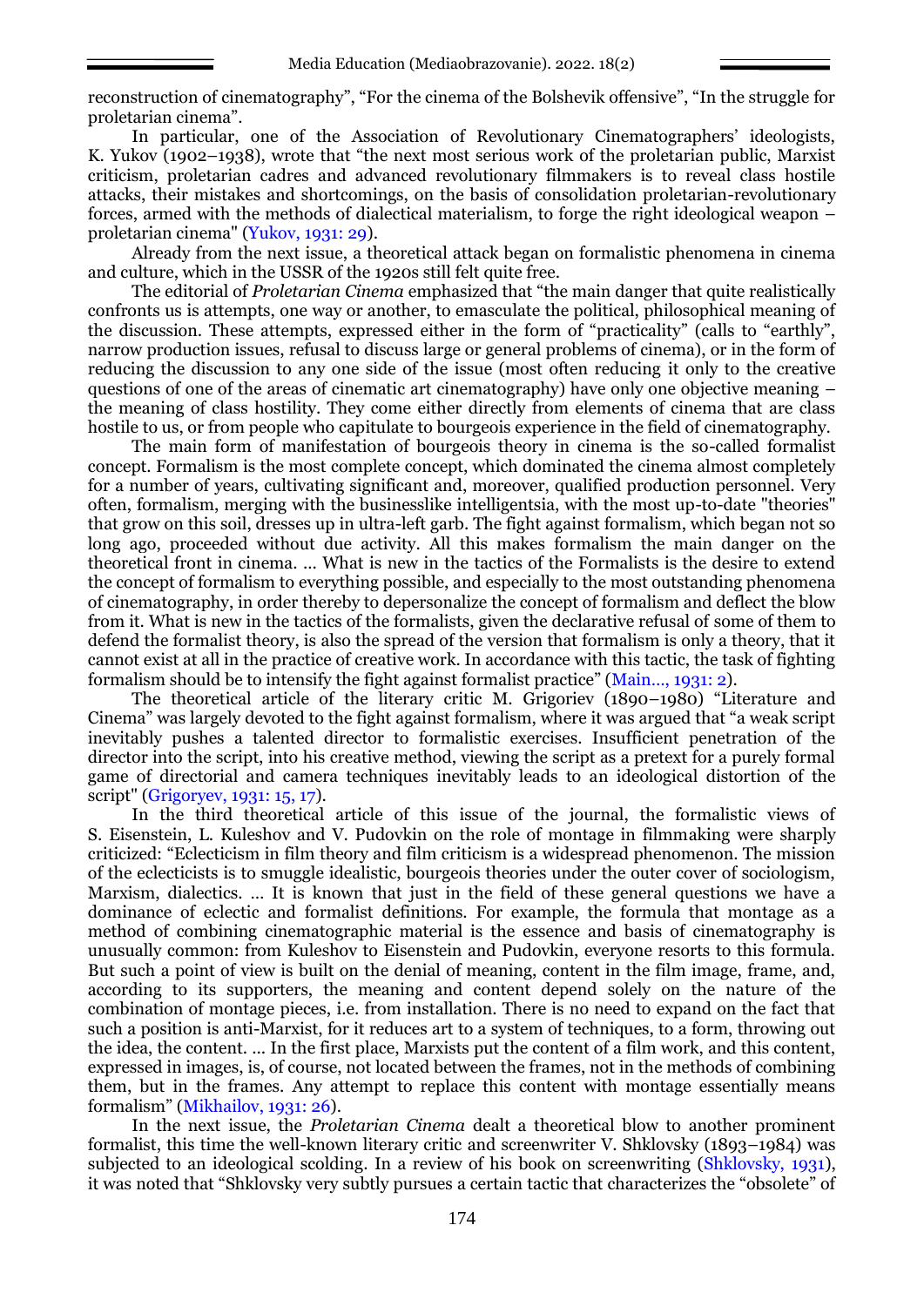reconstruction of cinematography", "For the cinema of the Bolshevik offensive", "In the struggle for proletarian cinema".

In particular, one of the Association of Revolutionary Cinematographers' ideologists, K. Yukov (1902–1938), wrote that "the next most serious work of the proletarian public, Marxist criticism, proletarian cadres and advanced revolutionary filmmakers is to reveal class hostile attacks, their mistakes and shortcomings, on the basis of consolidation proletarian-revolutionary forces, armed with the methods of dialectical materialism, to forge the right ideological weapon – proletarian cinema" (Yukov, 1931: 29).

Already from the next issue, a theoretical attack began on formalistic phenomena in cinema and culture, which in the USSR of the 1920s still felt quite free.

The editorial of *Proletarian Cinema* emphasized that "the main danger that quite realistically confronts us is attempts, one way or another, to emasculate the political, philosophical meaning of the discussion. These attempts, expressed either in the form of "practicality" (calls to "earthly", narrow production issues, refusal to discuss large or general problems of cinema), or in the form of reducing the discussion to any one side of the issue (most often reducing it only to the creative questions of one of the areas of cinematic art cinematography) have only one objective meaning – the meaning of class hostility. They come either directly from elements of cinema that are class hostile to us, or from people who capitulate to bourgeois experience in the field of cinematography.

The main form of manifestation of bourgeois theory in cinema is the so-called formalist concept. Formalism is the most complete concept, which dominated the cinema almost completely for a number of years, cultivating significant and, moreover, qualified production personnel. Very often, formalism, merging with the businesslike intelligentsia, with the most up-to-date "theories" that grow on this soil, dresses up in ultra-left garb. The fight against formalism, which began not so long ago, proceeded without due activity. All this makes formalism the main danger on the theoretical front in cinema. ... What is new in the tactics of the Formalists is the desire to extend the concept of formalism to everything possible, and especially to the most outstanding phenomena of cinematography, in order thereby to depersonalize the concept of formalism and deflect the blow from it. What is new in the tactics of the formalists, given the declarative refusal of some of them to defend the formalist theory, is also the spread of the version that formalism is only a theory, that it cannot exist at all in the practice of creative work. In accordance with this tactic, the task of fighting formalism should be to intensify the fight against formalist practice" (Main..., 1931: 2).

The theoretical article of the literary critic M. Grigoriev (1890–1980) "Literature and Cinema" was largely devoted to the fight against formalism, where it was argued that "a weak script inevitably pushes a talented director to formalistic exercises. Insufficient penetration of the director into the script, into his creative method, viewing the script as a pretext for a purely formal game of directorial and camera techniques inevitably leads to an ideological distortion of the script" (Grigoryev, 1931: 15, 17).

In the third theoretical article of this issue of the journal, the formalistic views of S. Eisenstein, L. Kuleshov and V. Pudovkin on the role of montage in filmmaking were sharply criticized: "Eclecticism in film theory and film criticism is a widespread phenomenon. The mission of the eclecticists is to smuggle idealistic, bourgeois theories under the outer cover of sociologism, Marxism, dialectics. ... It is known that just in the field of these general questions we have a dominance of eclectic and formalist definitions. For example, the formula that montage as a method of combining cinematographic material is the essence and basis of cinematography is unusually common: from Kuleshov to Eisenstein and Pudovkin, everyone resorts to this formula. But such a point of view is built on the denial of meaning, content in the film image, frame, and, according to its supporters, the meaning and content depend solely on the nature of the combination of montage pieces, i.e. from installation. There is no need to expand on the fact that such a position is anti-Marxist, for it reduces art to a system of techniques, to a form, throwing out the idea, the content. ... In the first place, Marxists put the content of a film work, and this content, expressed in images, is, of course, not located between the frames, not in the methods of combining them, but in the frames. Any attempt to replace this content with montage essentially means formalism" (Mikhailov, 1931: 26).

In the next issue, the *Proletarian Cinema* dealt a theoretical blow to another prominent formalist, this time the well-known literary critic and screenwriter V. Shklovsky (1893–1984) was subjected to an ideological scolding. In a review of his book on screenwriting (Shklovsky, 1931), it was noted that "Shklovsky very subtly pursues a certain tactic that characterizes the "obsolete" of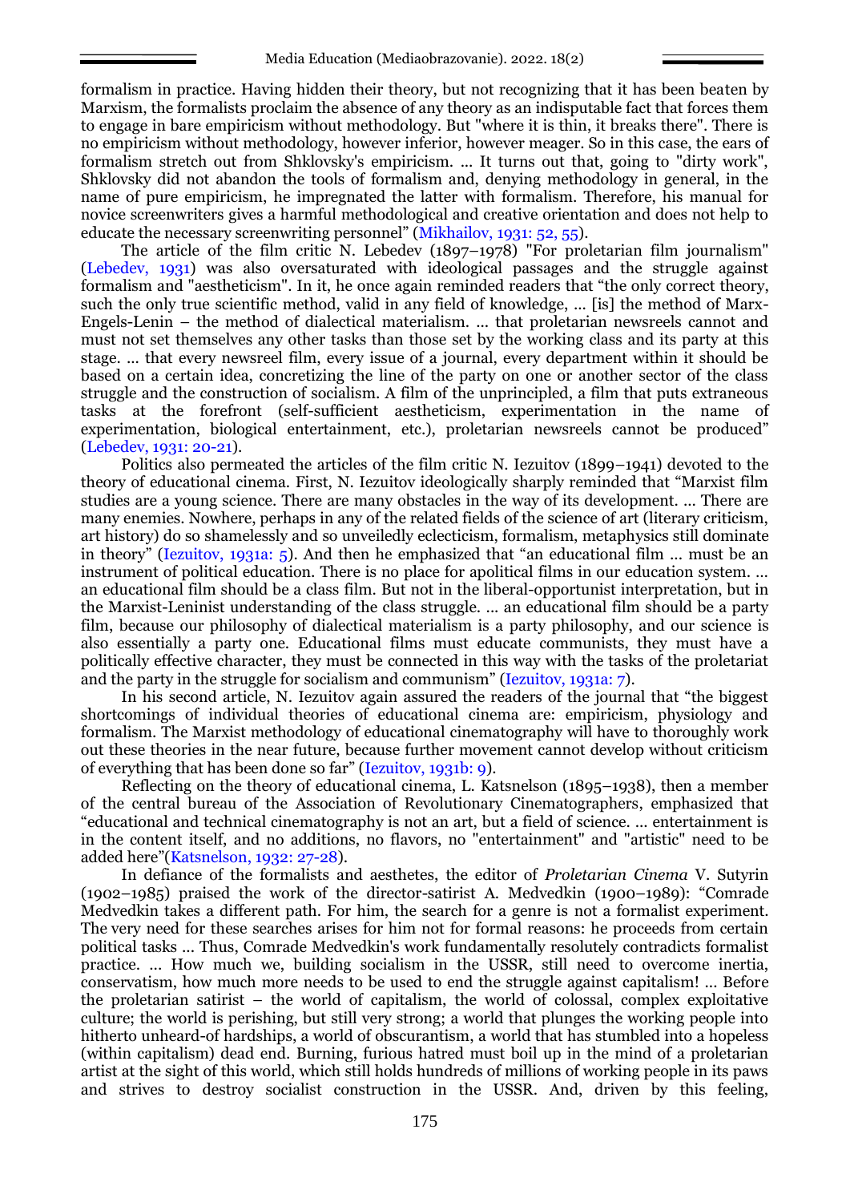formalism in practice. Having hidden their theory, but not recognizing that it has been beaten by Marxism, the formalists proclaim the absence of any theory as an indisputable fact that forces them to engage in bare empiricism without methodology. But "where it is thin, it breaks there". There is no empiricism without methodology, however inferior, however meager. So in this case, the ears of formalism stretch out from Shklovsky's empiricism. ... It turns out that, going to "dirty work", Shklovsky did not abandon the tools of formalism and, denying methodology in general, in the name of pure empiricism, he impregnated the latter with formalism. Therefore, his manual for novice screenwriters gives a harmful methodological and creative orientation and does not help to educate the necessary screenwriting personnel" (Mikhailov, 1931: 52, 55).

The article of the film critic N. Lebedev (1897–1978) "For proletarian film journalism" (Lebedev, 1931) was also oversaturated with ideological passages and the struggle against formalism and "aestheticism". In it, he once again reminded readers that "the only correct theory, such the only true scientific method, valid in any field of knowledge, ... [is] the method of Marx-Engels-Lenin – the method of dialectical materialism. ... that proletarian newsreels cannot and must not set themselves any other tasks than those set by the working class and its party at this stage. ... that every newsreel film, every issue of a journal, every department within it should be based on a certain idea, concretizing the line of the party on one or another sector of the class struggle and the construction of socialism. A film of the unprincipled, a film that puts extraneous tasks at the forefront (self-sufficient aestheticism, experimentation in the name of experimentation, biological entertainment, etc.), proletarian newsreels cannot be produced" (Lebedev, 1931: 20-21).

Politics also permeated the articles of the film critic N. Iezuitov (1899–1941) devoted to the theory of educational cinema. First, N. Iezuitov ideologically sharply reminded that "Marxist film studies are a young science. There are many obstacles in the way of its development. ... There are many enemies. Nowhere, perhaps in any of the related fields of the science of art (literary criticism, art history) do so shamelessly and so unveiledly eclecticism, formalism, metaphysics still dominate in theory" (Iezuitov, 1931a: 5). And then he emphasized that "an educational film ... must be an instrument of political education. There is no place for apolitical films in our education system. ... an educational film should be a class film. But not in the liberal-opportunist interpretation, but in the Marxist-Leninist understanding of the class struggle. ... an educational film should be a party film, because our philosophy of dialectical materialism is a party philosophy, and our science is also essentially a party one. Educational films must educate communists, they must have a politically effective character, they must be connected in this way with the tasks of the proletariat and the party in the struggle for socialism and communism" (Iezuitov, 1931a: 7).

In his second article, N. Iezuitov again assured the readers of the journal that "the biggest shortcomings of individual theories of educational cinema are: empiricism, physiology and formalism. The Marxist methodology of educational cinematography will have to thoroughly work out these theories in the near future, because further movement cannot develop without criticism of everything that has been done so far" (Iezuitov, 1931b: 9).

Reflecting on the theory of educational cinema, L. Katsnelson (1895–1938), then a member of the central bureau of the Association of Revolutionary Cinematographers, emphasized that "educational and technical cinematography is not an art, but a field of science. ... entertainment is in the content itself, and no additions, no flavors, no "entertainment" and "artistic" need to be added here"(Katsnelson, 1932: 27-28).

In defiance of the formalists and aesthetes, the editor of *Proletarian Cinema* V. Sutyrin (1902–1985) praised the work of the director-satirist A. Medvedkin (1900–1989): "Comrade Medvedkin takes a different path. For him, the search for a genre is not a formalist experiment. The very need for these searches arises for him not for formal reasons: he proceeds from certain political tasks ... Thus, Comrade Medvedkin's work fundamentally resolutely contradicts formalist practice. ... How much we, building socialism in the USSR, still need to overcome inertia, conservatism, how much more needs to be used to end the struggle against capitalism! ... Before the proletarian satirist – the world of capitalism, the world of colossal, complex exploitative culture; the world is perishing, but still very strong; a world that plunges the working people into hitherto unheard-of hardships, a world of obscurantism, a world that has stumbled into a hopeless (within capitalism) dead end. Burning, furious hatred must boil up in the mind of a proletarian artist at the sight of this world, which still holds hundreds of millions of working people in its paws and strives to destroy socialist construction in the USSR. And, driven by this feeling,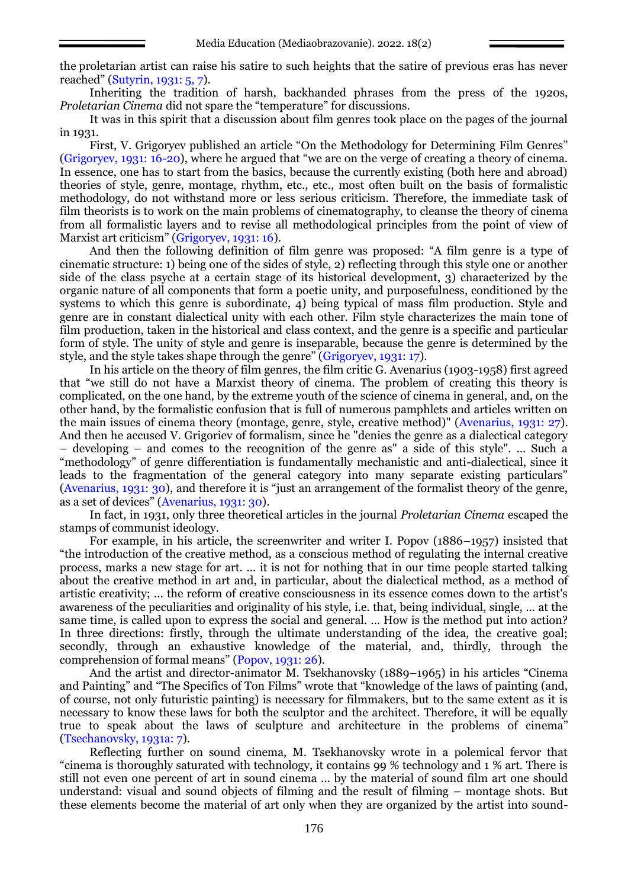the proletarian artist can raise his satire to such heights that the satire of previous eras has never reached" (Sutyrin, 1931: 5, 7).

Inheriting the tradition of harsh, backhanded phrases from the press of the 1920s, *Proletarian Cinema* did not spare the "temperature" for discussions.

It was in this spirit that a discussion about film genres took place on the pages of the journal in 1931.

First, V. Grigoryev published an article "On the Methodology for Determining Film Genres" (Grigoryev, 1931: 16-20), where he argued that "we are on the verge of creating a theory of cinema. In essence, one has to start from the basics, because the currently existing (both here and abroad) theories of style, genre, montage, rhythm, etc., etc., most often built on the basis of formalistic methodology, do not withstand more or less serious criticism. Therefore, the immediate task of film theorists is to work on the main problems of cinematography, to cleanse the theory of cinema from all formalistic layers and to revise all methodological principles from the point of view of Marxist art criticism" (Grigoryev, 1931: 16).

And then the following definition of film genre was proposed: "A film genre is a type of cinematic structure: 1) being one of the sides of style, 2) reflecting through this style one or another side of the class psyche at a certain stage of its historical development, 3) characterized by the organic nature of all components that form a poetic unity, and purposefulness, conditioned by the systems to which this genre is subordinate, 4) being typical of mass film production. Style and genre are in constant dialectical unity with each other. Film style characterizes the main tone of film production, taken in the historical and class context, and the genre is a specific and particular form of style. The unity of style and genre is inseparable, because the genre is determined by the style, and the style takes shape through the genre" (Grigoryev, 1931: 17).

In his article on the theory of film genres, the film critic G. Avenarius (1903-1958) first agreed that "we still do not have a Marxist theory of cinema. The problem of creating this theory is complicated, on the one hand, by the extreme youth of the science of cinema in general, and, on the other hand, by the formalistic confusion that is full of numerous pamphlets and articles written on the main issues of cinema theory (montage, genre, style, creative method)" (Avenarius, 1931: 27). And then he accused V. Grigoriev of formalism, since he "denies the genre as a dialectical category – developing – and comes to the recognition of the genre as" a side of this style". ... Such a "methodology" of genre differentiation is fundamentally mechanistic and anti-dialectical, since it leads to the fragmentation of the general category into many separate existing particulars" (Avenarius, 1931: 30), and therefore it is "just an arrangement of the formalist theory of the genre, as a set of devices" (Avenarius, 1931: 30).

In fact, in 1931, only three theoretical articles in the journal *Proletarian Cinema* escaped the stamps of communist ideology.

For example, in his article, the screenwriter and writer I. Popov (1886–1957) insisted that "the introduction of the creative method, as a conscious method of regulating the internal creative process, marks a new stage for art. ... it is not for nothing that in our time people started talking about the creative method in art and, in particular, about the dialectical method, as a method of artistic creativity; ... the reform of creative consciousness in its essence comes down to the artist's awareness of the peculiarities and originality of his style, i.e. that, being individual, single, ... at the same time, is called upon to express the social and general. ... How is the method put into action? In three directions: firstly, through the ultimate understanding of the idea, the creative goal; secondly, through an exhaustive knowledge of the material, and, thirdly, through the comprehension of formal means" (Popov, 1931: 26).

And the artist and director-animator M. Tsekhanovsky (1889–1965) in his articles "Cinema and Painting" and "The Specifics of Ton Films" wrote that "knowledge of the laws of painting (and, of course, not only futuristic painting) is necessary for filmmakers, but to the same extent as it is necessary to know these laws for both the sculptor and the architect. Therefore, it will be equally true to speak about the laws of sculpture and architecture in the problems of cinema" (Tsechanovsky, 1931a: 7).

Reflecting further on sound cinema, M. Tsekhanovsky wrote in a polemical fervor that "cinema is thoroughly saturated with technology, it contains 99 % technology and 1 % art. There is still not even one percent of art in sound cinema ... by the material of sound film art one should understand: visual and sound objects of filming and the result of filming – montage shots. But these elements become the material of art only when they are organized by the artist into sound-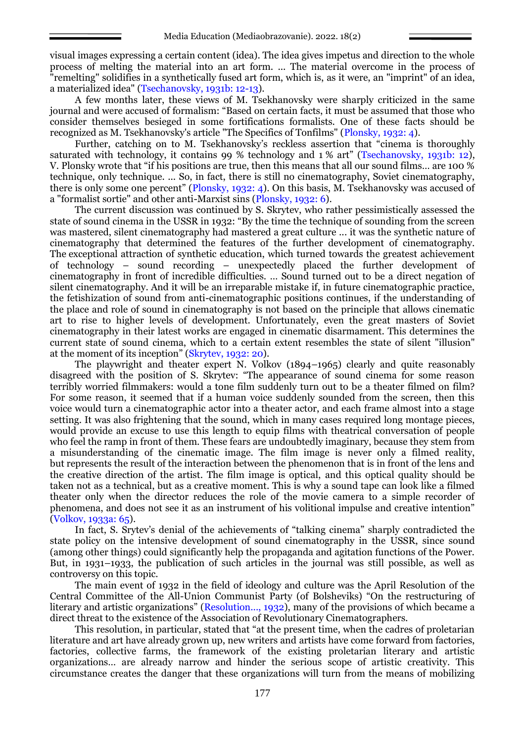visual images expressing a certain content (idea). The idea gives impetus and direction to the whole process of melting the material into an art form. ... The material overcome in the process of "remelting" solidifies in a synthetically fused art form, which is, as it were, an "imprint" of an idea, a materialized idea" (Tsechanovsky, 1931b: 12-13).

A few months later, these views of M. Tsekhanovsky were sharply criticized in the same journal and were accused of formalism: "Based on certain facts, it must be assumed that those who consider themselves besieged in some fortifications formalists. One of these facts should be recognized as M. Tsekhanovsky's article "The Specifics of Tonfilms" (Plonsky, 1932: 4).

Further, catching on to M. Tsekhanovsky's reckless assertion that "cinema is thoroughly saturated with technology, it contains 99 % technology and 1 % art" (Tsechanovsky, 1931b: 12), V. Plonsky wrote that "if his positions are true, then this means that all our sound films… are 100 % technique, only technique. ... So, in fact, there is still no cinematography, Soviet cinematography, there is only some one percent" (Plonsky, 1932: 4). On this basis, M. Tsekhanovsky was accused of a "formalist sortie" and other anti-Marxist sins (Plonsky, 1932: 6).

The current discussion was continued by S. Skrytev, who rather pessimistically assessed the state of sound cinema in the USSR in 1932: "By the time the technique of sounding from the screen was mastered, silent cinematography had mastered a great culture ... it was the synthetic nature of cinematography that determined the features of the further development of cinematography. The exceptional attraction of synthetic education, which turned towards the greatest achievement of technology – sound recording – unexpectedly placed the further development of cinematography in front of incredible difficulties. ... Sound turned out to be a direct negation of silent cinematography. And it will be an irreparable mistake if, in future cinematographic practice, the fetishization of sound from anti-cinematographic positions continues, if the understanding of the place and role of sound in cinematography is not based on the principle that allows cinematic art to rise to higher levels of development. Unfortunately, even the great masters of Soviet cinematography in their latest works are engaged in cinematic disarmament. This determines the current state of sound cinema, which to a certain extent resembles the state of silent "illusion" at the moment of its inception" (Skrytev, 1932: 20).

The playwright and theater expert N. Volkov (1894–1965) clearly and quite reasonably disagreed with the position of S. Skrytev: "The appearance of sound cinema for some reason terribly worried filmmakers: would a tone film suddenly turn out to be a theater filmed on film? For some reason, it seemed that if a human voice suddenly sounded from the screen, then this voice would turn a cinematographic actor into a theater actor, and each frame almost into a stage setting. It was also frightening that the sound, which in many cases required long montage pieces, would provide an excuse to use this length to equip films with theatrical conversation of people who feel the ramp in front of them. These fears are undoubtedly imaginary, because they stem from a misunderstanding of the cinematic image. The film image is never only a filmed reality, but represents the result of the interaction between the phenomenon that is in front of the lens and the creative direction of the artist. The film image is optical, and this optical quality should be taken not as a technical, but as a creative moment. This is why a sound tape can look like a filmed theater only when the director reduces the role of the movie camera to a simple recorder of phenomena, and does not see it as an instrument of his volitional impulse and creative intention" (Volkov, 1933a: 65).

In fact, S. Srytev's denial of the achievements of "talking cinema" sharply contradicted the state policy on the intensive development of sound cinematography in the USSR, since sound (among other things) could significantly help the propaganda and agitation functions of the Power. But, in 1931–1933, the publication of such articles in the journal was still possible, as well as controversy on this topic.

The main event of 1932 in the field of ideology and culture was the April Resolution of the Central Committee of the All-Union Communist Party (of Bolsheviks) "On the restructuring of literary and artistic organizations" (Resolution..., 1932), many of the provisions of which became a direct threat to the existence of the Association of Revolutionary Cinematographers.

This resolution, in particular, stated that "at the present time, when the cadres of proletarian literature and art have already grown up, new writers and artists have come forward from factories, factories, collective farms, the framework of the existing proletarian literary and artistic organizations… are already narrow and hinder the serious scope of artistic creativity. This circumstance creates the danger that these organizations will turn from the means of mobilizing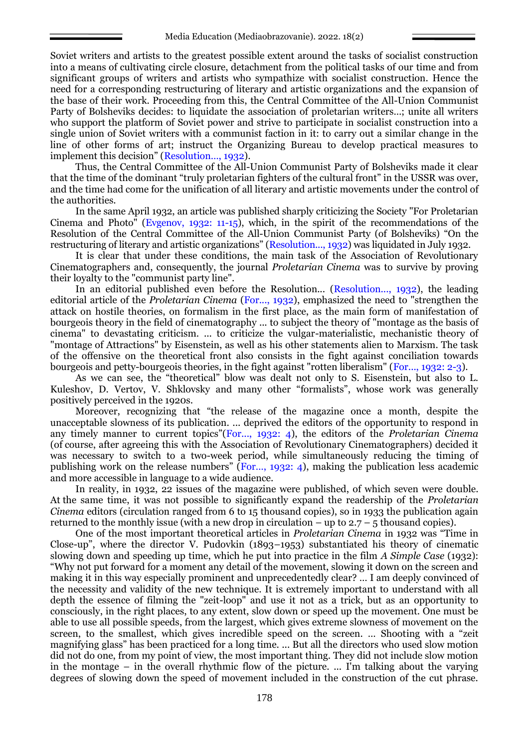Soviet writers and artists to the greatest possible extent around the tasks of socialist construction into a means of cultivating circle closure, detachment from the political tasks of our time and from significant groups of writers and artists who sympathize with socialist construction. Hence the need for a corresponding restructuring of literary and artistic organizations and the expansion of the base of their work. Proceeding from this, the Central Committee of the All-Union Communist Party of Bolsheviks decides: to liquidate the association of proletarian writers…; unite all writers who support the platform of Soviet power and strive to participate in socialist construction into a single union of Soviet writers with a communist faction in it: to carry out a similar change in the line of other forms of art; instruct the Organizing Bureau to develop practical measures to implement this decision" (Resolution..., 1932).

Thus, the Central Committee of the All-Union Communist Party of Bolsheviks made it clear that the time of the dominant "truly proletarian fighters of the cultural front" in the USSR was over, and the time had come for the unification of all literary and artistic movements under the control of the authorities.

In the same April 1932, an article was published sharply criticizing the Society "For Proletarian Cinema and Photo" (Evgenov, 1932: 11-15), which, in the spirit of the recommendations of the Resolution of the Central Committee of the All-Union Communist Party (of Bolsheviks) "On the restructuring of literary and artistic organizations" (Resolution..., 1932) was liquidated in July 1932.

It is clear that under these conditions, the main task of the Association of Revolutionary Cinematographers and, consequently, the journal *Proletarian Cinema* was to survive by proving their loyalty to the "communist party line".

In an editorial published even before the Resolution... (Resolution..., 1932), the leading editorial article of the *Proletarian Cinema* (For..., 1932), emphasized the need to "strengthen the attack on hostile theories, on formalism in the first place, as the main form of manifestation of bourgeois theory in the field of cinematography … to subject the theory of "montage as the basis of cinema" to devastating criticism. … to criticize the vulgar-materialistic, mechanistic theory of "montage of Attractions" by Eisenstein, as well as his other statements alien to Marxism. The task of the offensive on the theoretical front also consists in the fight against conciliation towards bourgeois and petty-bourgeois theories, in the fight against "rotten liberalism" (For..., 1932: 2-3).

As we can see, the "theoretical" blow was dealt not only to S. Eisenstein, but also to L. Kuleshov, D. Vertov, V. Shklovsky and many other "formalists", whose work was generally positively perceived in the 1920s.

Moreover, recognizing that "the release of the magazine once a month, despite the unacceptable slowness of its publication. … deprived the editors of the opportunity to respond in any timely manner to current topics"(For..., 1932: 4), the editors of the *Proletarian Cinema* (of course, after agreeing this with the Association of Revolutionary Cinematographers) decided it was necessary to switch to a two-week period, while simultaneously reducing the timing of publishing work on the release numbers" (For..., 1932: 4), making the publication less academic and more accessible in language to a wide audience.

In reality, in 1932, 22 issues of the magazine were published, of which seven were double. At the same time, it was not possible to significantly expand the readership of the *Proletarian Cinema* editors (circulation ranged from 6 to 15 thousand copies), so in 1933 the publication again returned to the monthly issue (with a new drop in circulation – up to 2.7 – 5 thousand copies).

One of the most important theoretical articles in *Proletarian Cinema* in 1932 was "Time in Close-up", where the director V. Pudovkin (1893–1953) substantiated his theory of cinematic slowing down and speeding up time, which he put into practice in the film *A Simple Case* (1932): "Why not put forward for a moment any detail of the movement, slowing it down on the screen and making it in this way especially prominent and unprecedentedly clear? … I am deeply convinced of the necessity and validity of the new technique. It is extremely important to understand with all depth the essence of filming the "zeit-loop" and use it not as a trick, but as an opportunity to consciously, in the right places, to any extent, slow down or speed up the movement. One must be able to use all possible speeds, from the largest, which gives extreme slowness of movement on the screen, to the smallest, which gives incredible speed on the screen. … Shooting with a "zeit magnifying glass" has been practiced for a long time. … But all the directors who used slow motion did not do one, from my point of view, the most important thing. They did not include slow motion in the montage – in the overall rhythmic flow of the picture. … I'm talking about the varying degrees of slowing down the speed of movement included in the construction of the cut phrase.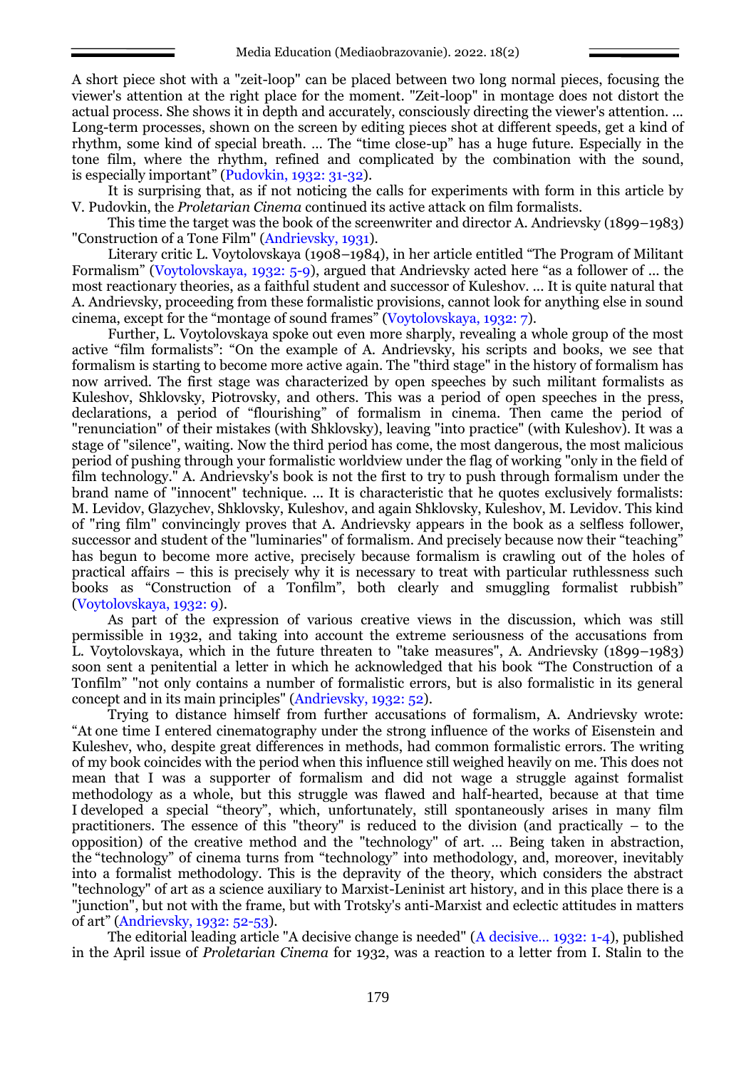A short piece shot with a "zeit-loop" can be placed between two long normal pieces, focusing the viewer's attention at the right place for the moment. "Zeit-loop" in montage does not distort the actual process. She shows it in depth and accurately, consciously directing the viewer's attention. … Long-term processes, shown on the screen by editing pieces shot at different speeds, get a kind of rhythm, some kind of special breath. … The "time close-up" has a huge future. Especially in the tone film, where the rhythm, refined and complicated by the combination with the sound, is especially important" (Pudovkin, 1932: 31-32).

It is surprising that, as if not noticing the calls for experiments with form in this article by V. Pudovkin, the *Proletarian Cinema* continued its active attack on film formalists.

This time the target was the book of the screenwriter and director A. Andrievsky (1899–1983) "Construction of a Tone Film" (Andrievsky, 1931).

Literary critic L. Voytolovskaya (1908–1984), in her article entitled "The Program of Militant Formalism" (Voytolovskaya, 1932: 5-9), argued that Andrievsky acted here "as a follower of … the most reactionary theories, as a faithful student and successor of Kuleshov. … It is quite natural that A. Andrievsky, proceeding from these formalistic provisions, cannot look for anything else in sound cinema, except for the "montage of sound frames" (Voytolovskaya, 1932: 7).

Further, L. Voytolovskaya spoke out even more sharply, revealing a whole group of the most active "film formalists": "On the example of A. Andrievsky, his scripts and books, we see that formalism is starting to become more active again. The "third stage" in the history of formalism has now arrived. The first stage was characterized by open speeches by such militant formalists as Kuleshov, Shklovsky, Piotrovsky, and others. This was a period of open speeches in the press, declarations, a period of "flourishing" of formalism in cinema. Then came the period of "renunciation" of their mistakes (with Shklovsky), leaving "into practice" (with Kuleshov). It was a stage of "silence", waiting. Now the third period has come, the most dangerous, the most malicious period of pushing through your formalistic worldview under the flag of working "only in the field of film technology." A. Andrievsky's book is not the first to try to push through formalism under the brand name of "innocent" technique. … It is characteristic that he quotes exclusively formalists: M. Levidov, Glazychev, Shklovsky, Kuleshov, and again Shklovsky, Kuleshov, M. Levidov. This kind of "ring film" convincingly proves that A. Andrievsky appears in the book as a selfless follower, successor and student of the "luminaries" of formalism. And precisely because now their "teaching" has begun to become more active, precisely because formalism is crawling out of the holes of practical affairs – this is precisely why it is necessary to treat with particular ruthlessness such books as "Construction of a Tonfilm", both clearly and smuggling formalist rubbish" (Voytolovskaya, 1932: 9).

As part of the expression of various creative views in the discussion, which was still permissible in 1932, and taking into account the extreme seriousness of the accusations from L. Voytolovskaya, which in the future threaten to "take measures", A. Andrievsky (1899–1983) soon sent a penitential a letter in which he acknowledged that his book "The Construction of a Tonfilm" "not only contains a number of formalistic errors, but is also formalistic in its general concept and in its main principles" (Andrievsky, 1932: 52).

Trying to distance himself from further accusations of formalism, A. Andrievsky wrote: "At one time I entered cinematography under the strong influence of the works of Eisenstein and Kuleshev, who, despite great differences in methods, had common formalistic errors. The writing of my book coincides with the period when this influence still weighed heavily on me. This does not mean that I was a supporter of formalism and did not wage a struggle against formalist methodology as a whole, but this struggle was flawed and half-hearted, because at that time I developed a special "theory", which, unfortunately, still spontaneously arises in many film practitioners. The essence of this "theory" is reduced to the division (and practically – to the opposition) of the creative method and the "technology" of art. … Being taken in abstraction, the "technology" of cinema turns from "technology" into methodology, and, moreover, inevitably into a formalist methodology. This is the depravity of the theory, which considers the abstract "technology" of art as a science auxiliary to Marxist-Leninist art history, and in this place there is a "junction", but not with the frame, but with Trotsky's anti-Marxist and eclectic attitudes in matters of art" (Andrievsky, 1932: 52-53).

The editorial leading article "A decisive change is needed" (A decisive… 1932: 1-4), published in the April issue of *Proletarian Cinema* for 1932, was a reaction to a letter from I. Stalin to the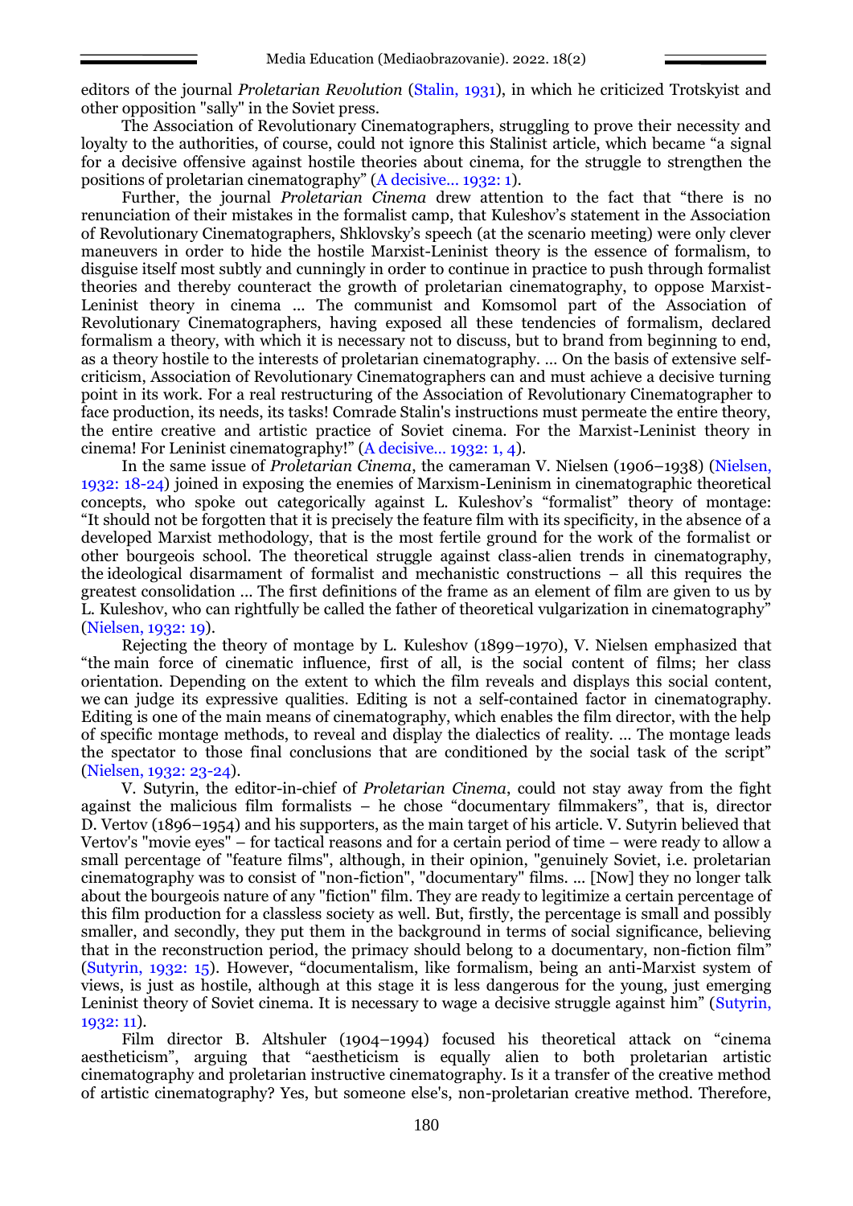editors of the journal *Proletarian Revolution* (Stalin, 1931), in which he criticized Trotskyist and other opposition "sally" in the Soviet press.

The Association of Revolutionary Cinematographers, struggling to prove their necessity and loyalty to the authorities, of course, could not ignore this Stalinist article, which became “a signal for a decisive offensive against hostile theories about cinema, for the struggle to strengthen the positions of proletarian cinematography” (A decisive... 1932: 1).

Further, the journal *Proletarian Cinema* drew attention to the fact that “there is no renunciation of their mistakes in the formalist camp, that Kuleshov’s statement in the Association of Revolutionary Cinematographers, Shklovsky’s speech (at the scenario meeting) were only clever maneuvers in order to hide the hostile Marxist-Leninist theory is the essence of formalism, to disguise itself most subtly and cunningly in order to continue in practice to push through formalist theories and thereby counteract the growth of proletarian cinematography, to oppose Marxist-Leninist theory in cinema ... The communist and Komsomol part of the Association of Revolutionary Cinematographers, having exposed all these tendencies of formalism, declared formalism a theory, with which it is necessary not to discuss, but to brand from beginning to end, as a theory hostile to the interests of proletarian cinematography. ... On the basis of extensive self-criticism, Association of Revolutionary Cinematographers can and must achieve a decisive turning point in its work. For a real restructuring of the Association of Revolutionary Cinematographer to face production, its needs, its tasks! Comrade Stalin's instructions must permeate the entire theory, the entire creative and artistic practice of Soviet cinema. For the Marxist-Leninist theory in cinema! For Leninist cinematography!” (A decisive... 1932: 1, 4).

In the same issue of *Proletarian Cinema*, the cameraman V. Nielsen (1906–1938) (Nielsen, 1932: 18-24) joined in exposing the enemies of Marxism-Leninism in cinematographic theoretical concepts, who spoke out categorically against L. Kuleshov’s “formalist” theory of montage: “It should not be forgotten that it is precisely the feature film with its specificity, in the absence of a developed Marxist methodology, that is the most fertile ground for the work of the formalist or other bourgeois school. The theoretical struggle against class-alien trends in cinematography, the ideological disarmament of formalist and mechanistic constructions – all this requires the greatest consolidation ... The first definitions of the frame as an element of film are given to us by L. Kuleshov, who can rightfully be called the father of theoretical vulgarization in cinematography” (Nielsen, 1932: 19).

Rejecting the theory of montage by L. Kuleshov (1899–1970), V. Nielsen emphasized that “the main force of cinematic influence, first of all, is the social content of films; her class orientation. Depending on the extent to which the film reveals and displays this social content, we can judge its expressive qualities. Editing is not a self-contained factor in cinematography. Editing is one of the main means of cinematography, which enables the film director, with the help of specific montage methods, to reveal and display the dialectics of reality. ... The montage leads the spectator to those final conclusions that are conditioned by the social task of the script” (Nielsen, 1932: 23-24).

V. Sutyrin, the editor-in-chief of *Proletarian Cinema*, could not stay away from the fight against the malicious film formalists – he chose “documentary filmmakers”, that is, director D. Vertov (1896–1954) and his supporters, as the main target of his article. V. Sutyrin believed that Vertov's "movie eyes" – for tactical reasons and for a certain period of time – were ready to allow a small percentage of "feature films", although, in their opinion, "genuinely Soviet, i.e. proletarian cinematography was to consist of "non-fiction", "documentary" films. ... [Now] they no longer talk about the bourgeois nature of any "fiction" film. They are ready to legitimize a certain percentage of this film production for a classless society as well. But, firstly, the percentage is small and possibly smaller, and secondly, they put them in the background in terms of social significance, believing that in the reconstruction period, the primacy should belong to a documentary, non-fiction film” (Sutyrin, 1932: 15). However, “documentalism, like formalism, being an anti-Marxist system of views, is just as hostile, although at this stage it is less dangerous for the young, just emerging Leninist theory of Soviet cinema. It is necessary to wage a decisive struggle against him” (Sutyrin, 1932: 11).

Film director B. Altshuler (1904–1994) focused his theoretical attack on “cinema aestheticism”, arguing that “aestheticism is equally alien to both proletarian artistic cinematography and proletarian instructive cinematography. Is it a transfer of the creative method of artistic cinematography? Yes, but someone else's, non-proletarian creative method. Therefore,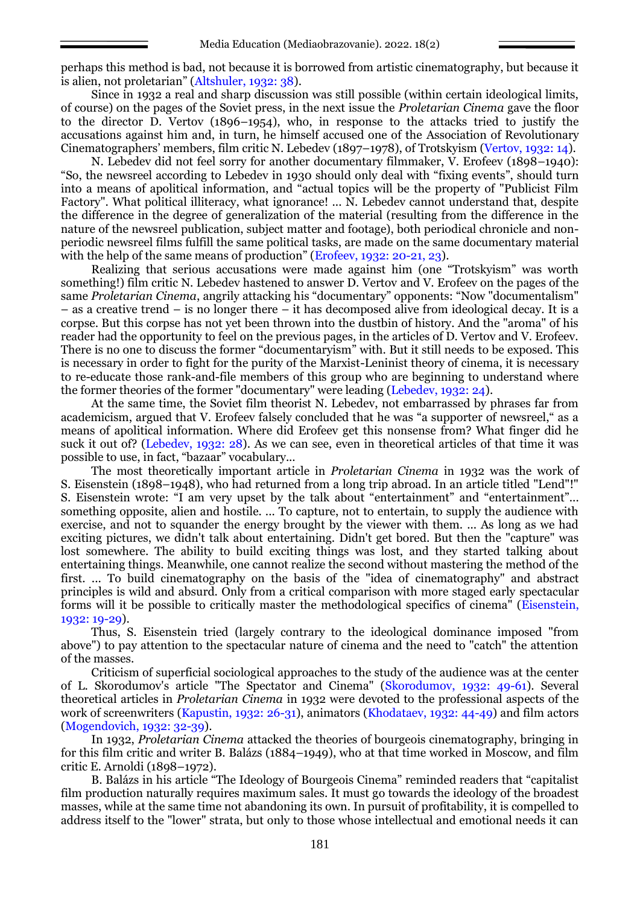perhaps this method is bad, not because it is borrowed from artistic cinematography, but because it is alien, not proletarian" (Altshuler, 1932: 38).

Since in 1932 a real and sharp discussion was still possible (within certain ideological limits, of course) on the pages of the Soviet press, in the next issue the *Proletarian Cinema* gave the floor to the director D. Vertov (1896–1954), who, in response to the attacks tried to justify the accusations against him and, in turn, he himself accused one of the Association of Revolutionary Cinematographers' members, film critic N. Lebedev (1897–1978), of Trotskyism (Vertov, 1932: 14).

N. Lebedev did not feel sorry for another documentary filmmaker, V. Erofeev (1898–1940): "So, the newsreel according to Lebedev in 1930 should only deal with "fixing events", should turn into a means of apolitical information, and "actual topics will be the property of "Publicist Film Factory". What political illiteracy, what ignorance! ... N. Lebedev cannot understand that, despite the difference in the degree of generalization of the material (resulting from the difference in the nature of the newsreel publication, subject matter and footage), both periodical chronicle and non-periodic newsreel films fulfill the same political tasks, are made on the same documentary material with the help of the same means of production" (Erofeev, 1932: 20-21, 23).

Realizing that serious accusations were made against him (one "Trotskyism" was worth something!) film critic N. Lebedev hastened to answer D. Vertov and V. Erofeev on the pages of the same *Proletarian Cinema*, angrily attacking his "documentary" opponents: "Now "documentalism" – as a creative trend – is no longer there – it has decomposed alive from ideological decay. It is a corpse. But this corpse has not yet been thrown into the dustbin of history. And the "aroma" of his reader had the opportunity to feel on the previous pages, in the articles of D. Vertov and V. Erofeev. There is no one to discuss the former "documentaryism" with. But it still needs to be exposed. This is necessary in order to fight for the purity of the Marxist-Leninist theory of cinema, it is necessary to re-educate those rank-and-file members of this group who are beginning to understand where the former theories of the former "documentary" were leading (Lebedev, 1932: 24).

At the same time, the Soviet film theorist N. Lebedev, not embarrassed by phrases far from academicism, argued that V. Erofeev falsely concluded that he was "a supporter of newsreel," as a means of apolitical information. Where did Erofeev get this nonsense from? What finger did he suck it out of? (Lebedev, 1932: 28). As we can see, even in theoretical articles of that time it was possible to use, in fact, "bazaar" vocabulary...

The most theoretically important article in *Proletarian Cinema* in 1932 was the work of S. Eisenstein (1898–1948), who had returned from a long trip abroad. In an article titled "Lend"!" S. Eisenstein wrote: "I am very upset by the talk about "entertainment" and "entertainment"... something opposite, alien and hostile. ... To capture, not to entertain, to supply the audience with exercise, and not to squander the energy brought by the viewer with them. ... As long as we had exciting pictures, we didn't talk about entertaining. Didn't get bored. But then the "capture" was lost somewhere. The ability to build exciting things was lost, and they started talking about entertaining things. Meanwhile, one cannot realize the second without mastering the method of the first. ... To build cinematography on the basis of the "idea of cinematography" and abstract principles is wild and absurd. Only from a critical comparison with more staged early spectacular forms will it be possible to critically master the methodological specifics of cinema" (Eisenstein, 1932: 19-29).

Thus, S. Eisenstein tried (largely contrary to the ideological dominance imposed "from above") to pay attention to the spectacular nature of cinema and the need to "catch" the attention of the masses.

Criticism of superficial sociological approaches to the study of the audience was at the center of L. Skorodumov's article "The Spectator and Cinema" (Skorodumov, 1932: 49-61). Several theoretical articles in *Proletarian Cinema* in 1932 were devoted to the professional aspects of the work of screenwriters (Kapustin, 1932: 26-31), animators (Khodataev, 1932: 44-49) and film actors (Mogendovich, 1932: 32-39).

In 1932, *Proletarian Cinema* attacked the theories of bourgeois cinematography, bringing in for this film critic and writer B. Balázs (1884–1949), who at that time worked in Moscow, and film critic E. Arnoldi (1898–1972).

B. Balázs in his article "The Ideology of Bourgeois Cinema" reminded readers that "capitalist film production naturally requires maximum sales. It must go towards the ideology of the broadest masses, while at the same time not abandoning its own. In pursuit of profitability, it is compelled to address itself to the "lower" strata, but only to those whose intellectual and emotional needs it can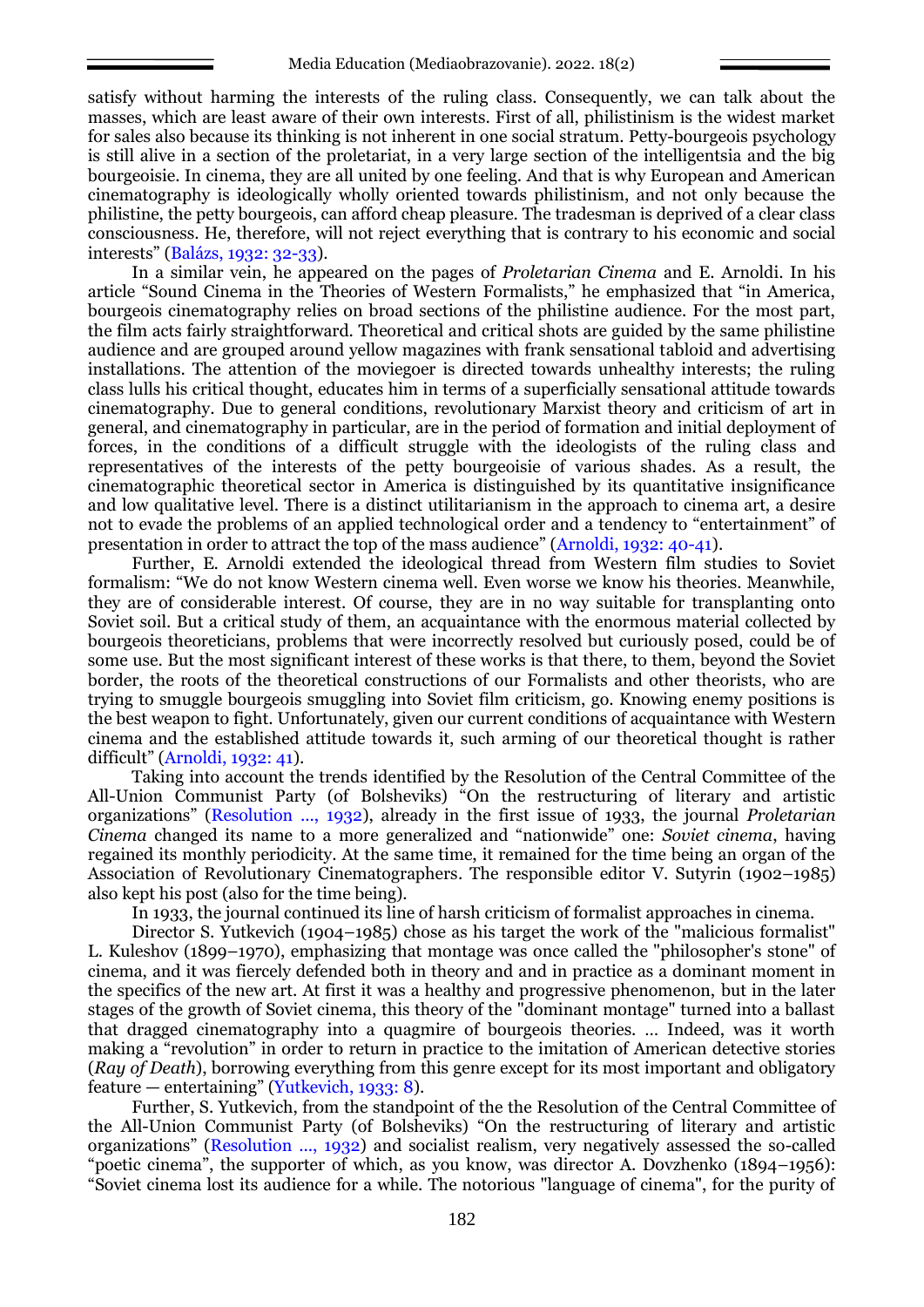satisfy without harming the interests of the ruling class. Consequently, we can talk about the masses, which are least aware of their own interests. First of all, philistinism is the widest market for sales also because its thinking is not inherent in one social stratum. Petty-bourgeois psychology is still alive in a section of the proletariat, in a very large section of the intelligentsia and the big bourgeoisie. In cinema, they are all united by one feeling. And that is why European and American cinematography is ideologically wholly oriented towards philistinism, and not only because the philistine, the petty bourgeois, can afford cheap pleasure. The tradesman is deprived of a clear class consciousness. He, therefore, will not reject everything that is contrary to his economic and social interests" (Balázs, 1932: 32-33).

In a similar vein, he appeared on the pages of *Proletarian Cinema* and E. Arnoldi. In his article "Sound Cinema in the Theories of Western Formalists," he emphasized that "in America, bourgeois cinematography relies on broad sections of the philistine audience. For the most part, the film acts fairly straightforward. Theoretical and critical shots are guided by the same philistine audience and are grouped around yellow magazines with frank sensational tabloid and advertising installations. The attention of the moviegoer is directed towards unhealthy interests; the ruling class lulls his critical thought, educates him in terms of a superficially sensational attitude towards cinematography. Due to general conditions, revolutionary Marxist theory and criticism of art in general, and cinematography in particular, are in the period of formation and initial deployment of forces, in the conditions of a difficult struggle with the ideologists of the ruling class and representatives of the interests of the petty bourgeoisie of various shades. As a result, the cinematographic theoretical sector in America is distinguished by its quantitative insignificance and low qualitative level. There is a distinct utilitarianism in the approach to cinema art, a desire not to evade the problems of an applied technological order and a tendency to "entertainment" of presentation in order to attract the top of the mass audience" (Arnoldi, 1932: 40-41).

Further, E. Arnoldi extended the ideological thread from Western film studies to Soviet formalism: "We do not know Western cinema well. Even worse we know his theories. Meanwhile, they are of considerable interest. Of course, they are in no way suitable for transplanting onto Soviet soil. But a critical study of them, an acquaintance with the enormous material collected by bourgeois theoreticians, problems that were incorrectly resolved but curiously posed, could be of some use. But the most significant interest of these works is that there, to them, beyond the Soviet border, the roots of the theoretical constructions of our Formalists and other theorists, who are trying to smuggle bourgeois smuggling into Soviet film criticism, go. Knowing enemy positions is the best weapon to fight. Unfortunately, given our current conditions of acquaintance with Western cinema and the established attitude towards it, such arming of our theoretical thought is rather difficult" (Arnoldi, 1932: 41).

Taking into account the trends identified by the Resolution of the Central Committee of the All-Union Communist Party (of Bolsheviks) "On the restructuring of literary and artistic organizations" (Resolution ..., 1932), already in the first issue of 1933, the journal *Proletarian Cinema* changed its name to a more generalized and "nationwide" one: *Soviet cinema*, having regained its monthly periodicity. At the same time, it remained for the time being an organ of the Association of Revolutionary Cinematographers. The responsible editor V. Sutyrin (1902–1985) also kept his post (also for the time being).

In 1933, the journal continued its line of harsh criticism of formalist approaches in cinema.

Director S. Yutkevich (1904–1985) chose as his target the work of the "malicious formalist" L. Kuleshov (1899–1970), emphasizing that montage was once called the "philosopher's stone" of cinema, and it was fiercely defended both in theory and and in practice as a dominant moment in the specifics of the new art. At first it was a healthy and progressive phenomenon, but in the later stages of the growth of Soviet cinema, this theory of the "dominant montage" turned into a ballast that dragged cinematography into a quagmire of bourgeois theories. … Indeed, was it worth making a "revolution" in order to return in practice to the imitation of American detective stories (*Ray of Death*), borrowing everything from this genre except for its most important and obligatory feature — entertaining" (Yutkevich, 1933: 8).

Further, S. Yutkevich, from the standpoint of the the Resolution of the Central Committee of the All-Union Communist Party (of Bolsheviks) "On the restructuring of literary and artistic organizations" (Resolution ..., 1932) and socialist realism, very negatively assessed the so-called "poetic cinema", the supporter of which, as you know, was director A. Dovzhenko (1894–1956): "Soviet cinema lost its audience for a while. The notorious "language of cinema", for the purity of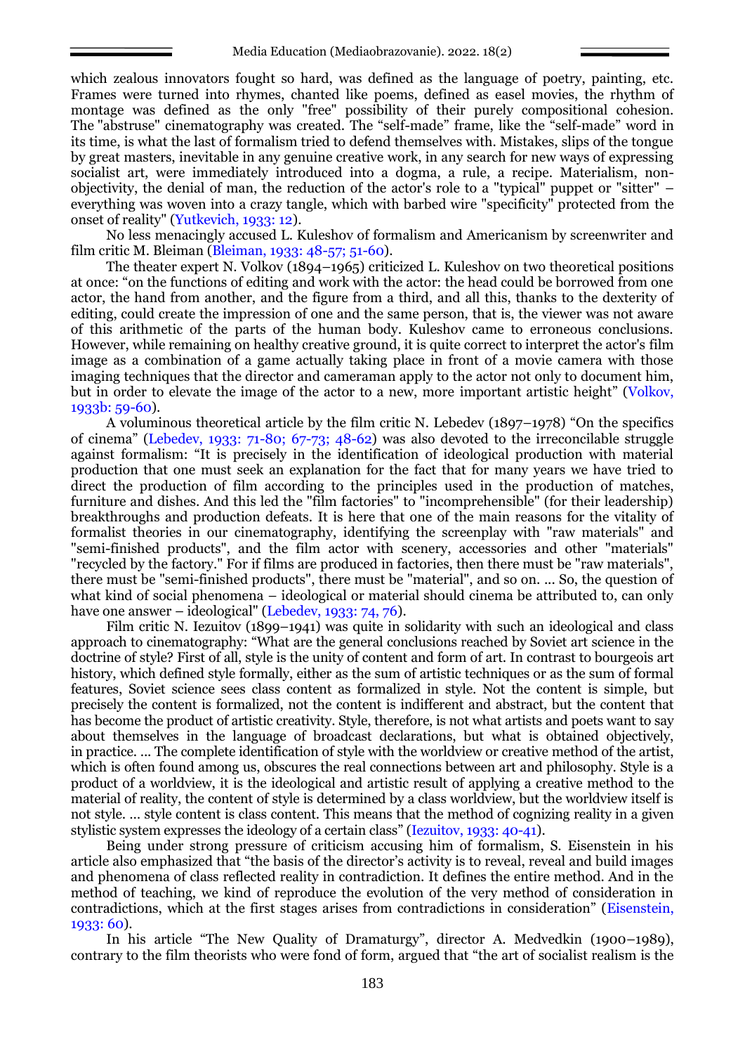which zealous innovators fought so hard, was defined as the language of poetry, painting, etc. Frames were turned into rhymes, chanted like poems, defined as easel movies, the rhythm of montage was defined as the only "free" possibility of their purely compositional cohesion. The "abstruse" cinematography was created. The "self-made" frame, like the "self-made" word in its time, is what the last of formalism tried to defend themselves with. Mistakes, slips of the tongue by great masters, inevitable in any genuine creative work, in any search for new ways of expressing socialist art, were immediately introduced into a dogma, a rule, a recipe. Materialism, non-objectivity, the denial of man, the reduction of the actor's role to a "typical" puppet or "sitter" – everything was woven into a crazy tangle, which with barbed wire "specificity" protected from the onset of reality" (Yutkevich, 1933: 12).

No less menacingly accused L. Kuleshov of formalism and Americanism by screenwriter and film critic M. Bleiman (Bleiman, 1933: 48-57; 51-60).

The theater expert N. Volkov (1894–1965) criticized L. Kuleshov on two theoretical positions at once: "on the functions of editing and work with the actor: the head could be borrowed from one actor, the hand from another, and the figure from a third, and all this, thanks to the dexterity of editing, could create the impression of one and the same person, that is, the viewer was not aware of this arithmetic of the parts of the human body. Kuleshov came to erroneous conclusions. However, while remaining on healthy creative ground, it is quite correct to interpret the actor's film image as a combination of a game actually taking place in front of a movie camera with those imaging techniques that the director and cameraman apply to the actor not only to document him, but in order to elevate the image of the actor to a new, more important artistic height" (Volkov, 1933b: 59-60).

A voluminous theoretical article by the film critic N. Lebedev (1897–1978) "On the specifics of cinema" (Lebedev, 1933: 71-80; 67-73; 48-62) was also devoted to the irreconcilable struggle against formalism: "It is precisely in the identification of ideological production with material production that one must seek an explanation for the fact that for many years we have tried to direct the production of film according to the principles used in the production of matches, furniture and dishes. And this led the "film factories" to "incomprehensible" (for their leadership) breakthroughs and production defeats. It is here that one of the main reasons for the vitality of formalist theories in our cinematography, identifying the screenplay with "raw materials" and "semi-finished products", and the film actor with scenery, accessories and other "materials" "recycled by the factory." For if films are produced in factories, then there must be "raw materials", there must be "semi-finished products", there must be "material", and so on. ... So, the question of what kind of social phenomena – ideological or material should cinema be attributed to, can only have one answer – ideological" (Lebedev, 1933: 74, 76).

Film critic N. Iezuitov (1899–1941) was quite in solidarity with such an ideological and class approach to cinematography: "What are the general conclusions reached by Soviet art science in the doctrine of style? First of all, style is the unity of content and form of art. In contrast to bourgeois art history, which defined style formally, either as the sum of artistic techniques or as the sum of formal features, Soviet science sees class content as formalized in style. Not the content is simple, but precisely the content is formalized, not the content is indifferent and abstract, but the content that has become the product of artistic creativity. Style, therefore, is not what artists and poets want to say about themselves in the language of broadcast declarations, but what is obtained objectively, in practice. ... The complete identification of style with the worldview or creative method of the artist, which is often found among us, obscures the real connections between art and philosophy. Style is a product of a worldview, it is the ideological and artistic result of applying a creative method to the material of reality, the content of style is determined by a class worldview, but the worldview itself is not style. … style content is class content. This means that the method of cognizing reality in a given stylistic system expresses the ideology of a certain class" (Iezuitov, 1933: 40-41).

Being under strong pressure of criticism accusing him of formalism, S. Eisenstein in his article also emphasized that "the basis of the director's activity is to reveal, reveal and build images and phenomena of class reflected reality in contradiction. It defines the entire method. And in the method of teaching, we kind of reproduce the evolution of the very method of consideration in contradictions, which at the first stages arises from contradictions in consideration" (Eisenstein, 1933: 60).

In his article "The New Quality of Dramaturgy", director A. Medvedkin (1900–1989), contrary to the film theorists who were fond of form, argued that "the art of socialist realism is the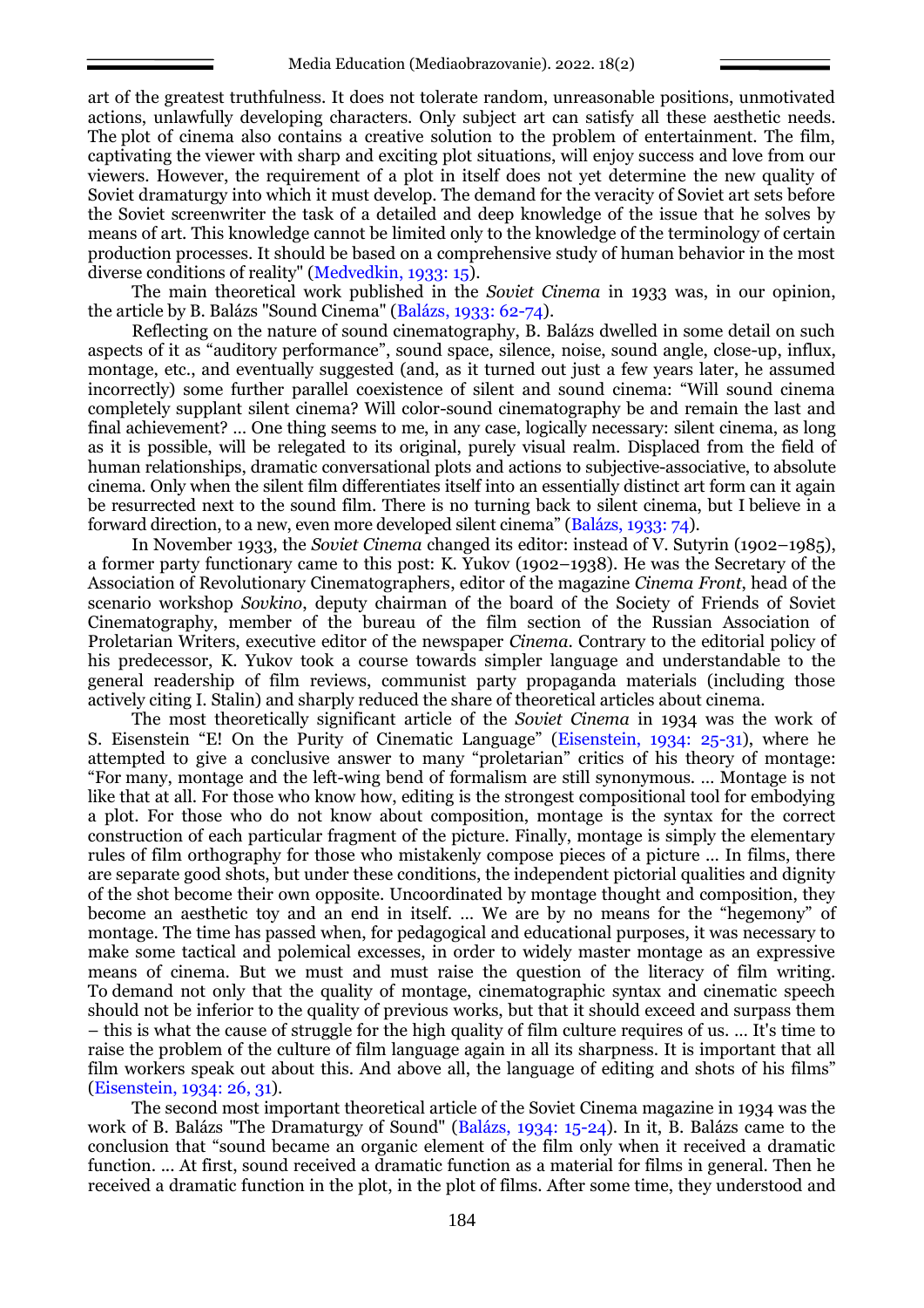art of the greatest truthfulness. It does not tolerate random, unreasonable positions, unmotivated actions, unlawfully developing characters. Only subject art can satisfy all these aesthetic needs. The plot of cinema also contains a creative solution to the problem of entertainment. The film, captivating the viewer with sharp and exciting plot situations, will enjoy success and love from our viewers. However, the requirement of a plot in itself does not yet determine the new quality of Soviet dramaturgy into which it must develop. The demand for the veracity of Soviet art sets before the Soviet screenwriter the task of a detailed and deep knowledge of the issue that he solves by means of art. This knowledge cannot be limited only to the knowledge of the terminology of certain production processes. It should be based on a comprehensive study of human behavior in the most diverse conditions of reality" (Medvedkin, 1933: 15).

The main theoretical work published in the *Soviet Cinema* in 1933 was, in our opinion, the article by B. Balázs "Sound Cinema" (Balázs, 1933: 62-74).

Reflecting on the nature of sound cinematography, B. Balázs dwelled in some detail on such aspects of it as "auditory performance", sound space, silence, noise, sound angle, close-up, influx, montage, etc., and eventually suggested (and, as it turned out just a few years later, he assumed incorrectly) some further parallel coexistence of silent and sound cinema: "Will sound cinema completely supplant silent cinema? Will color-sound cinematography be and remain the last and final achievement? … One thing seems to me, in any case, logically necessary: silent cinema, as long as it is possible, will be relegated to its original, purely visual realm. Displaced from the field of human relationships, dramatic conversational plots and actions to subjective-associative, to absolute cinema. Only when the silent film differentiates itself into an essentially distinct art form can it again be resurrected next to the sound film. There is no turning back to silent cinema, but I believe in a forward direction, to a new, even more developed silent cinema" (Balázs, 1933: 74).

In November 1933, the *Soviet Cinema* changed its editor: instead of V. Sutyrin (1902–1985), a former party functionary came to this post: K. Yukov (1902–1938). He was the Secretary of the Association of Revolutionary Cinematographers, editor of the magazine *Cinema Front*, head of the scenario workshop *Sovkino*, deputy chairman of the board of the Society of Friends of Soviet Cinematography, member of the bureau of the film section of the Russian Association of Proletarian Writers, executive editor of the newspaper *Cinema*. Contrary to the editorial policy of his predecessor, K. Yukov took a course towards simpler language and understandable to the general readership of film reviews, communist party propaganda materials (including those actively citing I. Stalin) and sharply reduced the share of theoretical articles about cinema.

The most theoretically significant article of the *Soviet Cinema* in 1934 was the work of S. Eisenstein "E! On the Purity of Cinematic Language" (Eisenstein, 1934: 25-31), where he attempted to give a conclusive answer to many "proletarian" critics of his theory of montage: "For many, montage and the left-wing bend of formalism are still synonymous. … Montage is not like that at all. For those who know how, editing is the strongest compositional tool for embodying a plot. For those who do not know about composition, montage is the syntax for the correct construction of each particular fragment of the picture. Finally, montage is simply the elementary rules of film orthography for those who mistakenly compose pieces of a picture … In films, there are separate good shots, but under these conditions, the independent pictorial qualities and dignity of the shot become their own opposite. Uncoordinated by montage thought and composition, they become an aesthetic toy and an end in itself. … We are by no means for the "hegemony" of montage. The time has passed when, for pedagogical and educational purposes, it was necessary to make some tactical and polemical excesses, in order to widely master montage as an expressive means of cinema. But we must and must raise the question of the literacy of film writing. To demand not only that the quality of montage, cinematographic syntax and cinematic speech should not be inferior to the quality of previous works, but that it should exceed and surpass them – this is what the cause of struggle for the high quality of film culture requires of us. … It's time to raise the problem of the culture of film language again in all its sharpness. It is important that all film workers speak out about this. And above all, the language of editing and shots of his films" (Eisenstein, 1934: 26, 31).

The second most important theoretical article of the Soviet Cinema magazine in 1934 was the work of B. Balázs "The Dramaturgy of Sound" (Balázs, 1934: 15-24). In it, B. Balázs came to the conclusion that "sound became an organic element of the film only when it received a dramatic function. … At first, sound received a dramatic function as a material for films in general. Then he received a dramatic function in the plot, in the plot of films. After some time, they understood and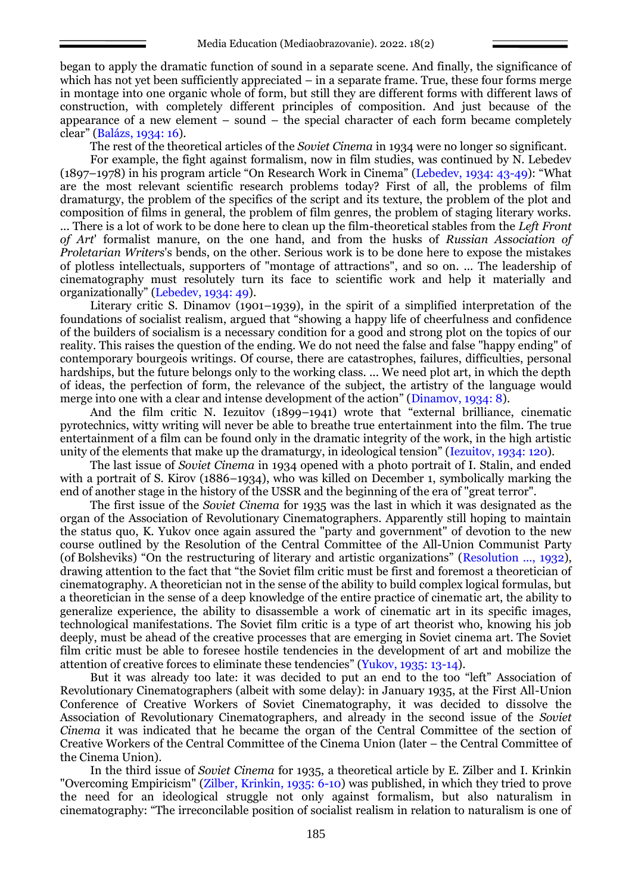began to apply the dramatic function of sound in a separate scene. And finally, the significance of which has not yet been sufficiently appreciated – in a separate frame. True, these four forms merge in montage into one organic whole of form, but still they are different forms with different laws of construction, with completely different principles of composition. And just because of the appearance of a new element – sound – the special character of each form became completely clear" (Balázs, 1934: 16).

The rest of the theoretical articles of the *Soviet Cinema* in 1934 were no longer so significant.

For example, the fight against formalism, now in film studies, was continued by N. Lebedev (1897–1978) in his program article "On Research Work in Cinema" (Lebedev, 1934: 43-49): "What are the most relevant scientific research problems today? First of all, the problems of film dramaturgy, the problem of the specifics of the script and its texture, the problem of the plot and composition of films in general, the problem of film genres, the problem of staging literary works. ... There is a lot of work to be done here to clean up the film-theoretical stables from the *Left Front of Art*' formalist manure, on the one hand, and from the husks of *Russian Association of Proletarian Writers*'s bends, on the other. Serious work is to be done here to expose the mistakes of plotless intellectuals, supporters of "montage of attractions", and so on. ... The leadership of cinematography must resolutely turn its face to scientific work and help it materially and organizationally" (Lebedev, 1934: 49).

Literary critic S. Dinamov (1901–1939), in the spirit of a simplified interpretation of the foundations of socialist realism, argued that "showing a happy life of cheerfulness and confidence of the builders of socialism is a necessary condition for a good and strong plot on the topics of our reality. This raises the question of the ending. We do not need the false and false "happy ending" of contemporary bourgeois writings. Of course, there are catastrophes, failures, difficulties, personal hardships, but the future belongs only to the working class. ... We need plot art, in which the depth of ideas, the perfection of form, the relevance of the subject, the artistry of the language would merge into one with a clear and intense development of the action" (Dinamov, 1934: 8).

And the film critic N. Iezuitov (1899–1941) wrote that "external brilliance, cinematic pyrotechnics, witty writing will never be able to breathe true entertainment into the film. The true entertainment of a film can be found only in the dramatic integrity of the work, in the high artistic unity of the elements that make up the dramaturgy, in ideological tension" (Iezuitov, 1934: 120).

The last issue of *Soviet Cinema* in 1934 opened with a photo portrait of I. Stalin, and ended with a portrait of S. Kirov (1886–1934), who was killed on December 1, symbolically marking the end of another stage in the history of the USSR and the beginning of the era of "great terror".

The first issue of the *Soviet Cinema* for 1935 was the last in which it was designated as the organ of the Association of Revolutionary Cinematographers. Apparently still hoping to maintain the status quo, K. Yukov once again assured the "party and government" of devotion to the new course outlined by the Resolution of the Central Committee of the All-Union Communist Party (of Bolsheviks) "On the restructuring of literary and artistic organizations" (Resolution ..., 1932), drawing attention to the fact that "the Soviet film critic must be first and foremost a theoretician of cinematography. A theoretician not in the sense of the ability to build complex logical formulas, but a theoretician in the sense of a deep knowledge of the entire practice of cinematic art, the ability to generalize experience, the ability to disassemble a work of cinematic art in its specific images, technological manifestations. The Soviet film critic is a type of art theorist who, knowing his job deeply, must be ahead of the creative processes that are emerging in Soviet cinema art. The Soviet film critic must be able to foresee hostile tendencies in the development of art and mobilize the attention of creative forces to eliminate these tendencies" (Yukov, 1935: 13-14).

But it was already too late: it was decided to put an end to the too "left" Association of Revolutionary Cinematographers (albeit with some delay): in January 1935, at the First All-Union Conference of Creative Workers of Soviet Cinematography, it was decided to dissolve the Association of Revolutionary Cinematographers, and already in the second issue of the *Soviet Cinema* it was indicated that he became the organ of the Central Committee of the section of Creative Workers of the Central Committee of the Cinema Union (later – the Central Committee of the Cinema Union).

In the third issue of *Soviet Cinema* for 1935, a theoretical article by E. Zilber and I. Krinkin "Overcoming Empiricism" (Zilber, Krinkin, 1935: 6-10) was published, in which they tried to prove the need for an ideological struggle not only against formalism, but also naturalism in cinematography: "The irreconcilable position of socialist realism in relation to naturalism is one of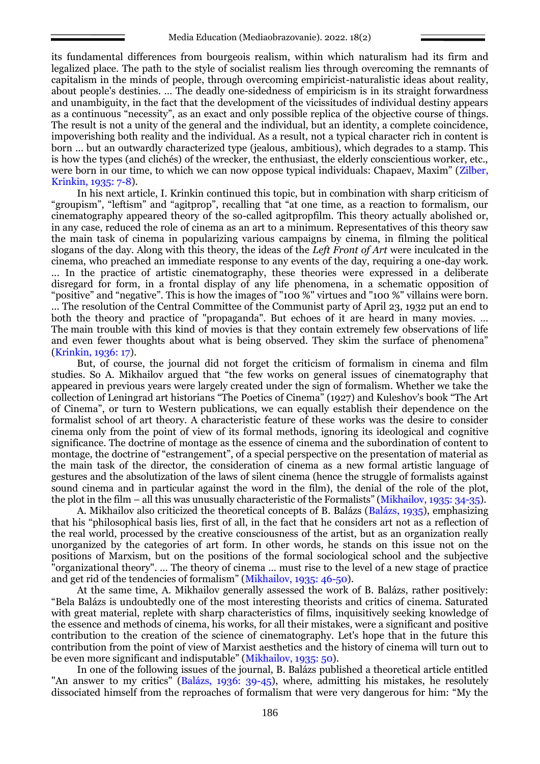its fundamental differences from bourgeois realism, within which naturalism had its firm and legalized place. The path to the style of socialist realism lies through overcoming the remnants of capitalism in the minds of people, through overcoming empiricist-naturalistic ideas about reality, about people's destinies. … The deadly one-sidedness of empiricism is in its straight forwardness and unambiguity, in the fact that the development of the vicissitudes of individual destiny appears as a continuous "necessity", as an exact and only possible replica of the objective course of things. The result is not a unity of the general and the individual, but an identity, a complete coincidence, impoverishing both reality and the individual. As a result, not a typical character rich in content is born … but an outwardly characterized type (jealous, ambitious), which degrades to a stamp. This is how the types (and clichés) of the wrecker, the enthusiast, the elderly conscientious worker, etc., were born in our time, to which we can now oppose typical individuals: Chapaev, Maxim" (Zilber, Krinkin, 1935: 7-8).

In his next article, I. Krinkin continued this topic, but in combination with sharp criticism of "groupism", "leftism" and "agitprop", recalling that "at one time, as a reaction to formalism, our cinematography appeared theory of the so-called agitpropfilm. This theory actually abolished or, in any case, reduced the role of cinema as an art to a minimum. Representatives of this theory saw the main task of cinema in popularizing various campaigns by cinema, in filming the political slogans of the day. Along with this theory, the ideas of the *Left Front of Art* were inculcated in the cinema, who preached an immediate response to any events of the day, requiring a one-day work. … In the practice of artistic cinematography, these theories were expressed in a deliberate disregard for form, in a frontal display of any life phenomena, in a schematic opposition of "positive" and "negative". This is how the images of "100 %" virtues and "100 %" villains were born. … The resolution of the Central Committee of the Communist party of April 23, 1932 put an end to both the theory and practice of "propaganda". But echoes of it are heard in many movies. … The main trouble with this kind of movies is that they contain extremely few observations of life and even fewer thoughts about what is being observed. They skim the surface of phenomena" (Krinkin, 1936: 17).

But, of course, the journal did not forget the criticism of formalism in cinema and film studies. So A. Mikhailov argued that "the few works on general issues of cinematography that appeared in previous years were largely created under the sign of formalism. Whether we take the collection of Leningrad art historians "The Poetics of Cinema" (1927) and Kuleshov's book "The Art of Cinema", or turn to Western publications, we can equally establish their dependence on the formalist school of art theory. A characteristic feature of these works was the desire to consider cinema only from the point of view of its formal methods, ignoring its ideological and cognitive significance. The doctrine of montage as the essence of cinema and the subordination of content to montage, the doctrine of "estrangement", of a special perspective on the presentation of material as the main task of the director, the consideration of cinema as a new formal artistic language of gestures and the absolutization of the laws of silent cinema (hence the struggle of formalists against sound cinema and in particular against the word in the film), the denial of the role of the plot, the plot in the film – all this was unusually characteristic of the Formalists" (Mikhailov, 1935: 34-35).

A. Mikhailov also criticized the theoretical concepts of B. Balázs (Balázs, 1935), emphasizing that his "philosophical basis lies, first of all, in the fact that he considers art not as a reflection of the real world, processed by the creative consciousness of the artist, but as an organization really unorganized by the categories of art form. In other words, he stands on this issue not on the positions of Marxism, but on the positions of the formal sociological school and the subjective "organizational theory". … The theory of cinema … must rise to the level of a new stage of practice and get rid of the tendencies of formalism" (Mikhailov, 1935: 46-50).

At the same time, A. Mikhailov generally assessed the work of B. Balázs, rather positively: "Bela Balázs is undoubtedly one of the most interesting theorists and critics of cinema. Saturated with great material, replete with sharp characteristics of films, inquisitively seeking knowledge of the essence and methods of cinema, his works, for all their mistakes, were a significant and positive contribution to the creation of the science of cinematography. Let's hope that in the future this contribution from the point of view of Marxist aesthetics and the history of cinema will turn out to be even more significant and indisputable" (Mikhailov, 1935: 50).

In one of the following issues of the journal, B. Balázs published a theoretical article entitled "An answer to my critics" (Balázs, 1936: 39-45), where, admitting his mistakes, he resolutely dissociated himself from the reproaches of formalism that were very dangerous for him: "My the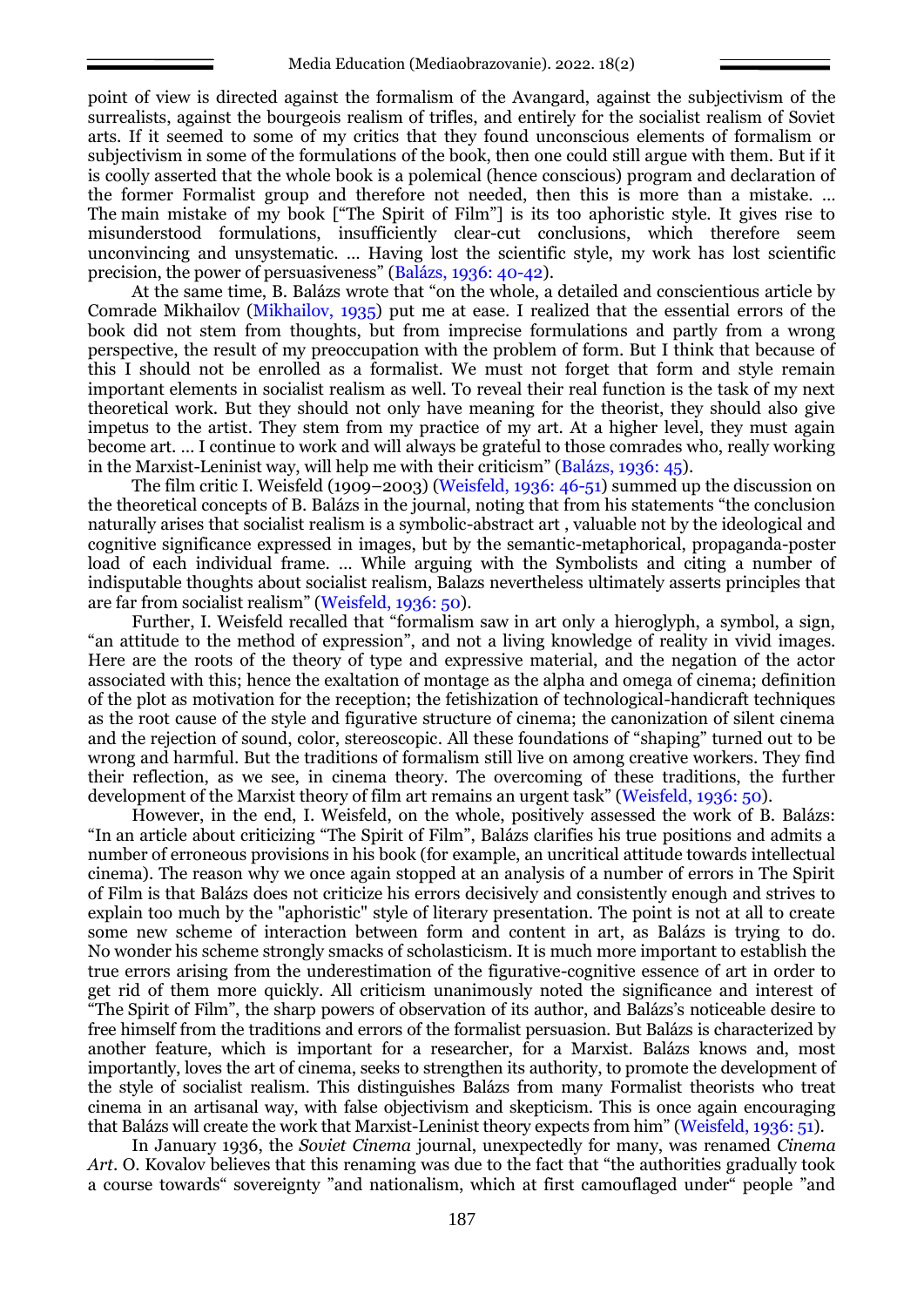point of view is directed against the formalism of the Avangard, against the subjectivism of the surrealists, against the bourgeois realism of trifles, and entirely for the socialist realism of Soviet arts. If it seemed to some of my critics that they found unconscious elements of formalism or subjectivism in some of the formulations of the book, then one could still argue with them. But if it is coolly asserted that the whole book is a polemical (hence conscious) program and declaration of the former Formalist group and therefore not needed, then this is more than a mistake. … The main mistake of my book ["The Spirit of Film"] is its too aphoristic style. It gives rise to misunderstood formulations, insufficiently clear-cut conclusions, which therefore seem unconvincing and unsystematic. … Having lost the scientific style, my work has lost scientific precision, the power of persuasiveness" (Balázs, 1936: 40-42).

At the same time, B. Balázs wrote that "on the whole, a detailed and conscientious article by Comrade Mikhailov (Mikhailov, 1935) put me at ease. I realized that the essential errors of the book did not stem from thoughts, but from imprecise formulations and partly from a wrong perspective, the result of my preoccupation with the problem of form. But I think that because of this I should not be enrolled as a formalist. We must not forget that form and style remain important elements in socialist realism as well. To reveal their real function is the task of my next theoretical work. But they should not only have meaning for the theorist, they should also give impetus to the artist. They stem from my practice of my art. At a higher level, they must again become art. … I continue to work and will always be grateful to those comrades who, really working in the Marxist-Leninist way, will help me with their criticism" (Balázs, 1936: 45).

The film critic I. Weisfeld (1909–2003) (Weisfeld, 1936: 46-51) summed up the discussion on the theoretical concepts of B. Balázs in the journal, noting that from his statements "the conclusion naturally arises that socialist realism is a symbolic-abstract art , valuable not by the ideological and cognitive significance expressed in images, but by the semantic-metaphorical, propaganda-poster load of each individual frame. … While arguing with the Symbolists and citing a number of indisputable thoughts about socialist realism, Balazs nevertheless ultimately asserts principles that are far from socialist realism" (Weisfeld, 1936: 50).

Further, I. Weisfeld recalled that "formalism saw in art only a hieroglyph, a symbol, a sign, "an attitude to the method of expression", and not a living knowledge of reality in vivid images. Here are the roots of the theory of type and expressive material, and the negation of the actor associated with this; hence the exaltation of montage as the alpha and omega of cinema; definition of the plot as motivation for the reception; the fetishization of technological-handicraft techniques as the root cause of the style and figurative structure of cinema; the canonization of silent cinema and the rejection of sound, color, stereoscopic. All these foundations of "shaping" turned out to be wrong and harmful. But the traditions of formalism still live on among creative workers. They find their reflection, as we see, in cinema theory. The overcoming of these traditions, the further development of the Marxist theory of film art remains an urgent task" (Weisfeld, 1936: 50).

However, in the end, I. Weisfeld, on the whole, positively assessed the work of B. Balázs: "In an article about criticizing "The Spirit of Film", Balázs clarifies his true positions and admits a number of erroneous provisions in his book (for example, an uncritical attitude towards intellectual cinema). The reason why we once again stopped at an analysis of a number of errors in The Spirit of Film is that Balázs does not criticize his errors decisively and consistently enough and strives to explain too much by the "aphoristic" style of literary presentation. The point is not at all to create some new scheme of interaction between form and content in art, as Balázs is trying to do. No wonder his scheme strongly smacks of scholasticism. It is much more important to establish the true errors arising from the underestimation of the figurative-cognitive essence of art in order to get rid of them more quickly. All criticism unanimously noted the significance and interest of "The Spirit of Film", the sharp powers of observation of its author, and Balázs's noticeable desire to free himself from the traditions and errors of the formalist persuasion. But Balázs is characterized by another feature, which is important for a researcher, for a Marxist. Balázs knows and, most importantly, loves the art of cinema, seeks to strengthen its authority, to promote the development of the style of socialist realism. This distinguishes Balázs from many Formalist theorists who treat cinema in an artisanal way, with false objectivism and skepticism. This is once again encouraging that Balázs will create the work that Marxist-Leninist theory expects from him" (Weisfeld, 1936: 51).

In January 1936, the *Soviet Cinema* journal, unexpectedly for many, was renamed *Cinema Art*. O. Kovalov believes that this renaming was due to the fact that "the authorities gradually took a course towards" sovereignty "and nationalism, which at first camouflaged under" people "and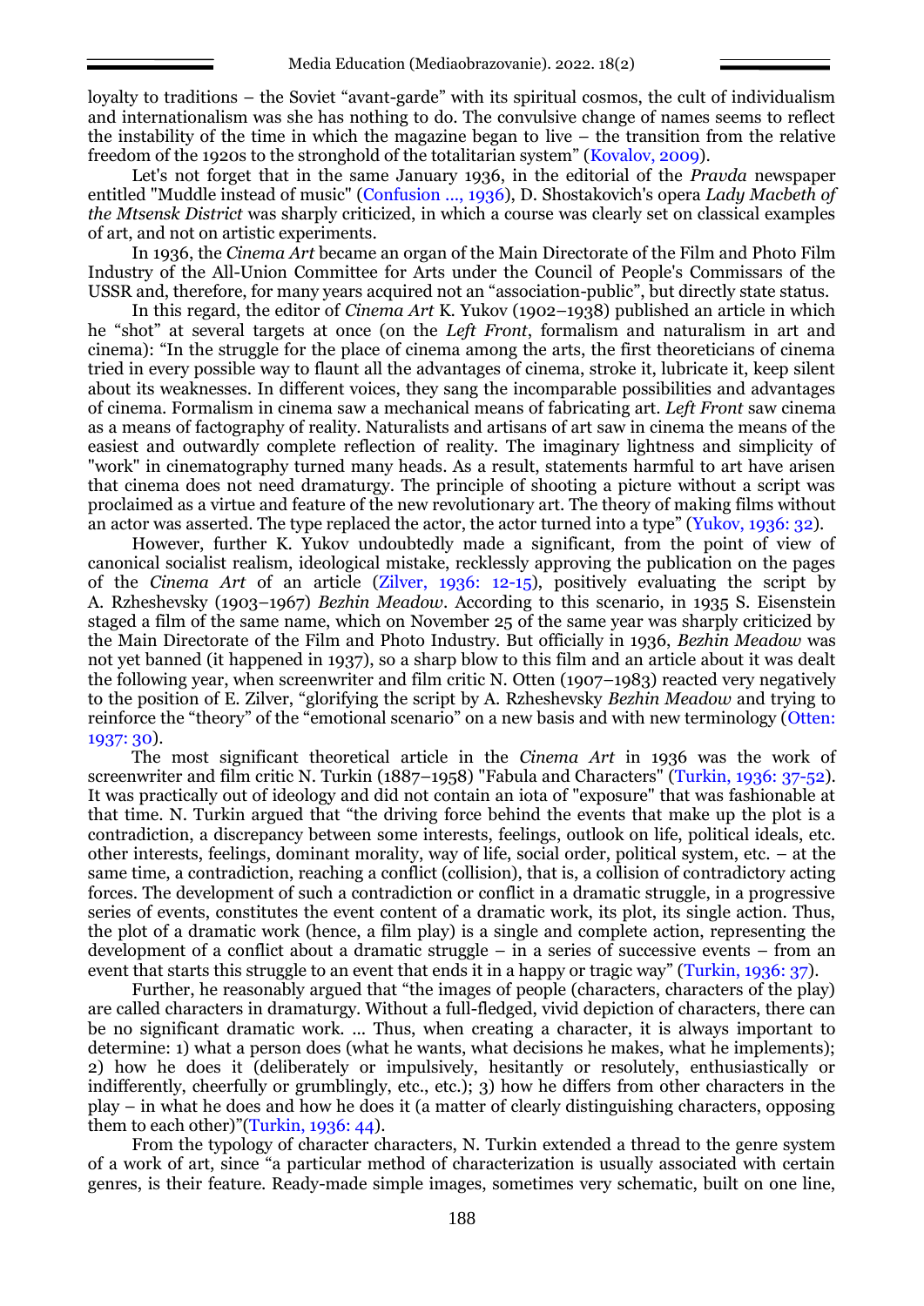loyalty to traditions – the Soviet "avant-garde" with its spiritual cosmos, the cult of individualism and internationalism was she has nothing to do. The convulsive change of names seems to reflect the instability of the time in which the magazine began to live – the transition from the relative freedom of the 1920s to the stronghold of the totalitarian system" (Kovalov, 2009).

Let's not forget that in the same January 1936, in the editorial of the *Pravda* newspaper entitled "Muddle instead of music" (Confusion ..., 1936), D. Shostakovich's opera *Lady Macbeth of the Mtsensk District* was sharply criticized, in which a course was clearly set on classical examples of art, and not on artistic experiments.

In 1936, the *Cinema Art* became an organ of the Main Directorate of the Film and Photo Film Industry of the All-Union Committee for Arts under the Council of People's Commissars of the USSR and, therefore, for many years acquired not an "association-public", but directly state status.

In this regard, the editor of *Cinema Art* K. Yukov (1902–1938) published an article in which he "shot" at several targets at once (on the *Left Front*, formalism and naturalism in art and cinema): "In the struggle for the place of cinema among the arts, the first theoreticians of cinema tried in every possible way to flaunt all the advantages of cinema, stroke it, lubricate it, keep silent about its weaknesses. In different voices, they sang the incomparable possibilities and advantages of cinema. Formalism in cinema saw a mechanical means of fabricating art. *Left Front* saw cinema as a means of factography of reality. Naturalists and artisans of art saw in cinema the means of the easiest and outwardly complete reflection of reality. The imaginary lightness and simplicity of "work" in cinematography turned many heads. As a result, statements harmful to art have arisen that cinema does not need dramaturgy. The principle of shooting a picture without a script was proclaimed as a virtue and feature of the new revolutionary art. The theory of making films without an actor was asserted. The type replaced the actor, the actor turned into a type" (Yukov, 1936: 32).

However, further K. Yukov undoubtedly made a significant, from the point of view of canonical socialist realism, ideological mistake, recklessly approving the publication on the pages of the *Cinema Art* of an article (Zilver, 1936: 12-15), positively evaluating the script by A. Rzheshevsky (1903–1967) *Bezhin Meadow*. According to this scenario, in 1935 S. Eisenstein staged a film of the same name, which on November 25 of the same year was sharply criticized by the Main Directorate of the Film and Photo Industry. But officially in 1936, *Bezhin Meadow* was not yet banned (it happened in 1937), so a sharp blow to this film and an article about it was dealt the following year, when screenwriter and film critic N. Otten (1907–1983) reacted very negatively to the position of E. Zilver, "glorifying the script by A. Rzheshevsky *Bezhin Meadow* and trying to reinforce the "theory" of the "emotional scenario" on a new basis and with new terminology (Otten: 1937: 30).

The most significant theoretical article in the *Cinema Art* in 1936 was the work of screenwriter and film critic N. Turkin (1887–1958) "Fabula and Characters" (Turkin, 1936: 37-52). It was practically out of ideology and did not contain an iota of "exposure" that was fashionable at that time. N. Turkin argued that "the driving force behind the events that make up the plot is a contradiction, a discrepancy between some interests, feelings, outlook on life, political ideals, etc. other interests, feelings, dominant morality, way of life, social order, political system, etc. – at the same time, a contradiction, reaching a conflict (collision), that is, a collision of contradictory acting forces. The development of such a contradiction or conflict in a dramatic struggle, in a progressive series of events, constitutes the event content of a dramatic work, its plot, its single action. Thus, the plot of a dramatic work (hence, a film play) is a single and complete action, representing the development of a conflict about a dramatic struggle – in a series of successive events – from an event that starts this struggle to an event that ends it in a happy or tragic way" (Turkin, 1936: 37).

Further, he reasonably argued that "the images of people (characters, characters of the play) are called characters in dramaturgy. Without a full-fledged, vivid depiction of characters, there can be no significant dramatic work. ... Thus, when creating a character, it is always important to determine: 1) what a person does (what he wants, what decisions he makes, what he implements); 2) how he does it (deliberately or impulsively, hesitantly or resolutely, enthusiastically or indifferently, cheerfully or grumblingly, etc., etc.); 3) how he differs from other characters in the play – in what he does and how he does it (a matter of clearly distinguishing characters, opposing them to each other)"(Turkin, 1936: 44).

From the typology of character characters, N. Turkin extended a thread to the genre system of a work of art, since "a particular method of characterization is usually associated with certain genres, is their feature. Ready-made simple images, sometimes very schematic, built on one line,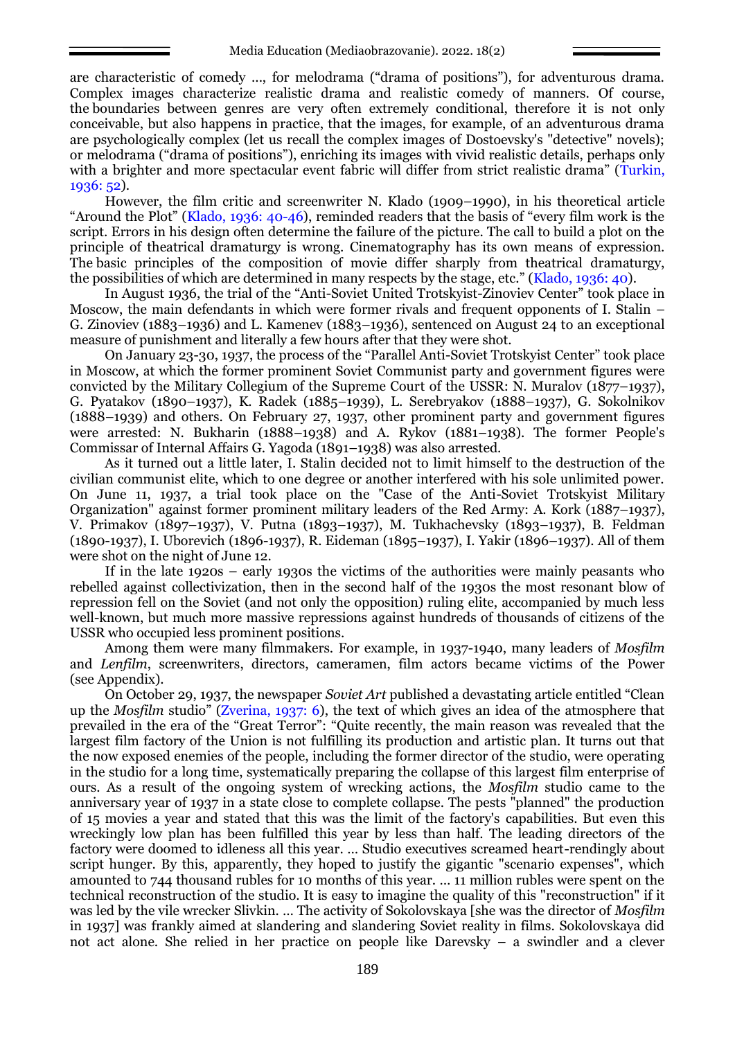are characteristic of comedy ..., for melodrama ("drama of positions"), for adventurous drama. Complex images characterize realistic drama and realistic comedy of manners. Of course, the boundaries between genres are very often extremely conditional, therefore it is not only conceivable, but also happens in practice, that the images, for example, of an adventurous drama are psychologically complex (let us recall the complex images of Dostoevsky's "detective" novels); or melodrama ("drama of positions"), enriching its images with vivid realistic details, perhaps only with a brighter and more spectacular event fabric will differ from strict realistic drama" (Turkin, 1936: 52).

However, the film critic and screenwriter N. Klado (1909–1990), in his theoretical article "Around the Plot" (Klado, 1936: 40-46), reminded readers that the basis of "every film work is the script. Errors in his design often determine the failure of the picture. The call to build a plot on the principle of theatrical dramaturgy is wrong. Cinematography has its own means of expression. The basic principles of the composition of movie differ sharply from theatrical dramaturgy, the possibilities of which are determined in many respects by the stage, etc." (Klado, 1936: 40).

In August 1936, the trial of the "Anti-Soviet United Trotskyist-Zinoviev Center" took place in Moscow, the main defendants in which were former rivals and frequent opponents of I. Stalin – G. Zinoviev (1883–1936) and L. Kamenev (1883–1936), sentenced on August 24 to an exceptional measure of punishment and literally a few hours after that they were shot.

On January 23-30, 1937, the process of the "Parallel Anti-Soviet Trotskyist Center" took place in Moscow, at which the former prominent Soviet Communist party and government figures were convicted by the Military Collegium of the Supreme Court of the USSR: N. Muralov (1877–1937), G. Pyatakov (1890–1937), K. Radek (1885–1939), L. Serebryakov (1888–1937), G. Sokolnikov (1888–1939) and others. On February 27, 1937, other prominent party and government figures were arrested: N. Bukharin (1888–1938) and A. Rykov (1881–1938). The former People's Commissar of Internal Affairs G. Yagoda (1891–1938) was also arrested.

As it turned out a little later, I. Stalin decided not to limit himself to the destruction of the civilian communist elite, which to one degree or another interfered with his sole unlimited power. On June 11, 1937, a trial took place on the "Case of the Anti-Soviet Trotskyist Military Organization" against former prominent military leaders of the Red Army: A. Kork (1887–1937), V. Primakov (1897–1937), V. Putna (1893–1937), M. Tukhachevsky (1893–1937), B. Feldman (1890-1937), I. Uborevich (1896-1937), R. Eideman (1895–1937), I. Yakir (1896–1937). All of them were shot on the night of June 12.

If in the late 1920s – early 1930s the victims of the authorities were mainly peasants who rebelled against collectivization, then in the second half of the 1930s the most resonant blow of repression fell on the Soviet (and not only the opposition) ruling elite, accompanied by much less well-known, but much more massive repressions against hundreds of thousands of citizens of the USSR who occupied less prominent positions.

Among them were many filmmakers. For example, in 1937-1940, many leaders of *Mosfilm* and *Lenfilm*, screenwriters, directors, cameramen, film actors became victims of the Power (see Appendix).

On October 29, 1937, the newspaper *Soviet Art* published a devastating article entitled "Clean up the *Mosfilm* studio" (Zverina, 1937: 6), the text of which gives an idea of the atmosphere that prevailed in the era of the "Great Terror": "Quite recently, the main reason was revealed that the largest film factory of the Union is not fulfilling its production and artistic plan. It turns out that the now exposed enemies of the people, including the former director of the studio, were operating in the studio for a long time, systematically preparing the collapse of this largest film enterprise of ours. As a result of the ongoing system of wrecking actions, the *Mosfilm* studio came to the anniversary year of 1937 in a state close to complete collapse. The pests "planned" the production of 15 movies a year and stated that this was the limit of the factory's capabilities. But even this wreckingly low plan has been fulfilled this year by less than half. The leading directors of the factory were doomed to idleness all this year. … Studio executives screamed heart-rendingly about script hunger. By this, apparently, they hoped to justify the gigantic "scenario expenses", which amounted to 744 thousand rubles for 10 months of this year. … 11 million rubles were spent on the technical reconstruction of the studio. It is easy to imagine the quality of this "reconstruction" if it was led by the vile wrecker Slivkin. … The activity of Sokolovskaya [she was the director of *Mosfilm* in 1937] was frankly aimed at slandering and slandering Soviet reality in films. Sokolovskaya did not act alone. She relied in her practice on people like Darevsky – a swindler and a clever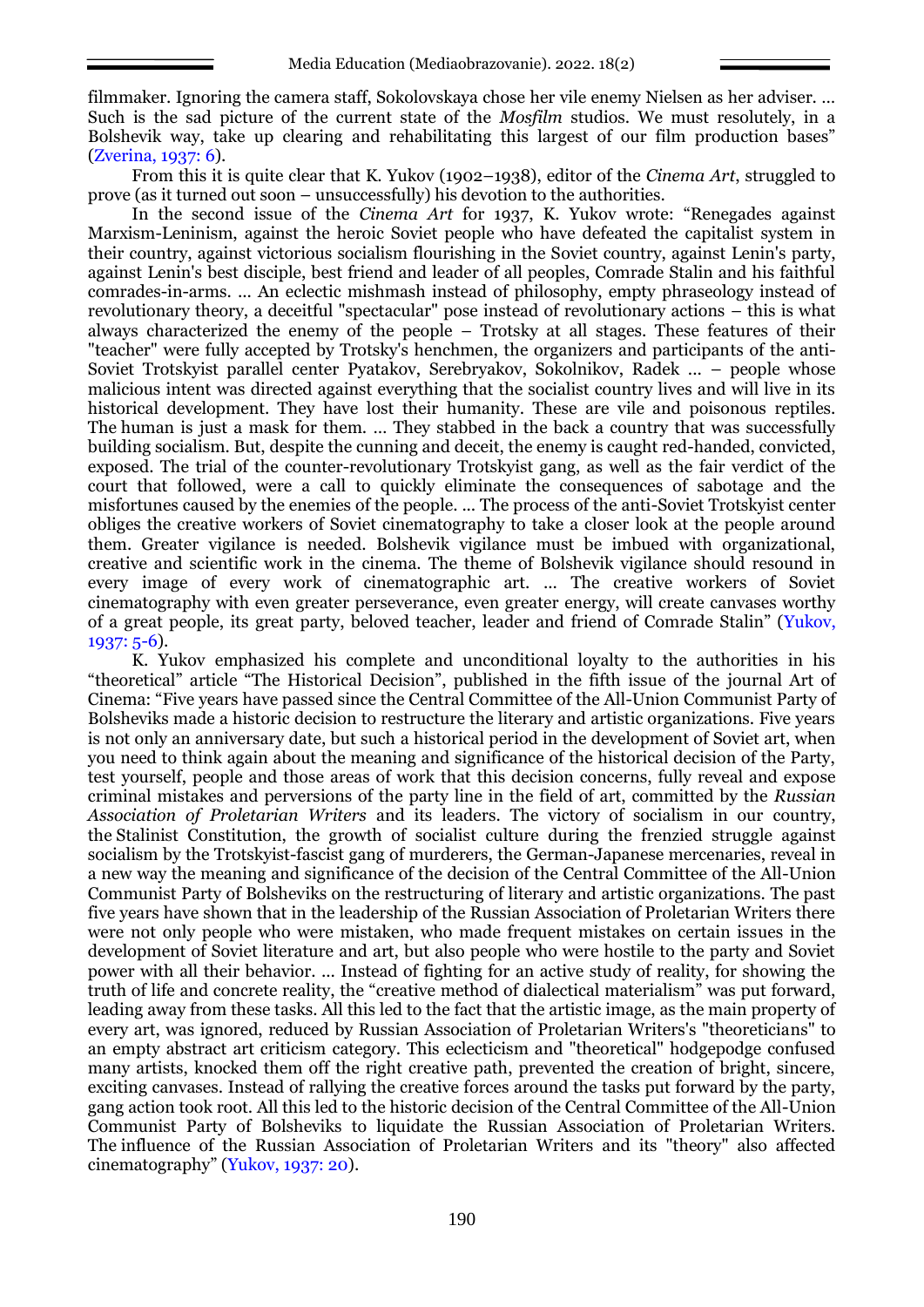filmmaker. Ignoring the camera staff, Sokolovskaya chose her vile enemy Nielsen as her adviser. … Such is the sad picture of the current state of the *Mosfilm* studios. We must resolutely, in a Bolshevik way, take up clearing and rehabilitating this largest of our film production bases" (Zverina, 1937: 6).

From this it is quite clear that K. Yukov (1902–1938), editor of the *Cinema Art*, struggled to prove (as it turned out soon – unsuccessfully) his devotion to the authorities.

In the second issue of the *Cinema Art* for 1937, K. Yukov wrote: "Renegades against Marxism-Leninism, against the heroic Soviet people who have defeated the capitalist system in their country, against victorious socialism flourishing in the Soviet country, against Lenin's party, against Lenin's best disciple, best friend and leader of all peoples, Comrade Stalin and his faithful comrades-in-arms. … An eclectic mishmash instead of philosophy, empty phraseology instead of revolutionary theory, a deceitful "spectacular" pose instead of revolutionary actions – this is what always characterized the enemy of the people – Trotsky at all stages. These features of their "teacher" were fully accepted by Trotsky's henchmen, the organizers and participants of the anti-Soviet Trotskyist parallel center Pyatakov, Serebryakov, Sokolnikov, Radek … – people whose malicious intent was directed against everything that the socialist country lives and will live in its historical development. They have lost their humanity. These are vile and poisonous reptiles. The human is just a mask for them. … They stabbed in the back a country that was successfully building socialism. But, despite the cunning and deceit, the enemy is caught red-handed, convicted, exposed. The trial of the counter-revolutionary Trotskyist gang, as well as the fair verdict of the court that followed, were a call to quickly eliminate the consequences of sabotage and the misfortunes caused by the enemies of the people. … The process of the anti-Soviet Trotskyist center obliges the creative workers of Soviet cinematography to take a closer look at the people around them. Greater vigilance is needed. Bolshevik vigilance must be imbued with organizational, creative and scientific work in the cinema. The theme of Bolshevik vigilance should resound in every image of every work of cinematographic art. … The creative workers of Soviet cinematography with even greater perseverance, even greater energy, will create canvases worthy of a great people, its great party, beloved teacher, leader and friend of Comrade Stalin" (Yukov, 1937: 5-6).

K. Yukov emphasized his complete and unconditional loyalty to the authorities in his "theoretical" article "The Historical Decision", published in the fifth issue of the journal Art of Cinema: "Five years have passed since the Central Committee of the All-Union Communist Party of Bolsheviks made a historic decision to restructure the literary and artistic organizations. Five years is not only an anniversary date, but such a historical period in the development of Soviet art, when you need to think again about the meaning and significance of the historical decision of the Party, test yourself, people and those areas of work that this decision concerns, fully reveal and expose criminal mistakes and perversions of the party line in the field of art, committed by the *Russian Association of Proletarian Writers* and its leaders. The victory of socialism in our country, the Stalinist Constitution, the growth of socialist culture during the frenzied struggle against socialism by the Trotskyist-fascist gang of murderers, the German-Japanese mercenaries, reveal in a new way the meaning and significance of the decision of the Central Committee of the All-Union Communist Party of Bolsheviks on the restructuring of literary and artistic organizations. The past five years have shown that in the leadership of the Russian Association of Proletarian Writers there were not only people who were mistaken, who made frequent mistakes on certain issues in the development of Soviet literature and art, but also people who were hostile to the party and Soviet power with all their behavior. … Instead of fighting for an active study of reality, for showing the truth of life and concrete reality, the "creative method of dialectical materialism" was put forward, leading away from these tasks. All this led to the fact that the artistic image, as the main property of every art, was ignored, reduced by Russian Association of Proletarian Writers's "theoreticians" to an empty abstract art criticism category. This eclecticism and "theoretical" hodgepodge confused many artists, knocked them off the right creative path, prevented the creation of bright, sincere, exciting canvases. Instead of rallying the creative forces around the tasks put forward by the party, gang action took root. All this led to the historic decision of the Central Committee of the All-Union Communist Party of Bolsheviks to liquidate the Russian Association of Proletarian Writers. The influence of the Russian Association of Proletarian Writers and its "theory" also affected cinematography" (Yukov, 1937: 20).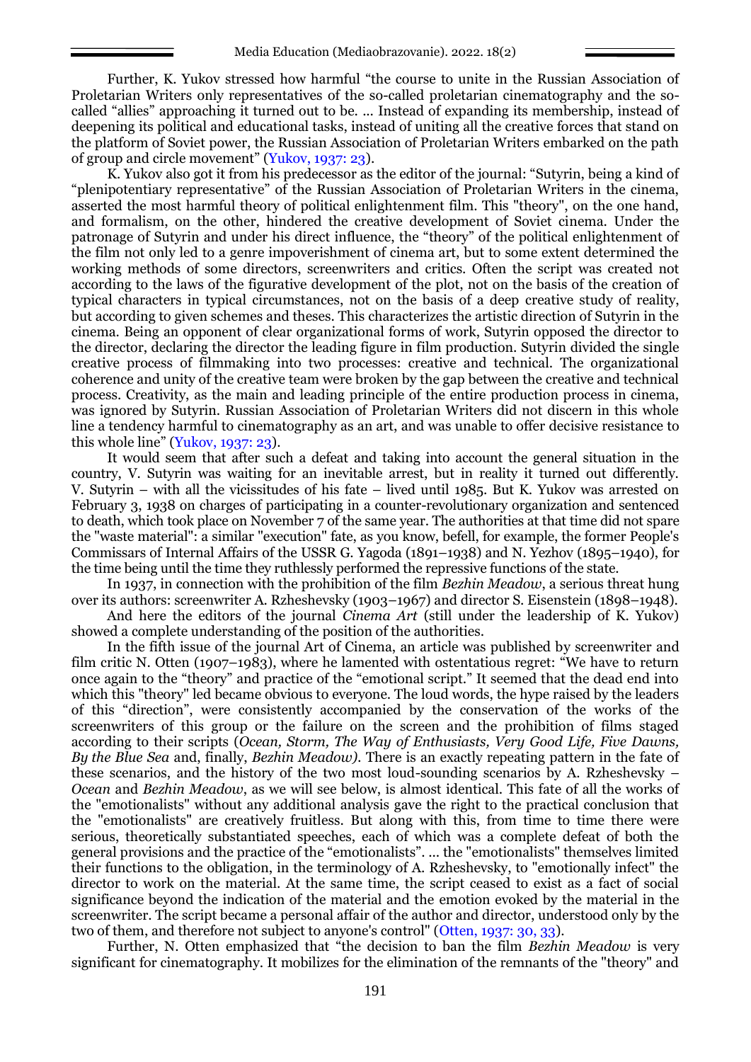Further, K. Yukov stressed how harmful "the course to unite in the Russian Association of Proletarian Writers only representatives of the so-called proletarian cinematography and the so-called "allies" approaching it turned out to be. … Instead of expanding its membership, instead of deepening its political and educational tasks, instead of uniting all the creative forces that stand on the platform of Soviet power, the Russian Association of Proletarian Writers embarked on the path of group and circle movement" (Yukov, 1937: 23).

K. Yukov also got it from his predecessor as the editor of the journal: "Sutyrin, being a kind of "plenipotentiary representative" of the Russian Association of Proletarian Writers in the cinema, asserted the most harmful theory of political enlightenment film. This "theory", on the one hand, and formalism, on the other, hindered the creative development of Soviet cinema. Under the patronage of Sutyrin and under his direct influence, the "theory" of the political enlightenment of the film not only led to a genre impoverishment of cinema art, but to some extent determined the working methods of some directors, screenwriters and critics. Often the script was created not according to the laws of the figurative development of the plot, not on the basis of the creation of typical characters in typical circumstances, not on the basis of a deep creative study of reality, but according to given schemes and theses. This characterizes the artistic direction of Sutyrin in the cinema. Being an opponent of clear organizational forms of work, Sutyrin opposed the director to the director, declaring the director the leading figure in film production. Sutyrin divided the single creative process of filmmaking into two processes: creative and technical. The organizational coherence and unity of the creative team were broken by the gap between the creative and technical process. Creativity, as the main and leading principle of the entire production process in cinema, was ignored by Sutyrin. Russian Association of Proletarian Writers did not discern in this whole line a tendency harmful to cinematography as an art, and was unable to offer decisive resistance to this whole line" (Yukov, 1937: 23).

It would seem that after such a defeat and taking into account the general situation in the country, V. Sutyrin was waiting for an inevitable arrest, but in reality it turned out differently. V. Sutyrin – with all the vicissitudes of his fate – lived until 1985. But K. Yukov was arrested on February 3, 1938 on charges of participating in a counter-revolutionary organization and sentenced to death, which took place on November 7 of the same year. The authorities at that time did not spare the "waste material": a similar "execution" fate, as you know, befell, for example, the former People's Commissars of Internal Affairs of the USSR G. Yagoda (1891–1938) and N. Yezhov (1895–1940), for the time being until the time they ruthlessly performed the repressive functions of the state.

In 1937, in connection with the prohibition of the film *Bezhin Meadow*, a serious threat hung over its authors: screenwriter A. Rzheshevsky (1903–1967) and director S. Eisenstein (1898–1948).

And here the editors of the journal *Cinema Art* (still under the leadership of K. Yukov) showed a complete understanding of the position of the authorities.

In the fifth issue of the journal Art of Cinema, an article was published by screenwriter and film critic N. Otten (1907–1983), where he lamented with ostentatious regret: "We have to return once again to the "theory" and practice of the "emotional script." It seemed that the dead end into which this "theory" led became obvious to everyone. The loud words, the hype raised by the leaders of this "direction", were consistently accompanied by the conservation of the works of the screenwriters of this group or the failure on the screen and the prohibition of films staged according to their scripts (*Ocean, Storm, The Way of Enthusiasts, Very Good Life, Five Dawns, By the Blue Sea* and, finally, *Bezhin Meadow)*. There is an exactly repeating pattern in the fate of these scenarios, and the history of the two most loud-sounding scenarios by A. Rzheshevsky – *Ocean* and *Bezhin Meadow*, as we will see below, is almost identical. This fate of all the works of the "emotionalists" without any additional analysis gave the right to the practical conclusion that the "emotionalists" are creatively fruitless. But along with this, from time to time there were serious, theoretically substantiated speeches, each of which was a complete defeat of both the general provisions and the practice of the "emotionalists". … the "emotionalists" themselves limited their functions to the obligation, in the terminology of A. Rzheshevsky, to "emotionally infect" the director to work on the material. At the same time, the script ceased to exist as a fact of social significance beyond the indication of the material and the emotion evoked by the material in the screenwriter. The script became a personal affair of the author and director, understood only by the two of them, and therefore not subject to anyone's control" (Otten, 1937: 30, 33).

Further, N. Otten emphasized that "the decision to ban the film *Bezhin Meadow* is very significant for cinematography. It mobilizes for the elimination of the remnants of the "theory" and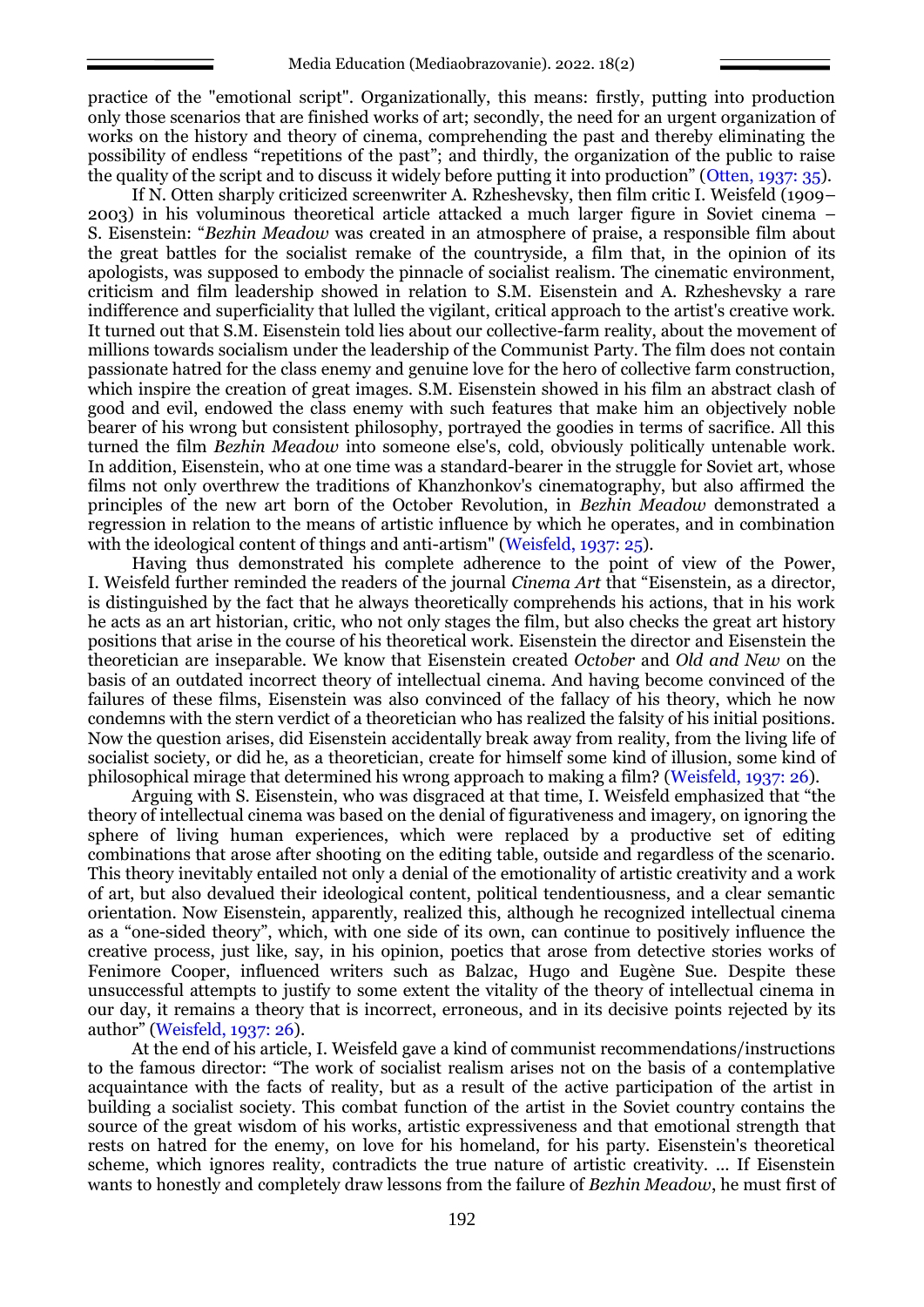practice of the "emotional script". Organizationally, this means: firstly, putting into production only those scenarios that are finished works of art; secondly, the need for an urgent organization of works on the history and theory of cinema, comprehending the past and thereby eliminating the possibility of endless "repetitions of the past"; and thirdly, the organization of the public to raise the quality of the script and to discuss it widely before putting it into production" (Otten, 1937: 35).

If N. Otten sharply criticized screenwriter A. Rzheshevsky, then film critic I. Weisfeld (1909–2003) in his voluminous theoretical article attacked a much larger figure in Soviet cinema – S. Eisenstein: "*Bezhin Meadow* was created in an atmosphere of praise, a responsible film about the great battles for the socialist remake of the countryside, a film that, in the opinion of its apologists, was supposed to embody the pinnacle of socialist realism. The cinematic environment, criticism and film leadership showed in relation to S.M. Eisenstein and A. Rzheshevsky a rare indifference and superficiality that lulled the vigilant, critical approach to the artist's creative work. It turned out that S.M. Eisenstein told lies about our collective-farm reality, about the movement of millions towards socialism under the leadership of the Communist Party. The film does not contain passionate hatred for the class enemy and genuine love for the hero of collective farm construction, which inspire the creation of great images. S.M. Eisenstein showed in his film an abstract clash of good and evil, endowed the class enemy with such features that make him an objectively noble bearer of his wrong but consistent philosophy, portrayed the goodies in terms of sacrifice. All this turned the film *Bezhin Meadow* into someone else's, cold, obviously politically untenable work. In addition, Eisenstein, who at one time was a standard-bearer in the struggle for Soviet art, whose films not only overthrew the traditions of Khanzhonkov's cinematography, but also affirmed the principles of the new art born of the October Revolution, in *Bezhin Meadow* demonstrated a regression in relation to the means of artistic influence by which he operates, and in combination with the ideological content of things and anti-artism" (Weisfeld, 1937: 25).

Having thus demonstrated his complete adherence to the point of view of the Power, I. Weisfeld further reminded the readers of the journal *Cinema Art* that "Eisenstein, as a director, is distinguished by the fact that he always theoretically comprehends his actions, that in his work he acts as an art historian, critic, who not only stages the film, but also checks the great art history positions that arise in the course of his theoretical work. Eisenstein the director and Eisenstein the theoretician are inseparable. We know that Eisenstein created *October* and *Old and New* on the basis of an outdated incorrect theory of intellectual cinema. And having become convinced of the failures of these films, Eisenstein was also convinced of the fallacy of his theory, which he now condemns with the stern verdict of a theoretician who has realized the falsity of his initial positions. Now the question arises, did Eisenstein accidentally break away from reality, from the living life of socialist society, or did he, as a theoretician, create for himself some kind of illusion, some kind of philosophical mirage that determined his wrong approach to making a film? (Weisfeld, 1937: 26).

Arguing with S. Eisenstein, who was disgraced at that time, I. Weisfeld emphasized that "the theory of intellectual cinema was based on the denial of figurativeness and imagery, on ignoring the sphere of living human experiences, which were replaced by a productive set of editing combinations that arose after shooting on the editing table, outside and regardless of the scenario. This theory inevitably entailed not only a denial of the emotionality of artistic creativity and a work of art, but also devalued their ideological content, political tendentiousness, and a clear semantic orientation. Now Eisenstein, apparently, realized this, although he recognized intellectual cinema as a "one-sided theory", which, with one side of its own, can continue to positively influence the creative process, just like, say, in his opinion, poetics that arose from detective stories works of Fenimore Cooper, influenced writers such as Balzac, Hugo and Eugène Sue. Despite these unsuccessful attempts to justify to some extent the vitality of the theory of intellectual cinema in our day, it remains a theory that is incorrect, erroneous, and in its decisive points rejected by its author" (Weisfeld, 1937: 26).

At the end of his article, I. Weisfeld gave a kind of communist recommendations/instructions to the famous director: "The work of socialist realism arises not on the basis of a contemplative acquaintance with the facts of reality, but as a result of the active participation of the artist in building a socialist society. This combat function of the artist in the Soviet country contains the source of the great wisdom of his works, artistic expressiveness and that emotional strength that rests on hatred for the enemy, on love for his homeland, for his party. Eisenstein's theoretical scheme, which ignores reality, contradicts the true nature of artistic creativity. ... If Eisenstein wants to honestly and completely draw lessons from the failure of *Bezhin Meadow*, he must first of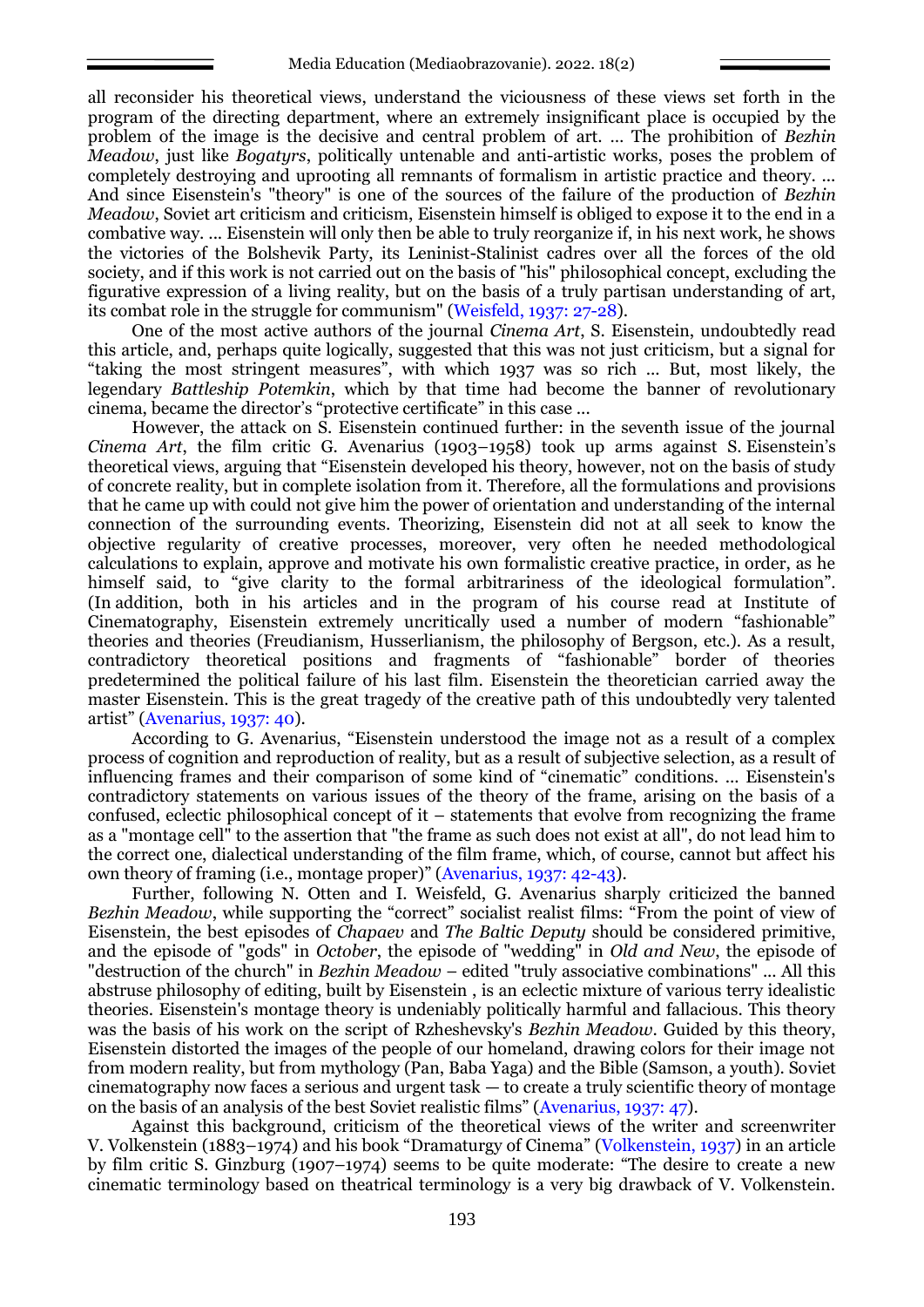all reconsider his theoretical views, understand the viciousness of these views set forth in the program of the directing department, where an extremely insignificant place is occupied by the problem of the image is the decisive and central problem of art. … The prohibition of *Bezhin Meadow*, just like *Bogatyrs*, politically untenable and anti-artistic works, poses the problem of completely destroying and uprooting all remnants of formalism in artistic practice and theory. … And since Eisenstein's "theory" is one of the sources of the failure of the production of *Bezhin Meadow*, Soviet art criticism and criticism, Eisenstein himself is obliged to expose it to the end in a combative way. … Eisenstein will only then be able to truly reorganize if, in his next work, he shows the victories of the Bolshevik Party, its Leninist-Stalinist cadres over all the forces of the old society, and if this work is not carried out on the basis of "his" philosophical concept, excluding the figurative expression of a living reality, but on the basis of a truly partisan understanding of art, its combat role in the struggle for communism" (Weisfeld, 1937: 27-28).

One of the most active authors of the journal *Cinema Art*, S. Eisenstein, undoubtedly read this article, and, perhaps quite logically, suggested that this was not just criticism, but a signal for "taking the most stringent measures", with which 1937 was so rich … But, most likely, the legendary *Battleship Potemkin*, which by that time had become the banner of revolutionary cinema, became the director's "protective certificate" in this case …

However, the attack on S. Eisenstein continued further: in the seventh issue of the journal *Cinema Art*, the film critic G. Avenarius (1903–1958) took up arms against S. Eisenstein's theoretical views, arguing that "Eisenstein developed his theory, however, not on the basis of study of concrete reality, but in complete isolation from it. Therefore, all the formulations and provisions that he came up with could not give him the power of orientation and understanding of the internal connection of the surrounding events. Theorizing, Eisenstein did not at all seek to know the objective regularity of creative processes, moreover, very often he needed methodological calculations to explain, approve and motivate his own formalistic creative practice, in order, as he himself said, to "give clarity to the formal arbitrariness of the ideological formulation". (In addition, both in his articles and in the program of his course read at Institute of Cinematography, Eisenstein extremely uncritically used a number of modern "fashionable" theories and theories (Freudianism, Husserlianism, the philosophy of Bergson, etc.). As a result, contradictory theoretical positions and fragments of "fashionable" border of theories predetermined the political failure of his last film. Eisenstein the theoretician carried away the master Eisenstein. This is the great tragedy of the creative path of this undoubtedly very talented artist" (Avenarius, 1937: 40).

According to G. Avenarius, "Eisenstein understood the image not as a result of a complex process of cognition and reproduction of reality, but as a result of subjective selection, as a result of influencing frames and their comparison of some kind of "cinematic" conditions. … Eisenstein's contradictory statements on various issues of the theory of the frame, arising on the basis of a confused, eclectic philosophical concept of it – statements that evolve from recognizing the frame as a "montage cell" to the assertion that "the frame as such does not exist at all", do not lead him to the correct one, dialectical understanding of the film frame, which, of course, cannot but affect his own theory of framing (i.e., montage proper)" (Avenarius, 1937: 42-43).

Further, following N. Otten and I. Weisfeld, G. Avenarius sharply criticized the banned *Bezhin Meadow*, while supporting the "correct" socialist realist films: "From the point of view of Eisenstein, the best episodes of *Chapaev* and *The Baltic Deputy* should be considered primitive, and the episode of "gods" in *October*, the episode of "wedding" in *Old and New*, the episode of "destruction of the church" in *Bezhin Meadow* – edited "truly associative combinations" … All this abstruse philosophy of editing, built by Eisenstein , is an eclectic mixture of various terry idealistic theories. Eisenstein's montage theory is undeniably politically harmful and fallacious. This theory was the basis of his work on the script of Rzheshevsky's *Bezhin Meadow*. Guided by this theory, Eisenstein distorted the images of the people of our homeland, drawing colors for their image not from modern reality, but from mythology (Pan, Baba Yaga) and the Bible (Samson, a youth). Soviet cinematography now faces a serious and urgent task — to create a truly scientific theory of montage on the basis of an analysis of the best Soviet realistic films" (Avenarius, 1937: 47).

Against this background, criticism of the theoretical views of the writer and screenwriter V. Volkenstein (1883–1974) and his book "Dramaturgy of Cinema" (Volkenstein, 1937) in an article by film critic S. Ginzburg (1907–1974) seems to be quite moderate: "The desire to create a new cinematic terminology based on theatrical terminology is a very big drawback of V. Volkenstein.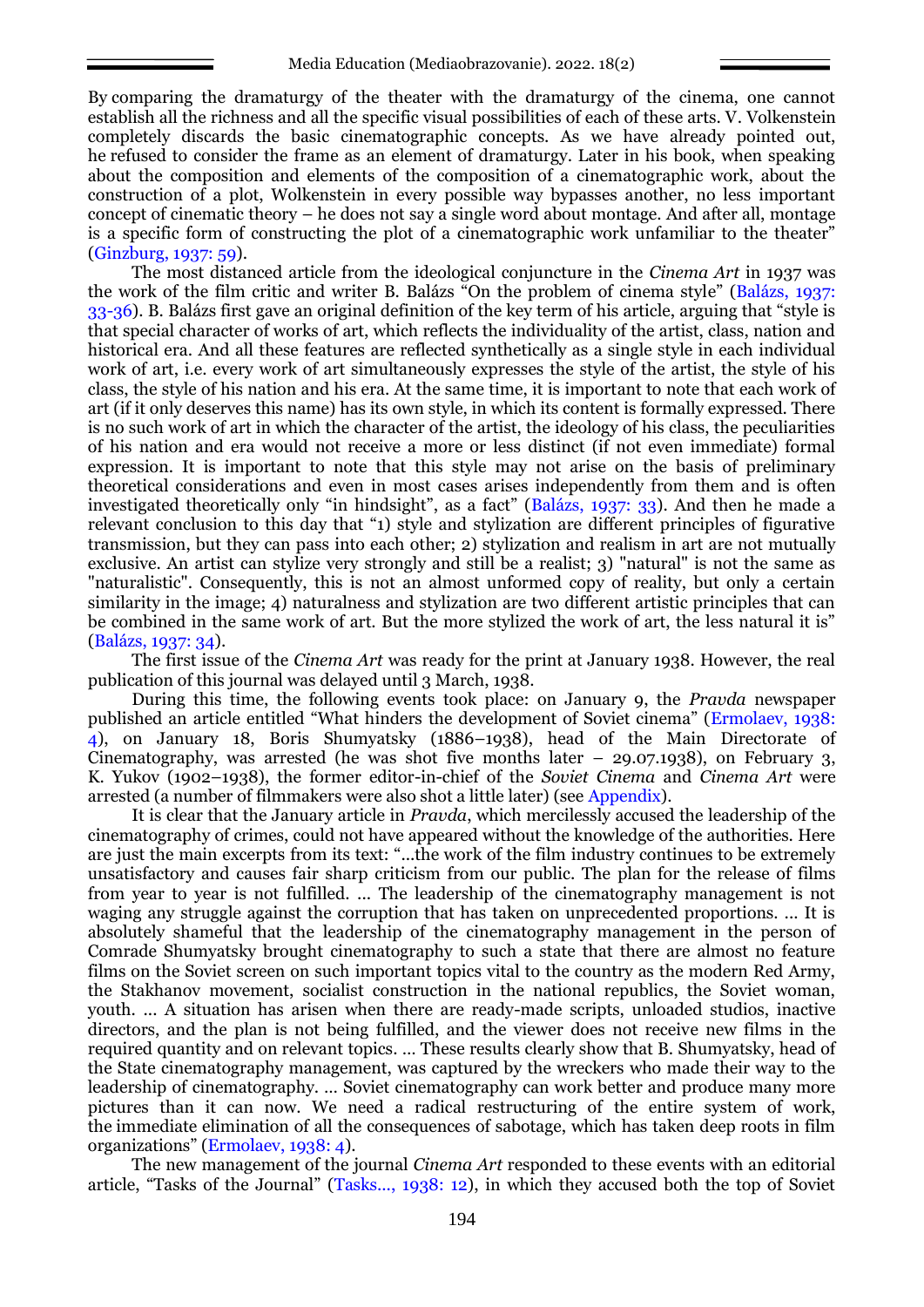By comparing the dramaturgy of the theater with the dramaturgy of the cinema, one cannot establish all the richness and all the specific visual possibilities of each of these arts. V. Volkenstein completely discards the basic cinematographic concepts. As we have already pointed out, he refused to consider the frame as an element of dramaturgy. Later in his book, when speaking about the composition and elements of the composition of a cinematographic work, about the construction of a plot, Wolkenstein in every possible way bypasses another, no less important concept of cinematic theory – he does not say a single word about montage. And after all, montage is a specific form of constructing the plot of a cinematographic work unfamiliar to the theater" (Ginzburg, 1937: 59).

The most distanced article from the ideological conjuncture in the *Cinema Art* in 1937 was the work of the film critic and writer B. Balázs "On the problem of cinema style" (Balázs, 1937: 33-36). B. Balázs first gave an original definition of the key term of his article, arguing that "style is that special character of works of art, which reflects the individuality of the artist, class, nation and historical era. And all these features are reflected synthetically as a single style in each individual work of art, i.e. every work of art simultaneously expresses the style of the artist, the style of his class, the style of his nation and his era. At the same time, it is important to note that each work of art (if it only deserves this name) has its own style, in which its content is formally expressed. There is no such work of art in which the character of the artist, the ideology of his class, the peculiarities of his nation and era would not receive a more or less distinct (if not even immediate) formal expression. It is important to note that this style may not arise on the basis of preliminary theoretical considerations and even in most cases arises independently from them and is often investigated theoretically only "in hindsight", as a fact" (Balázs, 1937: 33). And then he made a relevant conclusion to this day that "1) style and stylization are different principles of figurative transmission, but they can pass into each other; 2) stylization and realism in art are not mutually exclusive. An artist can stylize very strongly and still be a realist; 3) "natural" is not the same as "naturalistic". Consequently, this is not an almost unformed copy of reality, but only a certain similarity in the image; 4) naturalness and stylization are two different artistic principles that can be combined in the same work of art. But the more stylized the work of art, the less natural it is" (Balázs, 1937: 34).

The first issue of the *Cinema Art* was ready for the print at January 1938. However, the real publication of this journal was delayed until 3 March, 1938.

During this time, the following events took place: on January 9, the *Pravda* newspaper published an article entitled "What hinders the development of Soviet cinema" (Ermolaev, 1938: 4), on January 18, Boris Shumyatsky (1886–1938), head of the Main Directorate of Cinematography, was arrested (he was shot five months later – 29.07.1938), on February 3, K. Yukov (1902–1938), the former editor-in-chief of the *Soviet Cinema* and *Cinema Art* were arrested (a number of filmmakers were also shot a little later) (see Appendix).

It is clear that the January article in *Pravda*, which mercilessly accused the leadership of the cinematography of crimes, could not have appeared without the knowledge of the authorities. Here are just the main excerpts from its text: "...the work of the film industry continues to be extremely unsatisfactory and causes fair sharp criticism from our public. The plan for the release of films from year to year is not fulfilled. ... The leadership of the cinematography management is not waging any struggle against the corruption that has taken on unprecedented proportions. ... It is absolutely shameful that the leadership of the cinematography management in the person of Comrade Shumyatsky brought cinematography to such a state that there are almost no feature films on the Soviet screen on such important topics vital to the country as the modern Red Army, the Stakhanov movement, socialist construction in the national republics, the Soviet woman, youth. ... A situation has arisen when there are ready-made scripts, unloaded studios, inactive directors, and the plan is not being fulfilled, and the viewer does not receive new films in the required quantity and on relevant topics. ... These results clearly show that B. Shumyatsky, head of the State cinematography management, was captured by the wreckers who made their way to the leadership of cinematography. ... Soviet cinematography can work better and produce many more pictures than it can now. We need a radical restructuring of the entire system of work, the immediate elimination of all the consequences of sabotage, which has taken deep roots in film organizations" (Ermolaev, 1938: 4).

The new management of the journal *Cinema Art* responded to these events with an editorial article, "Tasks of the Journal" (Tasks..., 1938: 12), in which they accused both the top of Soviet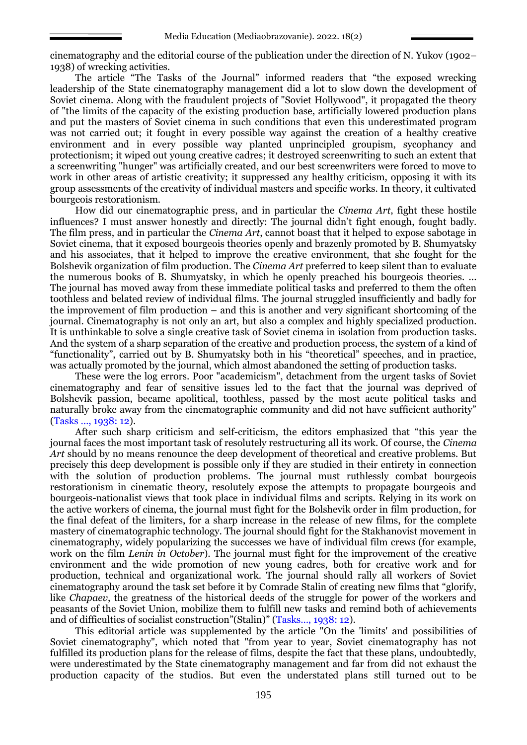cinematography and the editorial course of the publication under the direction of N. Yukov (1902–1938) of wrecking activities.

The article "The Tasks of the Journal" informed readers that "the exposed wrecking leadership of the State cinematography management did a lot to slow down the development of Soviet cinema. Along with the fraudulent projects of "Soviet Hollywood", it propagated the theory of "the limits of the capacity of the existing production base, artificially lowered production plans and put the masters of Soviet cinema in such conditions that even this underestimated program was not carried out; it fought in every possible way against the creation of a healthy creative environment and in every possible way planted unprincipled groupism, sycophancy and protectionism; it wiped out young creative cadres; it destroyed screenwriting to such an extent that a screenwriting "hunger" was artificially created, and our best screenwriters were forced to move to work in other areas of artistic creativity; it suppressed any healthy criticism, opposing it with its group assessments of the creativity of individual masters and specific works. In theory, it cultivated bourgeois restorationism.

How did our cinematographic press, and in particular the *Cinema Art*, fight these hostile influences? I must answer honestly and directly: The journal didn't fight enough, fought badly. The film press, and in particular the *Cinema Art*, cannot boast that it helped to expose sabotage in Soviet cinema, that it exposed bourgeois theories openly and brazenly promoted by B. Shumyatsky and his associates, that it helped to improve the creative environment, that she fought for the Bolshevik organization of film production. The *Cinema Art* preferred to keep silent than to evaluate the numerous books of B. Shumyatsky, in which he openly preached his bourgeois theories. ... The journal has moved away from these immediate political tasks and preferred to them the often toothless and belated review of individual films. The journal struggled insufficiently and badly for the improvement of film production – and this is another and very significant shortcoming of the journal. Cinematography is not only an art, but also a complex and highly specialized production. It is unthinkable to solve a single creative task of Soviet cinema in isolation from production tasks. And the system of a sharp separation of the creative and production process, the system of a kind of "functionality", carried out by B. Shumyatsky both in his "theoretical" speeches, and in practice, was actually promoted by the journal, which almost abandoned the setting of production tasks.

These were the log errors. Poor "academicism", detachment from the urgent tasks of Soviet cinematography and fear of sensitive issues led to the fact that the journal was deprived of Bolshevik passion, became apolitical, toothless, passed by the most acute political tasks and naturally broke away from the cinematographic community and did not have sufficient authority" (Tasks ..., 1938: 12).

After such sharp criticism and self-criticism, the editors emphasized that "this year the journal faces the most important task of resolutely restructuring all its work. Of course, the *Cinema Art* should by no means renounce the deep development of theoretical and creative problems. But precisely this deep development is possible only if they are studied in their entirety in connection with the solution of production problems. The journal must ruthlessly combat bourgeois restorationism in cinematic theory, resolutely expose the attempts to propagate bourgeois and bourgeois-nationalist views that took place in individual films and scripts. Relying in its work on the active workers of cinema, the journal must fight for the Bolshevik order in film production, for the final defeat of the limiters, for a sharp increase in the release of new films, for the complete mastery of cinematographic technology. The journal should fight for the Stakhanovist movement in cinematography, widely popularizing the successes we have of individual film crews (for example, work on the film *Lenin in October*). The journal must fight for the improvement of the creative environment and the wide promotion of new young cadres, both for creative work and for production, technical and organizational work. The journal should rally all workers of Soviet cinematography around the task set before it by Comrade Stalin of creating new films that "glorify, like *Chapaev*, the greatness of the historical deeds of the struggle for power of the workers and peasants of the Soviet Union, mobilize them to fulfill new tasks and remind both of achievements and of difficulties of socialist construction"(Stalin)" (Tasks..., 1938: 12).

This editorial article was supplemented by the article "On the 'limits' and possibilities of Soviet cinematography", which noted that "from year to year, Soviet cinematography has not fulfilled its production plans for the release of films, despite the fact that these plans, undoubtedly, were underestimated by the State cinematography management and far from did not exhaust the production capacity of the studios. But even the understated plans still turned out to be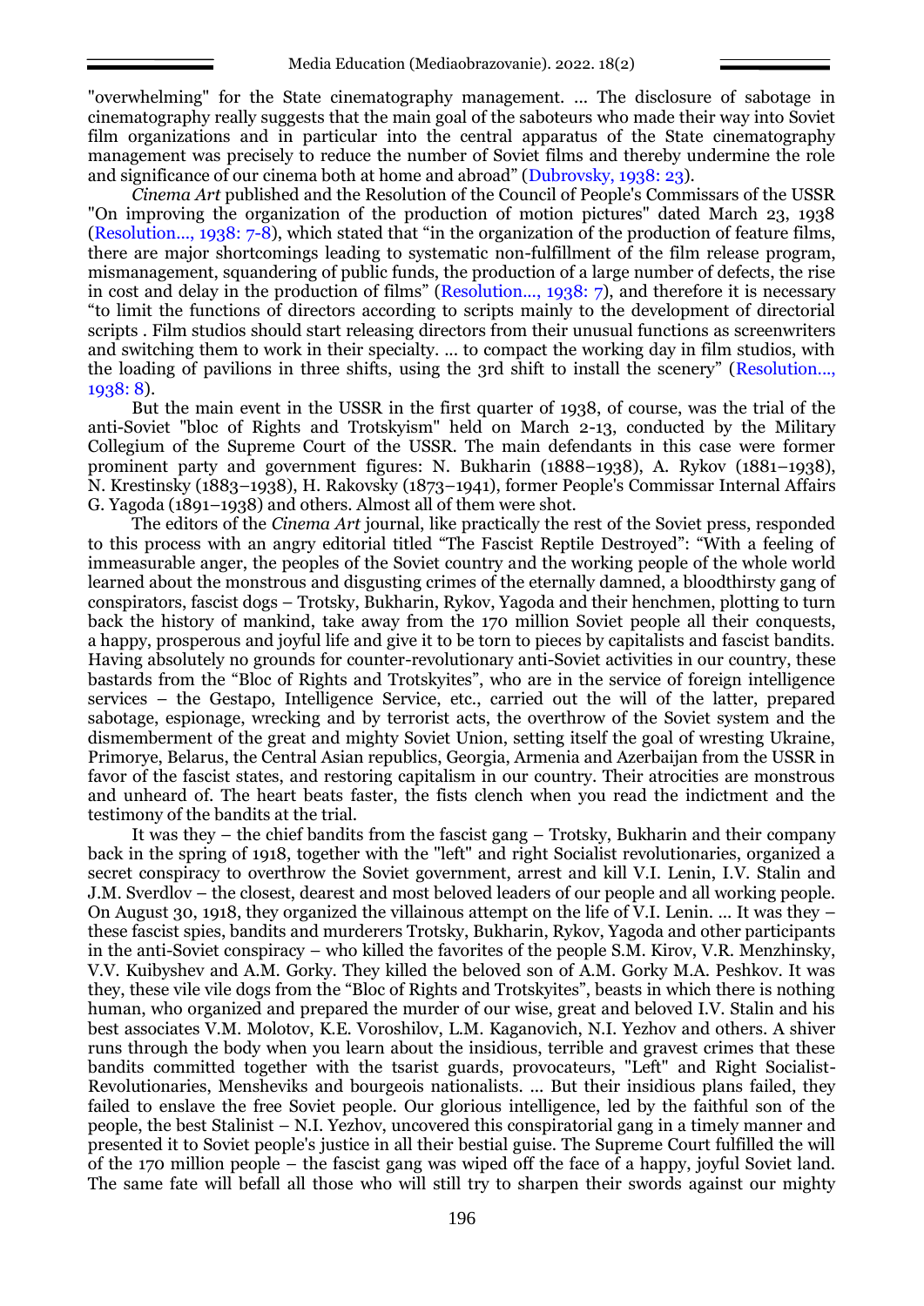"overwhelming" for the State cinematography management. … The disclosure of sabotage in cinematography really suggests that the main goal of the saboteurs who made their way into Soviet film organizations and in particular into the central apparatus of the State cinematography management was precisely to reduce the number of Soviet films and thereby undermine the role and significance of our cinema both at home and abroad" (Dubrovsky, 1938: 23).

*Cinema Art* published and the Resolution of the Council of People's Commissars of the USSR "On improving the organization of the production of motion pictures" dated March 23, 1938 (Resolution..., 1938: 7-8), which stated that "in the organization of the production of feature films, there are major shortcomings leading to systematic non-fulfillment of the film release program, mismanagement, squandering of public funds, the production of a large number of defects, the rise in cost and delay in the production of films" (Resolution..., 1938: 7), and therefore it is necessary "to limit the functions of directors according to scripts mainly to the development of directorial scripts . Film studios should start releasing directors from their unusual functions as screenwriters and switching them to work in their specialty. … to compact the working day in film studios, with the loading of pavilions in three shifts, using the 3rd shift to install the scenery" (Resolution..., 1938: 8).

But the main event in the USSR in the first quarter of 1938, of course, was the trial of the anti-Soviet "bloc of Rights and Trotskyism" held on March 2-13, conducted by the Military Collegium of the Supreme Court of the USSR. The main defendants in this case were former prominent party and government figures: N. Bukharin (1888–1938), A. Rykov (1881–1938), N. Krestinsky (1883–1938), H. Rakovsky (1873–1941), former People's Commissar Internal Affairs G. Yagoda (1891–1938) and others. Almost all of them were shot.

The editors of the *Cinema Art* journal, like practically the rest of the Soviet press, responded to this process with an angry editorial titled "The Fascist Reptile Destroyed": "With a feeling of immeasurable anger, the peoples of the Soviet country and the working people of the whole world learned about the monstrous and disgusting crimes of the eternally damned, a bloodthirsty gang of conspirators, fascist dogs – Trotsky, Bukharin, Rykov, Yagoda and their henchmen, plotting to turn back the history of mankind, take away from the 170 million Soviet people all their conquests, a happy, prosperous and joyful life and give it to be torn to pieces by capitalists and fascist bandits. Having absolutely no grounds for counter-revolutionary anti-Soviet activities in our country, these bastards from the "Bloc of Rights and Trotskyites", who are in the service of foreign intelligence services – the Gestapo, Intelligence Service, etc., carried out the will of the latter, prepared sabotage, espionage, wrecking and by terrorist acts, the overthrow of the Soviet system and the dismemberment of the great and mighty Soviet Union, setting itself the goal of wresting Ukraine, Primorye, Belarus, the Central Asian republics, Georgia, Armenia and Azerbaijan from the USSR in favor of the fascist states, and restoring capitalism in our country. Their atrocities are monstrous and unheard of. The heart beats faster, the fists clench when you read the indictment and the testimony of the bandits at the trial.

It was they – the chief bandits from the fascist gang – Trotsky, Bukharin and their company back in the spring of 1918, together with the "left" and right Socialist revolutionaries, organized a secret conspiracy to overthrow the Soviet government, arrest and kill V.I. Lenin, I.V. Stalin and J.M. Sverdlov – the closest, dearest and most beloved leaders of our people and all working people. On August 30, 1918, they organized the villainous attempt on the life of V.I. Lenin. … It was they – these fascist spies, bandits and murderers Trotsky, Bukharin, Rykov, Yagoda and other participants in the anti-Soviet conspiracy – who killed the favorites of the people S.M. Kirov, V.R. Menzhinsky, V.V. Kuibyshev and A.M. Gorky. They killed the beloved son of A.M. Gorky M.A. Peshkov. It was they, these vile vile dogs from the "Bloc of Rights and Trotskyites", beasts in which there is nothing human, who organized and prepared the murder of our wise, great and beloved I.V. Stalin and his best associates V.M. Molotov, K.E. Voroshilov, L.M. Kaganovich, N.I. Yezhov and others. A shiver runs through the body when you learn about the insidious, terrible and gravest crimes that these bandits committed together with the tsarist guards, provocateurs, "Left" and Right Socialist-Revolutionaries, Mensheviks and bourgeois nationalists. … But their insidious plans failed, they failed to enslave the free Soviet people. Our glorious intelligence, led by the faithful son of the people, the best Stalinist – N.I. Yezhov, uncovered this conspiratorial gang in a timely manner and presented it to Soviet people's justice in all their bestial guise. The Supreme Court fulfilled the will of the 170 million people – the fascist gang was wiped off the face of a happy, joyful Soviet land. The same fate will befall all those who will still try to sharpen their swords against our mighty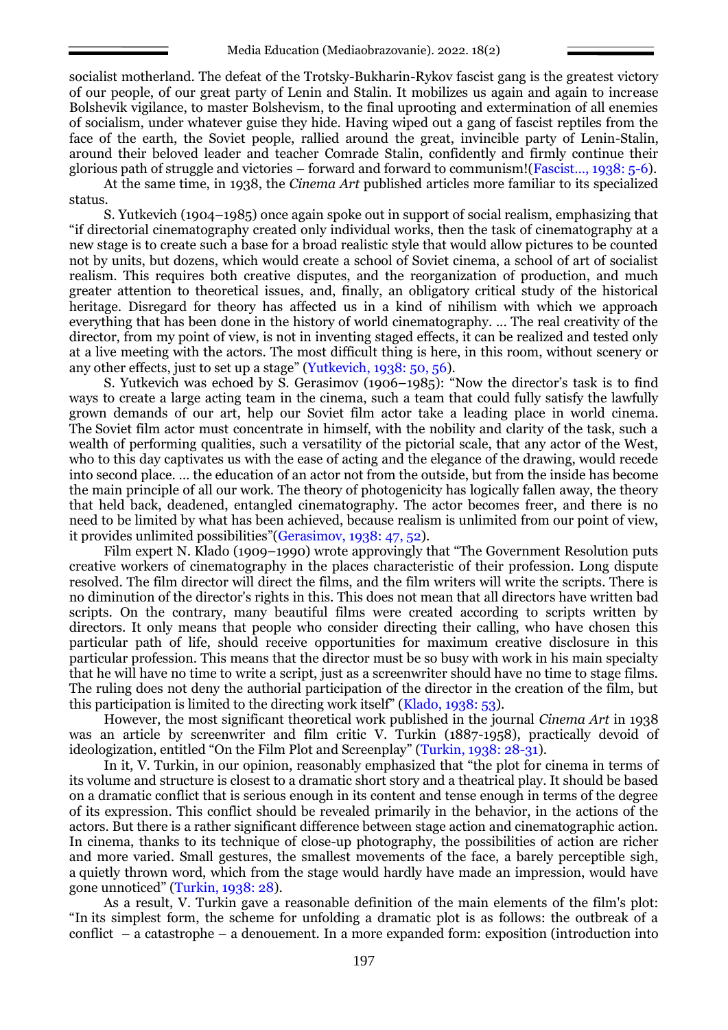socialist motherland. The defeat of the Trotsky-Bukharin-Rykov fascist gang is the greatest victory of our people, of our great party of Lenin and Stalin. It mobilizes us again and again to increase Bolshevik vigilance, to master Bolshevism, to the final uprooting and extermination of all enemies of socialism, under whatever guise they hide. Having wiped out a gang of fascist reptiles from the face of the earth, the Soviet people, rallied around the great, invincible party of Lenin-Stalin, around their beloved leader and teacher Comrade Stalin, confidently and firmly continue their glorious path of struggle and victories – forward and forward to communism!(Fascist…, 1938: 5-6).

At the same time, in 1938, the *Cinema Art* published articles more familiar to its specialized status.

S. Yutkevich (1904–1985) once again spoke out in support of social realism, emphasizing that "if directorial cinematography created only individual works, then the task of cinematography at a new stage is to create such a base for a broad realistic style that would allow pictures to be counted not by units, but dozens, which would create a school of Soviet cinema, a school of art of socialist realism. This requires both creative disputes, and the reorganization of production, and much greater attention to theoretical issues, and, finally, an obligatory critical study of the historical heritage. Disregard for theory has affected us in a kind of nihilism with which we approach everything that has been done in the history of world cinematography. … The real creativity of the director, from my point of view, is not in inventing staged effects, it can be realized and tested only at a live meeting with the actors. The most difficult thing is here, in this room, without scenery or any other effects, just to set up a stage" (Yutkevich, 1938: 50, 56).

S. Yutkevich was echoed by S. Gerasimov (1906–1985): "Now the director's task is to find ways to create a large acting team in the cinema, such a team that could fully satisfy the lawfully grown demands of our art, help our Soviet film actor take a leading place in world cinema. The Soviet film actor must concentrate in himself, with the nobility and clarity of the task, such a wealth of performing qualities, such a versatility of the pictorial scale, that any actor of the West, who to this day captivates us with the ease of acting and the elegance of the drawing, would recede into second place. … the education of an actor not from the outside, but from the inside has become the main principle of all our work. The theory of photogenicity has logically fallen away, the theory that held back, deadened, entangled cinematography. The actor becomes freer, and there is no need to be limited by what has been achieved, because realism is unlimited from our point of view, it provides unlimited possibilities"(Gerasimov, 1938: 47, 52).

Film expert N. Klado (1909–1990) wrote approvingly that "The Government Resolution puts creative workers of cinematography in the places characteristic of their profession. Long dispute resolved. The film director will direct the films, and the film writers will write the scripts. There is no diminution of the director's rights in this. This does not mean that all directors have written bad scripts. On the contrary, many beautiful films were created according to scripts written by directors. It only means that people who consider directing their calling, who have chosen this particular path of life, should receive opportunities for maximum creative disclosure in this particular profession. This means that the director must be so busy with work in his main specialty that he will have no time to write a script, just as a screenwriter should have no time to stage films. The ruling does not deny the authorial participation of the director in the creation of the film, but this participation is limited to the directing work itself" (Klado, 1938: 53).

However, the most significant theoretical work published in the journal *Cinema Art* in 1938 was an article by screenwriter and film critic V. Turkin (1887-1958), practically devoid of ideologization, entitled "On the Film Plot and Screenplay" (Turkin, 1938: 28-31).

In it, V. Turkin, in our opinion, reasonably emphasized that "the plot for cinema in terms of its volume and structure is closest to a dramatic short story and a theatrical play. It should be based on a dramatic conflict that is serious enough in its content and tense enough in terms of the degree of its expression. This conflict should be revealed primarily in the behavior, in the actions of the actors. But there is a rather significant difference between stage action and cinematographic action. In cinema, thanks to its technique of close-up photography, the possibilities of action are richer and more varied. Small gestures, the smallest movements of the face, a barely perceptible sigh, a quietly thrown word, which from the stage would hardly have made an impression, would have gone unnoticed" (Turkin, 1938: 28).

As a result, V. Turkin gave a reasonable definition of the main elements of the film's plot: "In its simplest form, the scheme for unfolding a dramatic plot is as follows: the outbreak of a conflict – a catastrophe – a denouement. In a more expanded form: exposition (introduction into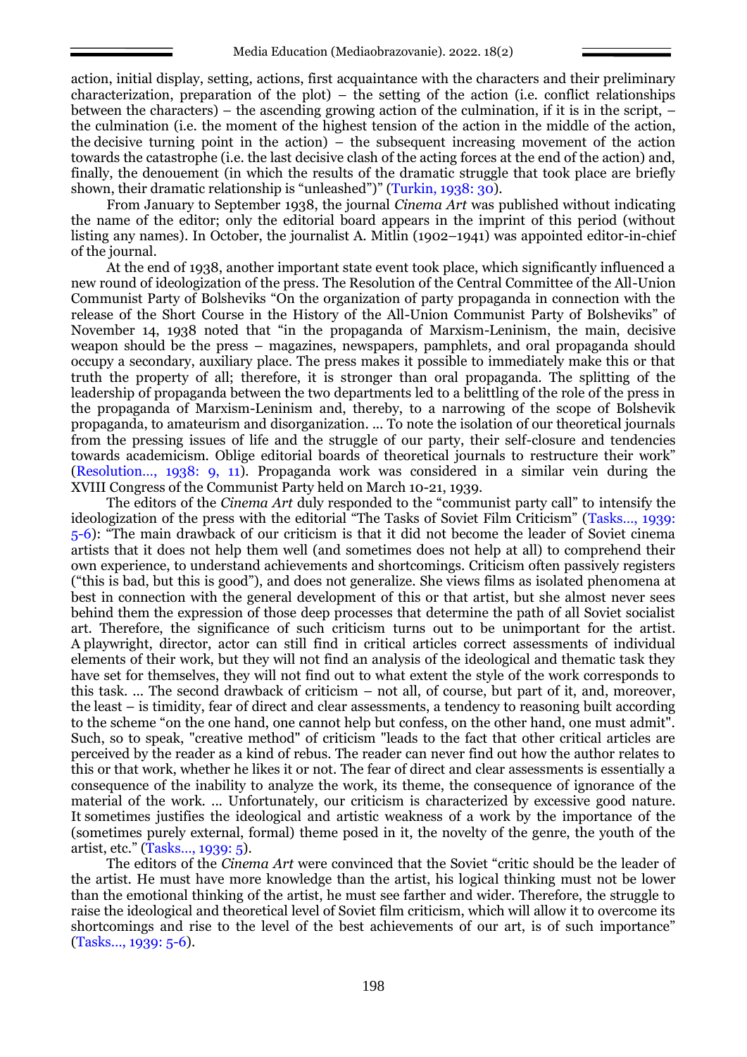action, initial display, setting, actions, first acquaintance with the characters and their preliminary characterization, preparation of the plot) – the setting of the action (i.e. conflict relationships between the characters) – the ascending growing action of the culmination, if it is in the script, – the culmination (i.e. the moment of the highest tension of the action in the middle of the action, the decisive turning point in the action) – the subsequent increasing movement of the action towards the catastrophe (i.e. the last decisive clash of the acting forces at the end of the action) and, finally, the denouement (in which the results of the dramatic struggle that took place are briefly shown, their dramatic relationship is "unleashed")" (Turkin, 1938: 30).

From January to September 1938, the journal *Cinema Art* was published without indicating the name of the editor; only the editorial board appears in the imprint of this period (without listing any names). In October, the journalist A. Mitlin (1902–1941) was appointed editor-in-chief of the journal.

At the end of 1938, another important state event took place, which significantly influenced a new round of ideologization of the press. The Resolution of the Central Committee of the All-Union Communist Party of Bolsheviks "On the organization of party propaganda in connection with the release of the Short Course in the History of the All-Union Communist Party of Bolsheviks" of November 14, 1938 noted that "in the propaganda of Marxism-Leninism, the main, decisive weapon should be the press – magazines, newspapers, pamphlets, and oral propaganda should occupy a secondary, auxiliary place. The press makes it possible to immediately make this or that truth the property of all; therefore, it is stronger than oral propaganda. The splitting of the leadership of propaganda between the two departments led to a belittling of the role of the press in the propaganda of Marxism-Leninism and, thereby, to a narrowing of the scope of Bolshevik propaganda, to amateurism and disorganization. ... To note the isolation of our theoretical journals from the pressing issues of life and the struggle of our party, their self-closure and tendencies towards academicism. Oblige editorial boards of theoretical journals to restructure their work" (Resolution..., 1938: 9, 11). Propaganda work was considered in a similar vein during the XVIII Congress of the Communist Party held on March 10-21, 1939.

The editors of the *Cinema Art* duly responded to the "communist party call" to intensify the ideologization of the press with the editorial "The Tasks of Soviet Film Criticism" (Tasks..., 1939: 5-6): "The main drawback of our criticism is that it did not become the leader of Soviet cinema artists that it does not help them well (and sometimes does not help at all) to comprehend their own experience, to understand achievements and shortcomings. Criticism often passively registers ("this is bad, but this is good"), and does not generalize. She views films as isolated phenomena at best in connection with the general development of this or that artist, but she almost never sees behind them the expression of those deep processes that determine the path of all Soviet socialist art. Therefore, the significance of such criticism turns out to be unimportant for the artist. A playwright, director, actor can still find in critical articles correct assessments of individual elements of their work, but they will not find an analysis of the ideological and thematic task they have set for themselves, they will not find out to what extent the style of the work corresponds to this task. ... The second drawback of criticism – not all, of course, but part of it, and, moreover, the least – is timidity, fear of direct and clear assessments, a tendency to reasoning built according to the scheme "on the one hand, one cannot help but confess, on the other hand, one must admit". Such, so to speak, "creative method" of criticism "leads to the fact that other critical articles are perceived by the reader as a kind of rebus. The reader can never find out how the author relates to this or that work, whether he likes it or not. The fear of direct and clear assessments is essentially a consequence of the inability to analyze the work, its theme, the consequence of ignorance of the material of the work. ... Unfortunately, our criticism is characterized by excessive good nature. It sometimes justifies the ideological and artistic weakness of a work by the importance of the (sometimes purely external, formal) theme posed in it, the novelty of the genre, the youth of the artist, etc." (Tasks..., 1939: 5).

The editors of the *Cinema Art* were convinced that the Soviet "critic should be the leader of the artist. He must have more knowledge than the artist, his logical thinking must not be lower than the emotional thinking of the artist, he must see farther and wider. Therefore, the struggle to raise the ideological and theoretical level of Soviet film criticism, which will allow it to overcome its shortcomings and rise to the level of the best achievements of our art, is of such importance" (Tasks..., 1939: 5-6).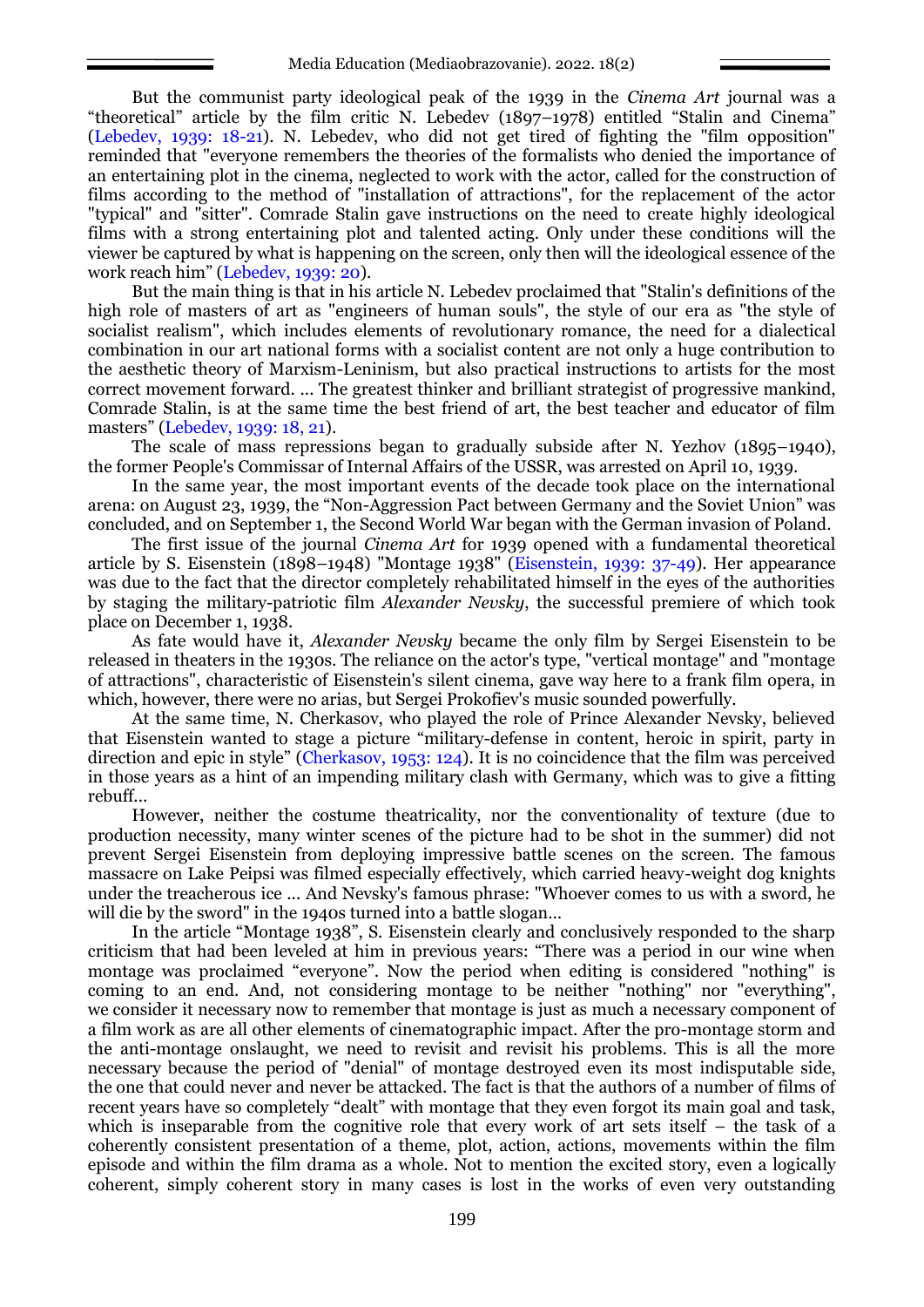But the communist party ideological peak of the 1939 in the *Cinema Art* journal was a "theoretical" article by the film critic N. Lebedev (1897–1978) entitled "Stalin and Cinema" (Lebedev, 1939: 18-21). N. Lebedev, who did not get tired of fighting the "film opposition" reminded that "everyone remembers the theories of the formalists who denied the importance of an entertaining plot in the cinema, neglected to work with the actor, called for the construction of films according to the method of "installation of attractions", for the replacement of the actor "typical" and "sitter". Comrade Stalin gave instructions on the need to create highly ideological films with a strong entertaining plot and talented acting. Only under these conditions will the viewer be captured by what is happening on the screen, only then will the ideological essence of the work reach him" (Lebedev, 1939: 20).

But the main thing is that in his article N. Lebedev proclaimed that "Stalin's definitions of the high role of masters of art as "engineers of human souls", the style of our era as "the style of socialist realism", which includes elements of revolutionary romance, the need for a dialectical combination in our art national forms with a socialist content are not only a huge contribution to the aesthetic theory of Marxism-Leninism, but also practical instructions to artists for the most correct movement forward. ... The greatest thinker and brilliant strategist of progressive mankind, Comrade Stalin, is at the same time the best friend of art, the best teacher and educator of film masters" (Lebedev, 1939: 18, 21).

The scale of mass repressions began to gradually subside after N. Yezhov (1895–1940), the former People's Commissar of Internal Affairs of the USSR, was arrested on April 10, 1939.

In the same year, the most important events of the decade took place on the international arena: on August 23, 1939, the "Non-Aggression Pact between Germany and the Soviet Union" was concluded, and on September 1, the Second World War began with the German invasion of Poland.

The first issue of the journal *Cinema Art* for 1939 opened with a fundamental theoretical article by S. Eisenstein (1898–1948) "Montage 1938" (Eisenstein, 1939: 37-49). Her appearance was due to the fact that the director completely rehabilitated himself in the eyes of the authorities by staging the military-patriotic film *Alexander Nevsky*, the successful premiere of which took place on December 1, 1938.

As fate would have it, *Alexander Nevsky* became the only film by Sergei Eisenstein to be released in theaters in the 1930s. The reliance on the actor's type, "vertical montage" and "montage of attractions", characteristic of Eisenstein's silent cinema, gave way here to a frank film opera, in which, however, there were no arias, but Sergei Prokofiev's music sounded powerfully.

At the same time, N. Cherkasov, who played the role of Prince Alexander Nevsky, believed that Eisenstein wanted to stage a picture "military-defense in content, heroic in spirit, party in direction and epic in style" (Cherkasov, 1953: 124). It is no coincidence that the film was perceived in those years as a hint of an impending military clash with Germany, which was to give a fitting rebuff...

However, neither the costume theatricality, nor the conventionality of texture (due to production necessity, many winter scenes of the picture had to be shot in the summer) did not prevent Sergei Eisenstein from deploying impressive battle scenes on the screen. The famous massacre on Lake Peipsi was filmed especially effectively, which carried heavy-weight dog knights under the treacherous ice ... And Nevsky's famous phrase: "Whoever comes to us with a sword, he will die by the sword" in the 1940s turned into a battle slogan...

In the article "Montage 1938", S. Eisenstein clearly and conclusively responded to the sharp criticism that had been leveled at him in previous years: "There was a period in our wine when montage was proclaimed "everyone". Now the period when editing is considered "nothing" is coming to an end. And, not considering montage to be neither "nothing" nor "everything", we consider it necessary now to remember that montage is just as much a necessary component of a film work as are all other elements of cinematographic impact. After the pro-montage storm and the anti-montage onslaught, we need to revisit and revisit his problems. This is all the more necessary because the period of "denial" of montage destroyed even its most indisputable side, the one that could never and never be attacked. The fact is that the authors of a number of films of recent years have so completely "dealt" with montage that they even forgot its main goal and task, which is inseparable from the cognitive role that every work of art sets itself – the task of a coherently consistent presentation of a theme, plot, action, actions, movements within the film episode and within the film drama as a whole. Not to mention the excited story, even a logically coherent, simply coherent story in many cases is lost in the works of even very outstanding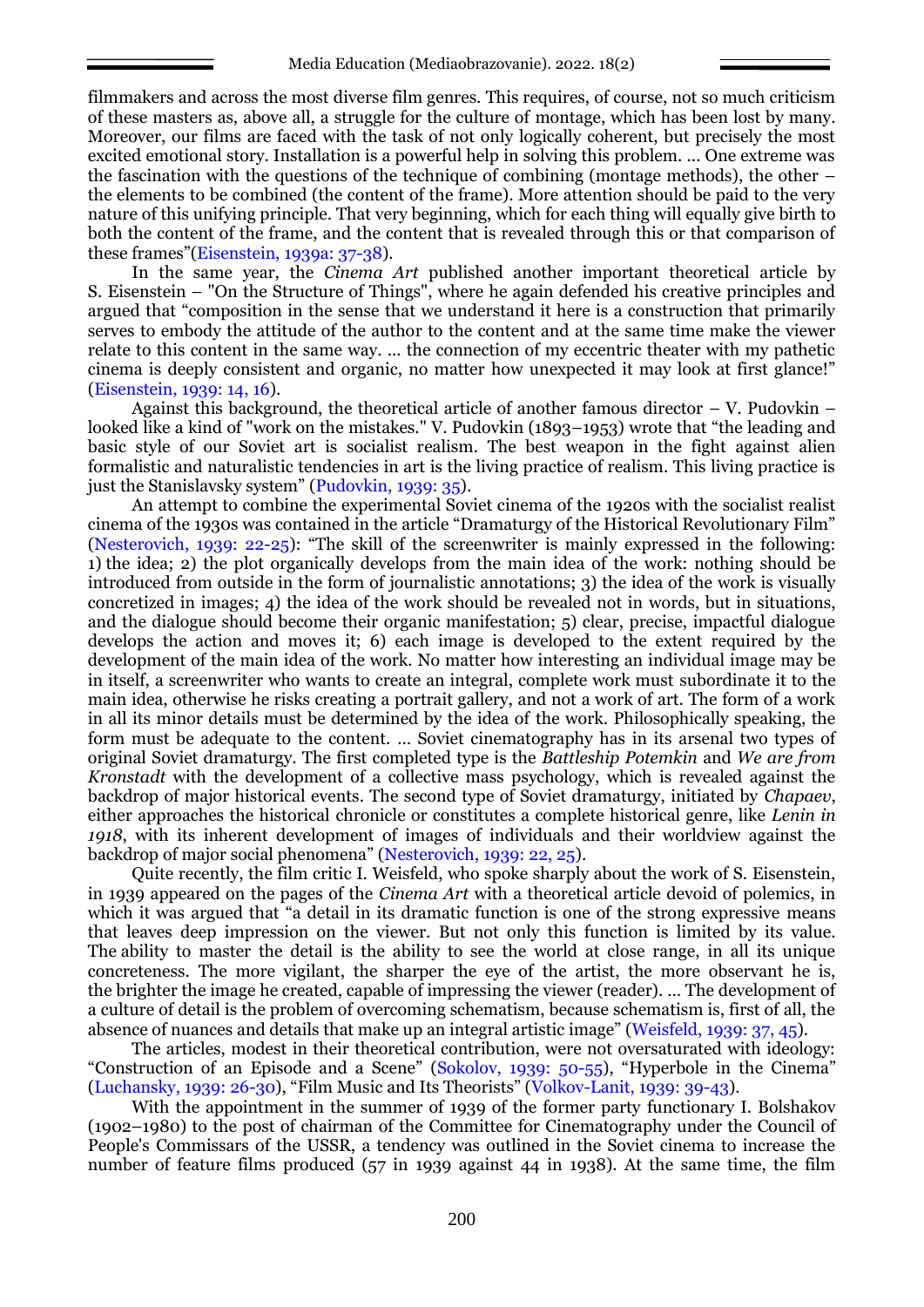filmmakers and across the most diverse film genres. This requires, of course, not so much criticism of these masters as, above all, a struggle for the culture of montage, which has been lost by many. Moreover, our films are faced with the task of not only logically coherent, but precisely the most excited emotional story. Installation is a powerful help in solving this problem. ... One extreme was the fascination with the questions of the technique of combining (montage methods), the other – the elements to be combined (the content of the frame). More attention should be paid to the very nature of this unifying principle. That very beginning, which for each thing will equally give birth to both the content of the frame, and the content that is revealed through this or that comparison of these frames"(Eisenstein, 1939a: 37-38).

In the same year, the *Cinema Art* published another important theoretical article by S. Eisenstein – "On the Structure of Things", where he again defended his creative principles and argued that "composition in the sense that we understand it here is a construction that primarily serves to embody the attitude of the author to the content and at the same time make the viewer relate to this content in the same way. ... the connection of my eccentric theater with my pathetic cinema is deeply consistent and organic, no matter how unexpected it may look at first glance!" (Eisenstein, 1939: 14, 16).

Against this background, the theoretical article of another famous director – V. Pudovkin – looked like a kind of "work on the mistakes." V. Pudovkin (1893–1953) wrote that "the leading and basic style of our Soviet art is socialist realism. The best weapon in the fight against alien formalistic and naturalistic tendencies in art is the living practice of realism. This living practice is just the Stanislavsky system" (Pudovkin, 1939: 35).

An attempt to combine the experimental Soviet cinema of the 1920s with the socialist realist cinema of the 1930s was contained in the article "Dramaturgy of the Historical Revolutionary Film" (Nesterovich, 1939: 22-25): "The skill of the screenwriter is mainly expressed in the following: 1) the idea; 2) the plot organically develops from the main idea of the work: nothing should be introduced from outside in the form of journalistic annotations; 3) the idea of the work is visually concretized in images; 4) the idea of the work should be revealed not in words, but in situations, and the dialogue should become their organic manifestation; 5) clear, precise, impactful dialogue develops the action and moves it; 6) each image is developed to the extent required by the development of the main idea of the work. No matter how interesting an individual image may be in itself, a screenwriter who wants to create an integral, complete work must subordinate it to the main idea, otherwise he risks creating a portrait gallery, and not a work of art. The form of a work in all its minor details must be determined by the idea of the work. Philosophically speaking, the form must be adequate to the content. ... Soviet cinematography has in its arsenal two types of original Soviet dramaturgy. The first completed type is the *Battleship Potemkin* and *We are from Kronstadt* with the development of a collective mass psychology, which is revealed against the backdrop of major historical events. The second type of Soviet dramaturgy, initiated by *Chapaev*, either approaches the historical chronicle or constitutes a complete historical genre, like *Lenin in 1918*, with its inherent development of images of individuals and their worldview against the backdrop of major social phenomena" (Nesterovich, 1939: 22, 25).

Quite recently, the film critic I. Weisfeld, who spoke sharply about the work of S. Eisenstein, in 1939 appeared on the pages of the *Cinema Art* with a theoretical article devoid of polemics, in which it was argued that "a detail in its dramatic function is one of the strong expressive means that leaves deep impression on the viewer. But not only this function is limited by its value. The ability to master the detail is the ability to see the world at close range, in all its unique concreteness. The more vigilant, the sharper the eye of the artist, the more observant he is, the brighter the image he created, capable of impressing the viewer (reader). ... The development of a culture of detail is the problem of overcoming schematism, because schematism is, first of all, the absence of nuances and details that make up an integral artistic image" (Weisfeld, 1939: 37, 45).

The articles, modest in their theoretical contribution, were not oversaturated with ideology: "Construction of an Episode and a Scene" (Sokolov, 1939: 50-55), "Hyperbole in the Cinema" (Luchansky, 1939: 26-30), "Film Music and Its Theorists" (Volkov-Lanit, 1939: 39-43).

With the appointment in the summer of 1939 of the former party functionary I. Bolshakov (1902–1980) to the post of chairman of the Committee for Cinematography under the Council of People's Commissars of the USSR, a tendency was outlined in the Soviet cinema to increase the number of feature films produced (57 in 1939 against 44 in 1938). At the same time, the film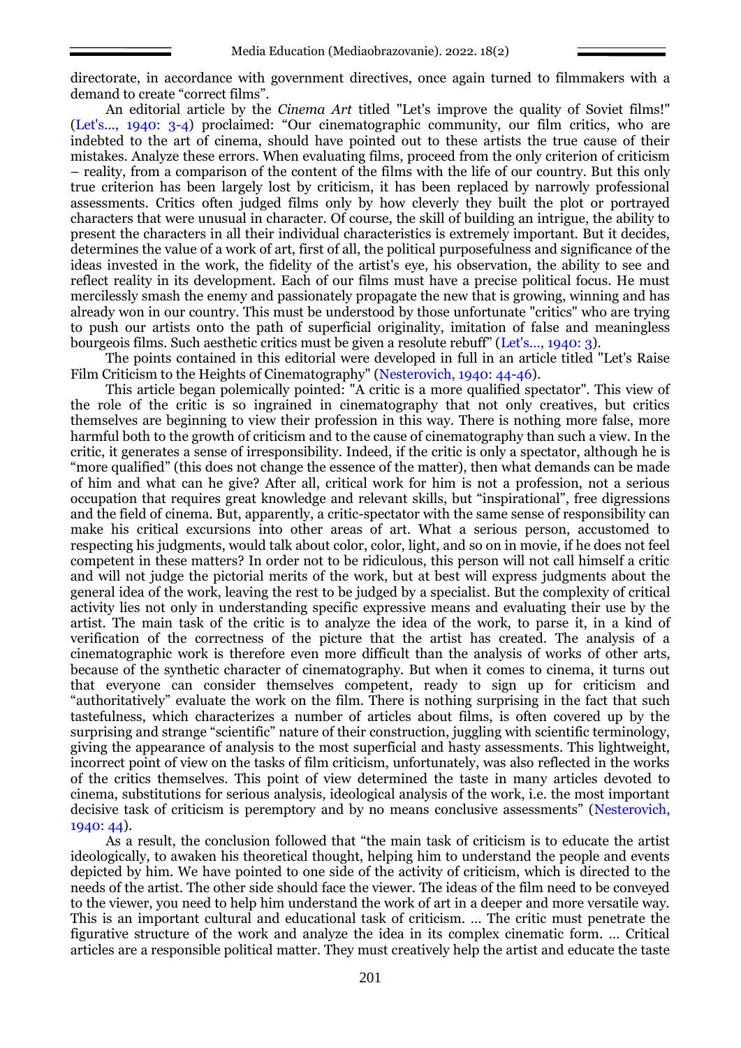directorate, in accordance with government directives, once again turned to filmmakers with a demand to create "correct films".

An editorial article by the *Cinema Art* titled "Let's improve the quality of Soviet films!" (Let's..., 1940: 3-4) proclaimed: "Our cinematographic community, our film critics, who are indebted to the art of cinema, should have pointed out to these artists the true cause of their mistakes. Analyze these errors. When evaluating films, proceed from the only criterion of criticism – reality, from a comparison of the content of the films with the life of our country. But this only true criterion has been largely lost by criticism, it has been replaced by narrowly professional assessments. Critics often judged films only by how cleverly they built the plot or portrayed characters that were unusual in character. Of course, the skill of building an intrigue, the ability to present the characters in all their individual characteristics is extremely important. But it decides, determines the value of a work of art, first of all, the political purposefulness and significance of the ideas invested in the work, the fidelity of the artist's eye, his observation, the ability to see and reflect reality in its development. Each of our films must have a precise political focus. He must mercilessly smash the enemy and passionately propagate the new that is growing, winning and has already won in our country. This must be understood by those unfortunate "critics" who are trying to push our artists onto the path of superficial originality, imitation of false and meaningless bourgeois films. Such aesthetic critics must be given a resolute rebuff" (Let's..., 1940: 3).

The points contained in this editorial were developed in full in an article titled "Let's Raise Film Criticism to the Heights of Cinematography" (Nesterovich, 1940: 44-46).

This article began polemically pointed: "A critic is a more qualified spectator". This view of the role of the critic is so ingrained in cinematography that not only creatives, but critics themselves are beginning to view their profession in this way. There is nothing more false, more harmful both to the growth of criticism and to the cause of cinematography than such a view. In the critic, it generates a sense of irresponsibility. Indeed, if the critic is only a spectator, although he is "more qualified" (this does not change the essence of the matter), then what demands can be made of him and what can he give? After all, critical work for him is not a profession, not a serious occupation that requires great knowledge and relevant skills, but "inspirational", free digressions and the field of cinema. But, apparently, a critic-spectator with the same sense of responsibility can make his critical excursions into other areas of art. What a serious person, accustomed to respecting his judgments, would talk about color, color, light, and so on in movie, if he does not feel competent in these matters? In order not to be ridiculous, this person will not call himself a critic and will not judge the pictorial merits of the work, but at best will express judgments about the general idea of the work, leaving the rest to be judged by a specialist. But the complexity of critical activity lies not only in understanding specific expressive means and evaluating their use by the artist. The main task of the critic is to analyze the idea of the work, to parse it, in a kind of verification of the correctness of the picture that the artist has created. The analysis of a cinematographic work is therefore even more difficult than the analysis of works of other arts, because of the synthetic character of cinematography. But when it comes to cinema, it turns out that everyone can consider themselves competent, ready to sign up for criticism and "authoritatively" evaluate the work on the film. There is nothing surprising in the fact that such tastefulness, which characterizes a number of articles about films, is often covered up by the surprising and strange "scientific" nature of their construction, juggling with scientific terminology, giving the appearance of analysis to the most superficial and hasty assessments. This lightweight, incorrect point of view on the tasks of film criticism, unfortunately, was also reflected in the works of the critics themselves. This point of view determined the taste in many articles devoted to cinema, substitutions for serious analysis, ideological analysis of the work, i.e. the most important decisive task of criticism is peremptory and by no means conclusive assessments" (Nesterovich, 1940: 44).

As a result, the conclusion followed that "the main task of criticism is to educate the artist ideologically, to awaken his theoretical thought, helping him to understand the people and events depicted by him. We have pointed to one side of the activity of criticism, which is directed to the needs of the artist. The other side should face the viewer. The ideas of the film need to be conveyed to the viewer, you need to help him understand the work of art in a deeper and more versatile way. This is an important cultural and educational task of criticism. … The critic must penetrate the figurative structure of the work and analyze the idea in its complex cinematic form. … Critical articles are a responsible political matter. They must creatively help the artist and educate the taste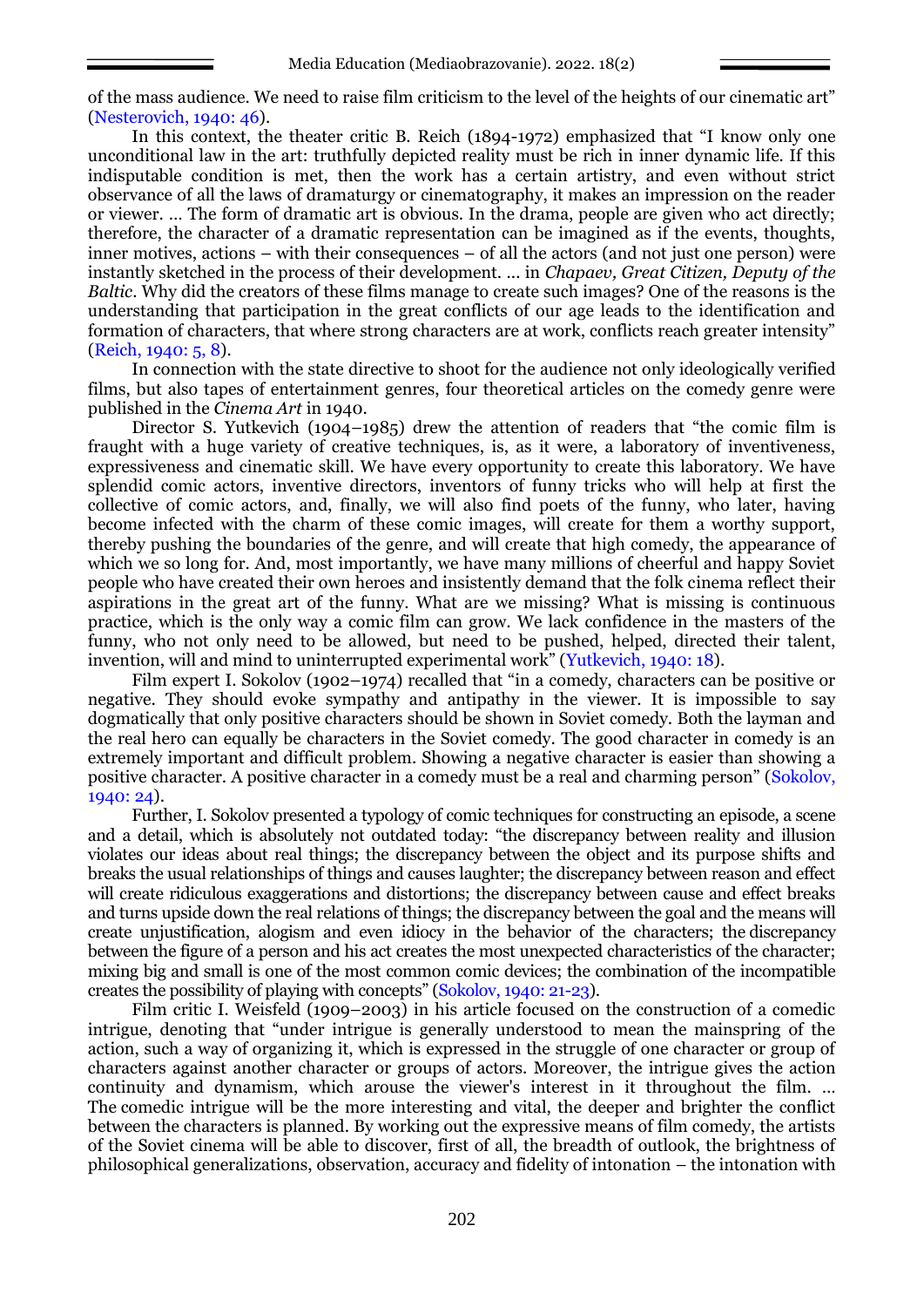of the mass audience. We need to raise film criticism to the level of the heights of our cinematic art" (Nesterovich, 1940: 46).

In this context, the theater critic B. Reich (1894-1972) emphasized that "I know only one unconditional law in the art: truthfully depicted reality must be rich in inner dynamic life. If this indisputable condition is met, then the work has a certain artistry, and even without strict observance of all the laws of dramaturgy or cinematography, it makes an impression on the reader or viewer. … The form of dramatic art is obvious. In the drama, people are given who act directly; therefore, the character of a dramatic representation can be imagined as if the events, thoughts, inner motives, actions – with their consequences – of all the actors (and not just one person) were instantly sketched in the process of their development. … in *Chapaev, Great Citizen, Deputy of the Baltic*. Why did the creators of these films manage to create such images? One of the reasons is the understanding that participation in the great conflicts of our age leads to the identification and formation of characters, that where strong characters are at work, conflicts reach greater intensity" (Reich, 1940: 5, 8).

In connection with the state directive to shoot for the audience not only ideologically verified films, but also tapes of entertainment genres, four theoretical articles on the comedy genre were published in the *Cinema Art* in 1940.

Director S. Yutkevich (1904–1985) drew the attention of readers that "the comic film is fraught with a huge variety of creative techniques, is, as it were, a laboratory of inventiveness, expressiveness and cinematic skill. We have every opportunity to create this laboratory. We have splendid comic actors, inventive directors, inventors of funny tricks who will help at first the collective of comic actors, and, finally, we will also find poets of the funny, who later, having become infected with the charm of these comic images, will create for them a worthy support, thereby pushing the boundaries of the genre, and will create that high comedy, the appearance of which we so long for. And, most importantly, we have many millions of cheerful and happy Soviet people who have created their own heroes and insistently demand that the folk cinema reflect their aspirations in the great art of the funny. What are we missing? What is missing is continuous practice, which is the only way a comic film can grow. We lack confidence in the masters of the funny, who not only need to be allowed, but need to be pushed, helped, directed their talent, invention, will and mind to uninterrupted experimental work" (Yutkevich, 1940: 18).

Film expert I. Sokolov (1902–1974) recalled that "in a comedy, characters can be positive or negative. They should evoke sympathy and antipathy in the viewer. It is impossible to say dogmatically that only positive characters should be shown in Soviet comedy. Both the layman and the real hero can equally be characters in the Soviet comedy. The good character in comedy is an extremely important and difficult problem. Showing a negative character is easier than showing a positive character. A positive character in a comedy must be a real and charming person" (Sokolov, 1940: 24).

Further, I. Sokolov presented a typology of comic techniques for constructing an episode, a scene and a detail, which is absolutely not outdated today: "the discrepancy between reality and illusion violates our ideas about real things; the discrepancy between the object and its purpose shifts and breaks the usual relationships of things and causes laughter; the discrepancy between reason and effect will create ridiculous exaggerations and distortions; the discrepancy between cause and effect breaks and turns upside down the real relations of things; the discrepancy between the goal and the means will create unjustification, alogism and even idiocy in the behavior of the characters; the discrepancy between the figure of a person and his act creates the most unexpected characteristics of the character; mixing big and small is one of the most common comic devices; the combination of the incompatible creates the possibility of playing with concepts" (Sokolov, 1940: 21-23).

Film critic I. Weisfeld (1909–2003) in his article focused on the construction of a comedic intrigue, denoting that "under intrigue is generally understood to mean the mainspring of the action, such a way of organizing it, which is expressed in the struggle of one character or group of characters against another character or groups of actors. Moreover, the intrigue gives the action continuity and dynamism, which arouse the viewer's interest in it throughout the film. … The comedic intrigue will be the more interesting and vital, the deeper and brighter the conflict between the characters is planned. By working out the expressive means of film comedy, the artists of the Soviet cinema will be able to discover, first of all, the breadth of outlook, the brightness of philosophical generalizations, observation, accuracy and fidelity of intonation – the intonation with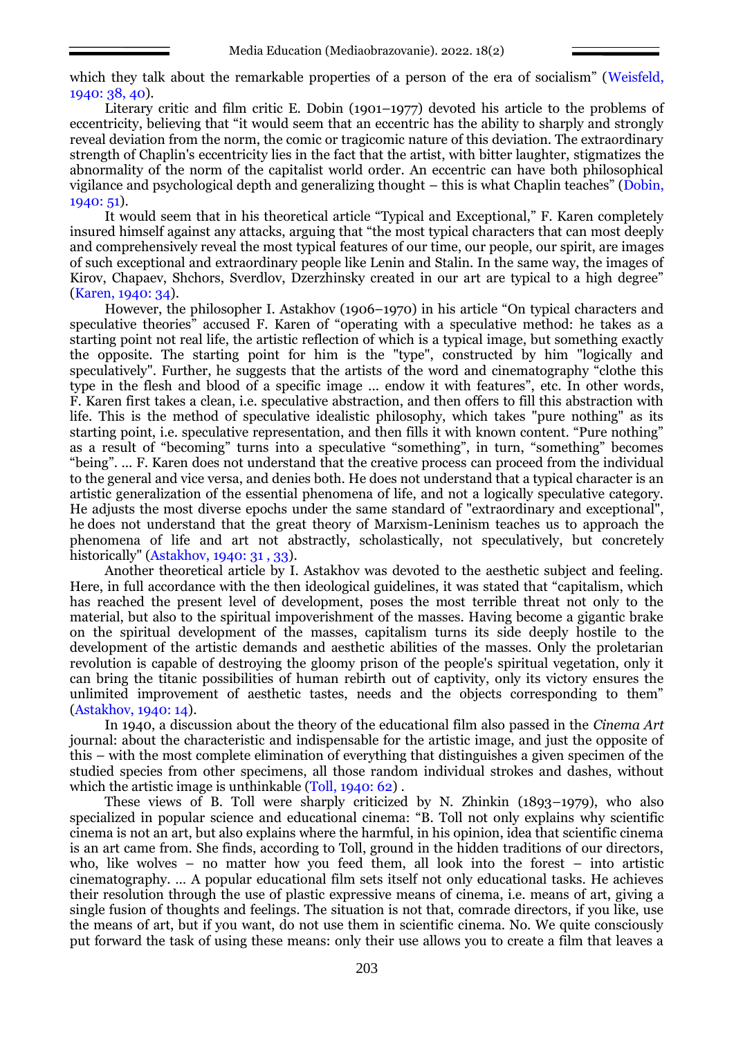which they talk about the remarkable properties of a person of the era of socialism" (Weisfeld, 1940: 38, 40).

Literary critic and film critic E. Dobin (1901–1977) devoted his article to the problems of eccentricity, believing that "it would seem that an eccentric has the ability to sharply and strongly reveal deviation from the norm, the comic or tragicomic nature of this deviation. The extraordinary strength of Chaplin's eccentricity lies in the fact that the artist, with bitter laughter, stigmatizes the abnormality of the norm of the capitalist world order. An eccentric can have both philosophical vigilance and psychological depth and generalizing thought – this is what Chaplin teaches" (Dobin, 1940: 51).

It would seem that in his theoretical article "Typical and Exceptional," F. Karen completely insured himself against any attacks, arguing that "the most typical characters that can most deeply and comprehensively reveal the most typical features of our time, our people, our spirit, are images of such exceptional and extraordinary people like Lenin and Stalin. In the same way, the images of Kirov, Chapaev, Shchors, Sverdlov, Dzerzhinsky created in our art are typical to a high degree" (Karen, 1940: 34).

However, the philosopher I. Astakhov (1906–1970) in his article "On typical characters and speculative theories" accused F. Karen of "operating with a speculative method: he takes as a starting point not real life, the artistic reflection of which is a typical image, but something exactly the opposite. The starting point for him is the "type", constructed by him "logically and speculatively". Further, he suggests that the artists of the word and cinematography "clothe this type in the flesh and blood of a specific image ... endow it with features", etc. In other words, F. Karen first takes a clean, i.e. speculative abstraction, and then offers to fill this abstraction with life. This is the method of speculative idealistic philosophy, which takes "pure nothing" as its starting point, i.e. speculative representation, and then fills it with known content. "Pure nothing" as a result of "becoming" turns into a speculative "something", in turn, "something" becomes "being". ... F. Karen does not understand that the creative process can proceed from the individual to the general and vice versa, and denies both. He does not understand that a typical character is an artistic generalization of the essential phenomena of life, and not a logically speculative category. He adjusts the most diverse epochs under the same standard of "extraordinary and exceptional", he does not understand that the great theory of Marxism-Leninism teaches us to approach the phenomena of life and art not abstractly, scholastically, not speculatively, but concretely historically" (Astakhov, 1940: 31 , 33).

Another theoretical article by I. Astakhov was devoted to the aesthetic subject and feeling. Here, in full accordance with the then ideological guidelines, it was stated that "capitalism, which has reached the present level of development, poses the most terrible threat not only to the material, but also to the spiritual impoverishment of the masses. Having become a gigantic brake on the spiritual development of the masses, capitalism turns its side deeply hostile to the development of the artistic demands and aesthetic abilities of the masses. Only the proletarian revolution is capable of destroying the gloomy prison of the people's spiritual vegetation, only it can bring the titanic possibilities of human rebirth out of captivity, only its victory ensures the unlimited improvement of aesthetic tastes, needs and the objects corresponding to them" (Astakhov, 1940: 14).

In 1940, a discussion about the theory of the educational film also passed in the *Cinema Art* journal: about the characteristic and indispensable for the artistic image, and just the opposite of this – with the most complete elimination of everything that distinguishes a given specimen of the studied species from other specimens, all those random individual strokes and dashes, without which the artistic image is unthinkable (Toll, 1940: 62) .

These views of B. Toll were sharply criticized by N. Zhinkin (1893–1979), who also specialized in popular science and educational cinema: "B. Toll not only explains why scientific cinema is not an art, but also explains where the harmful, in his opinion, idea that scientific cinema is an art came from. She finds, according to Toll, ground in the hidden traditions of our directors, who, like wolves – no matter how you feed them, all look into the forest – into artistic cinematography. ... A popular educational film sets itself not only educational tasks. He achieves their resolution through the use of plastic expressive means of cinema, i.e. means of art, giving a single fusion of thoughts and feelings. The situation is not that, comrade directors, if you like, use the means of art, but if you want, do not use them in scientific cinema. No. We quite consciously put forward the task of using these means: only their use allows you to create a film that leaves a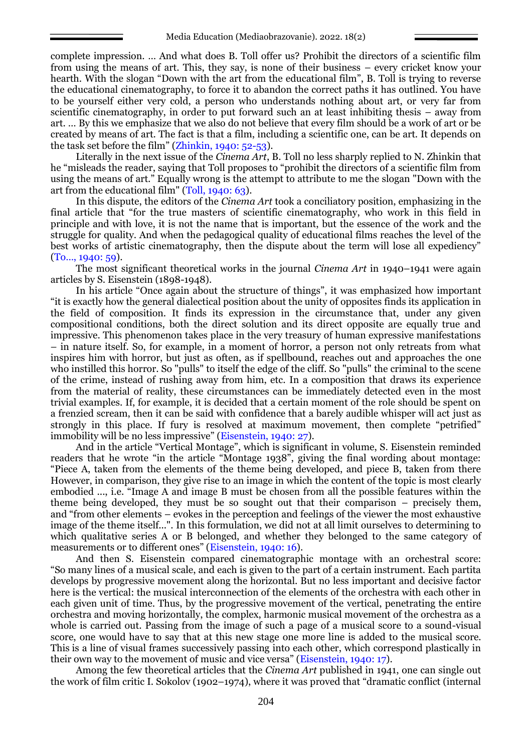complete impression. … And what does B. Toll offer us? Prohibit the directors of a scientific film from using the means of art. This, they say, is none of their business – every cricket know your hearth. With the slogan "Down with the art from the educational film", B. Toll is trying to reverse the educational cinematography, to force it to abandon the correct paths it has outlined. You have to be yourself either very cold, a person who understands nothing about art, or very far from scientific cinematography, in order to put forward such an at least inhibiting thesis – away from art. … By this we emphasize that we also do not believe that every film should be a work of art or be created by means of art. The fact is that a film, including a scientific one, can be art. It depends on the task set before the film" (Zhinkin, 1940: 52-53).

Literally in the next issue of the *Cinema Art*, B. Toll no less sharply replied to N. Zhinkin that he "misleads the reader, saying that Toll proposes to "prohibit the directors of a scientific film from using the means of art." Equally wrong is the attempt to attribute to me the slogan "Down with the art from the educational film" (Toll, 1940: 63).

In this dispute, the editors of the *Cinema Art* took a conciliatory position, emphasizing in the final article that "for the true masters of scientific cinematography, who work in this field in principle and with love, it is not the name that is important, but the essence of the work and the struggle for quality. And when the pedagogical quality of educational films reaches the level of the best works of artistic cinematography, then the dispute about the term will lose all expediency" (To..., 1940: 59).

The most significant theoretical works in the journal *Cinema Art* in 1940–1941 were again articles by S. Eisenstein (1898-1948).

In his article "Once again about the structure of things", it was emphasized how important "it is exactly how the general dialectical position about the unity of opposites finds its application in the field of composition. It finds its expression in the circumstance that, under any given compositional conditions, both the direct solution and its direct opposite are equally true and impressive. This phenomenon takes place in the very treasury of human expressive manifestations – in nature itself. So, for example, in a moment of horror, a person not only retreats from what inspires him with horror, but just as often, as if spellbound, reaches out and approaches the one who instilled this horror. So "pulls" to itself the edge of the cliff. So "pulls" the criminal to the scene of the crime, instead of rushing away from him, etc. In a composition that draws its experience from the material of reality, these circumstances can be immediately detected even in the most trivial examples. If, for example, it is decided that a certain moment of the role should be spent on a frenzied scream, then it can be said with confidence that a barely audible whisper will act just as strongly in this place. If fury is resolved at maximum movement, then complete "petrified" immobility will be no less impressive" (Eisenstein, 1940: 27).

And in the article "Vertical Montage", which is significant in volume, S. Eisenstein reminded readers that he wrote "in the article "Montage 1938", giving the final wording about montage: "Piece A, taken from the elements of the theme being developed, and piece B, taken from there However, in comparison, they give rise to an image in which the content of the topic is most clearly embodied ..., i.e. "Image A and image B must be chosen from all the possible features within the theme being developed, they must be so sought out that their comparison – precisely them, and "from other elements – evokes in the perception and feelings of the viewer the most exhaustive image of the theme itself...". In this formulation, we did not at all limit ourselves to determining to which qualitative series A or B belonged, and whether they belonged to the same category of measurements or to different ones" (Eisenstein, 1940: 16).

And then S. Eisenstein compared cinematographic montage with an orchestral score: "So many lines of a musical scale, and each is given to the part of a certain instrument. Each partita develops by progressive movement along the horizontal. But no less important and decisive factor here is the vertical: the musical interconnection of the elements of the orchestra with each other in each given unit of time. Thus, by the progressive movement of the vertical, penetrating the entire orchestra and moving horizontally, the complex, harmonic musical movement of the orchestra as a whole is carried out. Passing from the image of such a page of a musical score to a sound-visual score, one would have to say that at this new stage one more line is added to the musical score. This is a line of visual frames successively passing into each other, which correspond plastically in their own way to the movement of music and vice versa" (Eisenstein, 1940: 17).

Among the few theoretical articles that the *Cinema Art* published in 1941, one can single out the work of film critic I. Sokolov (1902–1974), where it was proved that "dramatic conflict (internal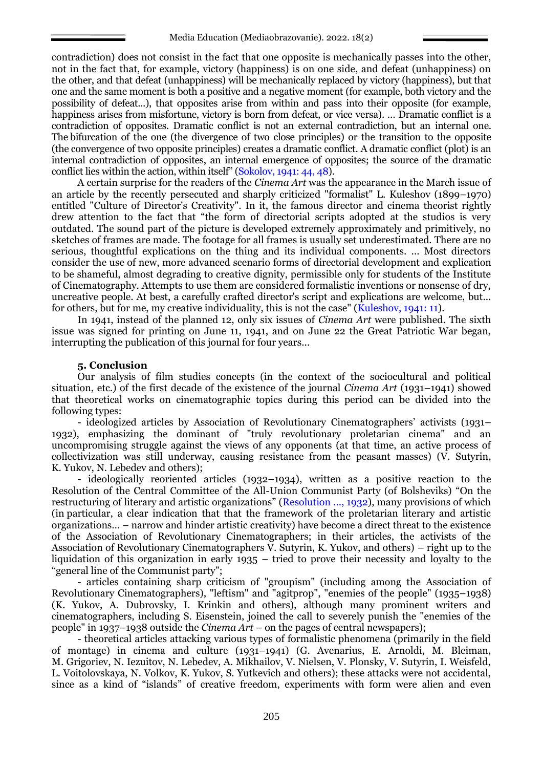contradiction) does not consist in the fact that one opposite is mechanically passes into the other, not in the fact that, for example, victory (happiness) is on one side, and defeat (unhappiness) on the other, and that defeat (unhappiness) will be mechanically replaced by victory (happiness), but that one and the same moment is both a positive and a negative moment (for example, both victory and the possibility of defeat...), that opposites arise from within and pass into their opposite (for example, happiness arises from misfortune, victory is born from defeat, or vice versa). … Dramatic conflict is a contradiction of opposites. Dramatic conflict is not an external contradiction, but an internal one. The bifurcation of the one (the divergence of two close principles) or the transition to the opposite (the convergence of two opposite principles) creates a dramatic conflict. A dramatic conflict (plot) is an internal contradiction of opposites, an internal emergence of opposites; the source of the dramatic conflict lies within the action, within itself" (Sokolov, 1941: 44, 48).

A certain surprise for the readers of the *Cinema Art* was the appearance in the March issue of an article by the recently persecuted and sharply criticized "formalist" L. Kuleshov (1899–1970) entitled "Culture of Director's Creativity". In it, the famous director and cinema theorist rightly drew attention to the fact that "the form of directorial scripts adopted at the studios is very outdated. The sound part of the picture is developed extremely approximately and primitively, no sketches of frames are made. The footage for all frames is usually set underestimated. There are no serious, thoughtful explications on the thing and its individual components. … Most directors consider the use of new, more advanced scenario forms of directorial development and explication to be shameful, almost degrading to creative dignity, permissible only for students of the Institute of Cinematography. Attempts to use them are considered formalistic inventions or nonsense of dry, uncreative people. At best, a carefully crafted director's script and explications are welcome, but... for others, but for me, my creative individuality, this is not the case" (Kuleshov, 1941: 11).

In 1941, instead of the planned 12, only six issues of *Cinema Art* were published. The sixth issue was signed for printing on June 11, 1941, and on June 22 the Great Patriotic War began, interrupting the publication of this journal for four years...

## 5. Conclusion

Our analysis of film studies concepts (in the context of the sociocultural and political situation, etc.) of the first decade of the existence of the journal *Cinema Art* (1931–1941) showed that theoretical works on cinematographic topics during this period can be divided into the following types:

- ideologized articles by Association of Revolutionary Cinematographers' activists (1931–1932), emphasizing the dominant of "truly revolutionary proletarian cinema" and an uncompromising struggle against the views of any opponents (at that time, an active process of collectivization was still underway, causing resistance from the peasant masses) (V. Sutyrin, K. Yukov, N. Lebedev and others);
- ideologically reoriented articles (1932–1934), written as a positive reaction to the Resolution of the Central Committee of the All-Union Communist Party (of Bolsheviks) "On the restructuring of literary and artistic organizations" (Resolution ..., 1932), many provisions of which (in particular, a clear indication that that the framework of the proletarian literary and artistic organizations... – narrow and hinder artistic creativity) have become a direct threat to the existence of the Association of Revolutionary Cinematographers; in their articles, the activists of the Association of Revolutionary Cinematographers V. Sutyrin, K. Yukov, and others) – right up to the liquidation of this organization in early 1935 – tried to prove their necessity and loyalty to the "general line of the Communist party";
- articles containing sharp criticism of "groupism" (including among the Association of Revolutionary Cinematographers), "leftism" and "agitprop", "enemies of the people" (1935–1938) (K. Yukov, A. Dubrovsky, I. Krinkin and others), although many prominent writers and cinematographers, including S. Eisenstein, joined the call to severely punish the "enemies of the people" in 1937–1938 outside the *Cinema Art* – on the pages of central newspapers);
- theoretical articles attacking various types of formalistic phenomena (primarily in the field of montage) in cinema and culture (1931–1941) (G. Avenarius, E. Arnoldi, M. Bleiman, M. Grigoriev, N. Iezuitov, N. Lebedev, A. Mikhailov, V. Nielsen, V. Plonsky, V. Sutyrin, I. Weisfeld, L. Voitolovskaya, N. Volkov, K. Yukov, S. Yutkevich and others); these attacks were not accidental, since as a kind of "islands" of creative freedom, experiments with form were alien and even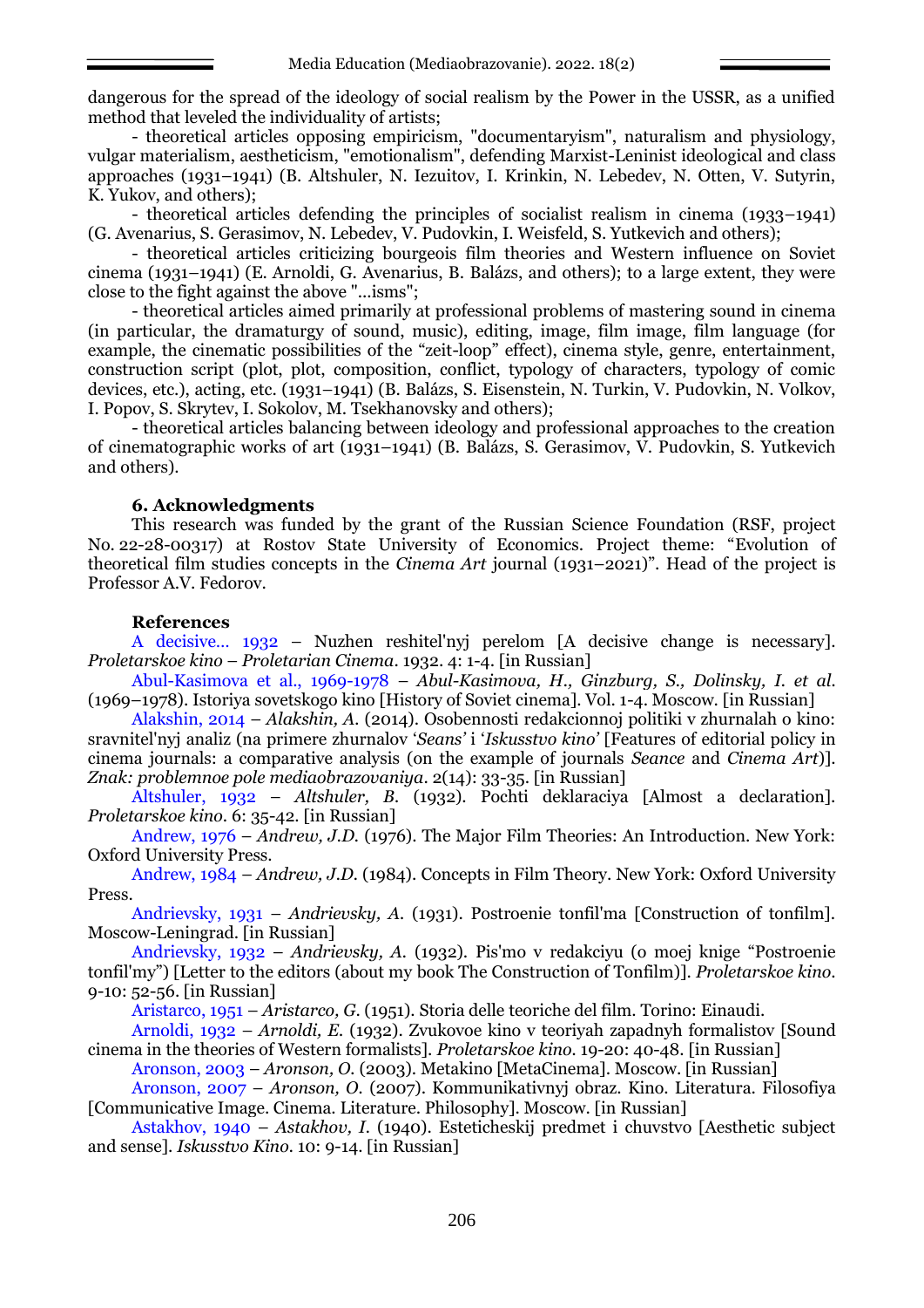dangerous for the spread of the ideology of social realism by the Power in the USSR, as a unified method that leveled the individuality of artists;

- theoretical articles opposing empiricism, "documentaryism", naturalism and physiology, vulgar materialism, aestheticism, "emotionalism", defending Marxist-Leninist ideological and class approaches (1931–1941) (B. Altshuler, N. Iezuitov, I. Krinkin, N. Lebedev, N. Otten, V. Sutyrin, K. Yukov, and others);
- theoretical articles defending the principles of socialist realism in cinema (1933–1941) (G. Avenarius, S. Gerasimov, N. Lebedev, V. Pudovkin, I. Weisfeld, S. Yutkevich and others);
- theoretical articles criticizing bourgeois film theories and Western influence on Soviet cinema (1931–1941) (E. Arnoldi, G. Avenarius, B. Balázs, and others); to a large extent, they were close to the fight against the above "...isms";
- theoretical articles aimed primarily at professional problems of mastering sound in cinema (in particular, the dramaturgy of sound, music), editing, image, film image, film language (for example, the cinematic possibilities of the "zeit-loop" effect), cinema style, genre, entertainment, construction script (plot, plot, composition, conflict, typology of characters, typology of comic devices, etc.), acting, etc. (1931–1941) (B. Balázs, S. Eisenstein, N. Turkin, V. Pudovkin, N. Volkov, I. Popov, S. Skrytev, I. Sokolov, M. Tsekhanovsky and others);
- theoretical articles balancing between ideology and professional approaches to the creation of cinematographic works of art (1931–1941) (B. Balázs, S. Gerasimov, V. Pudovkin, S. Yutkevich and others).

### 6. Acknowledgments

This research was funded by the grant of the Russian Science Foundation (RSF, project No. 22-28-00317) at Rostov State University of Economics. Project theme: "Evolution of theoretical film studies concepts in the *Cinema Art* journal (1931–2021)". Head of the project is Professor A.V. Fedorov.

### References

A decisive… 1932 – Nuzhen reshitel'nyj perelom [A decisive change is necessary]. *Proletarskoe kino – Proletarian Cinema*. 1932. 4: 1-4. [in Russian]

Abul-Kasimova et al., 1969-1978 – *Abul-Kasimova, H., Ginzburg, S., Dolinsky, I. et al.* (1969–1978). Istoriya sovetskogo kino [History of Soviet cinema]. Vol. 1-4. Moscow. [in Russian]

Alakshin, 2014 – *Alakshin, A.* (2014). Osobennosti redakcionnoj politiki v zhurnalah o kino: sravnitel'nyj analiz (na primere zhurnalov *'Seans'* i *'Iskusstvo kino'* [Features of editorial policy in cinema journals: a comparative analysis (on the example of journals *Seance* and *Cinema Art*)]. *Znak: problemnoe pole mediaobrazovaniya*. 2(14): 33-35. [in Russian]

Altshuler, 1932 – *Altshuler, B.* (1932). Pochti deklaraciya [Almost a declaration]. *Proletarskoe kino*. 6: 35-42. [in Russian]

Andrew, 1976 – *Andrew, J.D.* (1976). The Major Film Theories: An Introduction. New York: Oxford University Press.

Andrew, 1984 – *Andrew, J.D.* (1984). Concepts in Film Theory. New York: Oxford University Press.

Andrievsky, 1931 – *Andrievsky, A.* (1931). Postroenie tonfil'ma [Construction of tonfilm]. Moscow-Leningrad. [in Russian]

Andrievsky, 1932 – *Andrievsky, A.* (1932). Pis'mo v redakciyu (o moej knige "Postroenie tonfil'my") [Letter to the editors (about my book The Construction of Tonfilm)]. *Proletarskoe kino*. 9-10: 52-56. [in Russian]

Aristarco, 1951 – *Aristarco, G.* (1951). Storia delle teoriche del film. Torino: Einaudi.

Arnoldi, 1932 – *Arnoldi, E.* (1932). Zvukovoe kino v teoriyah zapadnyh formalistov [Sound cinema in the theories of Western formalists]. *Proletarskoe kino*. 19-20: 40-48. [in Russian]

Aronson, 2003 – *Aronson, O.* (2003). Metakino [MetaCinema]. Moscow. [in Russian]

Aronson, 2007 – *Aronson, O.* (2007). Kommunikativnyj obraz. Kino. Literatura. Filosofiya [Communicative Image. Cinema. Literature. Philosophy]. Moscow. [in Russian]

Astakhov, 1940 – *Astakhov, I.* (1940). Esteticheskij predmet i chuvstvo [Aesthetic subject and sense]. *Iskusstvo Kino*. 10: 9-14. [in Russian]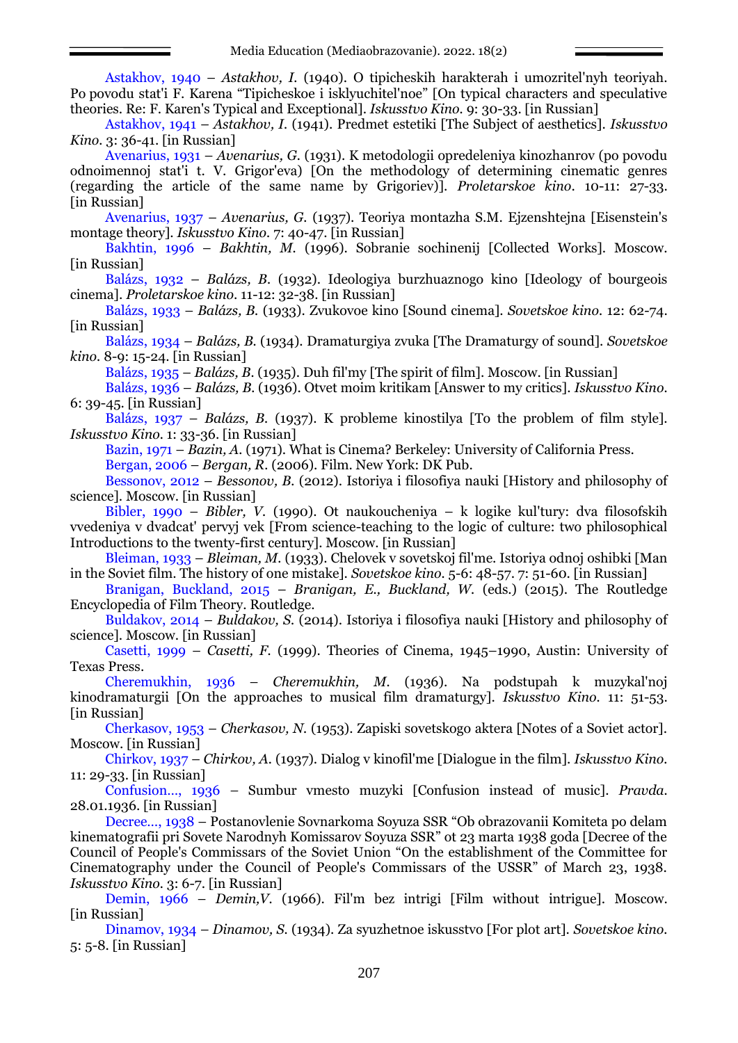Astakhov, 1940 – *Astakhov, I.* (1940). O tipicheskih harakterah i umozritel'nyh teoriyah. Po povodu stat'i F. Karena “Tipicheskoe i isklyuchitel'noe” [On typical characters and speculative theories. Re: F. Karen's Typical and Exceptional]. *Iskusstvo Kino*. 9: 30-33. [in Russian]

Astakhov, 1941 – *Astakhov, I.* (1941). Predmet estetiki [The Subject of aesthetics]. *Iskusstvo Kino*. 3: 36-41. [in Russian]

Avenarius, 1931 – *Avenarius, G.* (1931). K metodologii opredeleniya kinozhanrov (po povodu odnoimennoj stat'i t. V. Grigor'eva) [On the methodology of determining cinematic genres (regarding the article of the same name by Grigoriev)]. *Proletarskoe kino*. 10-11: 27-33. [in Russian]

Avenarius, 1937 – *Avenarius, G.* (1937). Teoriya montazha S.M. Ejzenshtejna [Eisenstein's montage theory]. *Iskusstvo Kino*. 7: 40-47. [in Russian]

Bakhtin, 1996 – *Bakhtin, M.* (1996). Sobranie sochinenij [Collected Works]. Moscow. [in Russian]

Balázs, 1932 – *Balázs, B.* (1932). Ideologiya burzhuaznogo kino [Ideology of bourgeois cinema]. *Proletarskoe kino*. 11-12: 32-38. [in Russian]

Balázs, 1933 – *Balázs, B.* (1933). Zvukovoe kino [Sound cinema]. *Sovetskoe kino*. 12: 62-74. [in Russian]

Balázs, 1934 – *Balázs, B.* (1934). Dramaturgiya zvuka [The Dramaturgy of sound]. *Sovetskoe kino*. 8-9: 15-24. [in Russian]

Balázs, 1935 – *Balázs, B.* (1935). Duh fil'my [The spirit of film]. Moscow. [in Russian]

Balázs, 1936 – *Balázs, B.* (1936). Otvet moim kritikam [Answer to my critics]. *Iskusstvo Kino*. 6: 39-45. [in Russian]

Balázs, 1937 – *Balázs, B.* (1937). K probleme kinostilya [To the problem of film style]. *Iskusstvo Kino*. 1: 33-36. [in Russian]

Bazin, 1971 – *Bazin, A.* (1971). What is Cinema? Berkeley: University of California Press.

Bergan, 2006 – *Bergan, R.* (2006). Film. New York: DK Pub.

Bessonov, 2012 – *Bessonov, B.* (2012). Istoriya i filosofiya nauki [History and philosophy of science]. Moscow. [in Russian]

Bibler, 1990 – *Bibler, V.* (1990). Ot naukoucheniya – k logike kul'tury: dva filosofskih vvedeniya v dvadcat' pervyj vek [From science-teaching to the logic of culture: two philosophical Introductions to the twenty-first century]. Moscow. [in Russian]

Bleiman, 1933 – *Bleiman, M.* (1933). Chelovek v sovetskoj fil'me. Istoriya odnoj oshibki [Man in the Soviet film. The history of one mistake]. *Sovetskoe kino*. 5-6: 48-57. 7: 51-60. [in Russian]

Branigan, Buckland, 2015 – *Branigan, E., Buckland, W.* (eds.) (2015). The Routledge Encyclopedia of Film Theory. Routledge.

Buldakov, 2014 – *Buldakov, S.* (2014). Istoriya i filosofiya nauki [History and philosophy of science]. Moscow. [in Russian]

Casetti, 1999 – *Casetti, F.* (1999). Theories of Cinema, 1945–1990, Austin: University of Texas Press.

Cheremukhin, 1936 – *Cheremukhin, M.* (1936). Na podstupah k muzykal'noj kinodramaturgii [On the approaches to musical film dramaturgy]. *Iskusstvo Kino*. 11: 51-53. [in Russian]

Cherkasov, 1953 – *Cherkasov, N.* (1953). Zapiski sovetskogo aktera [Notes of a Soviet actor]. Moscow. [in Russian]

Chirkov, 1937 – *Chirkov, A.* (1937). Dialog v kinofil'me [Dialogue in the film]. *Iskusstvo Kino*. 11: 29-33. [in Russian]

Confusion…, 1936 – Sumbur vmesto muzyki [Confusion instead of music]. *Pravda*. 28.01.1936. [in Russian]

Decree…, 1938 – Postanovlenie Sovnarkoma Soyuza SSR “Ob obrazovanii Komiteta po delam kinematografii pri Sovete Narodnyh Komissarov Soyuza SSR” ot 23 marta 1938 goda [Decree of the Council of People's Commissars of the Soviet Union “On the establishment of the Committee for Cinematography under the Council of People's Commissars of the USSR” of March 23, 1938. *Iskusstvo Kino*. 3: 6-7. [in Russian]

Demin, 1966 – *Demin,V.* (1966). Fil'm bez intrigi [Film without intrigue]. Moscow. [in Russian]

Dinamov, 1934 – *Dinamov, S.* (1934). Za syuzhetnoe iskusstvo [For plot art]. *Sovetskoe kino*. 5: 5-8. [in Russian]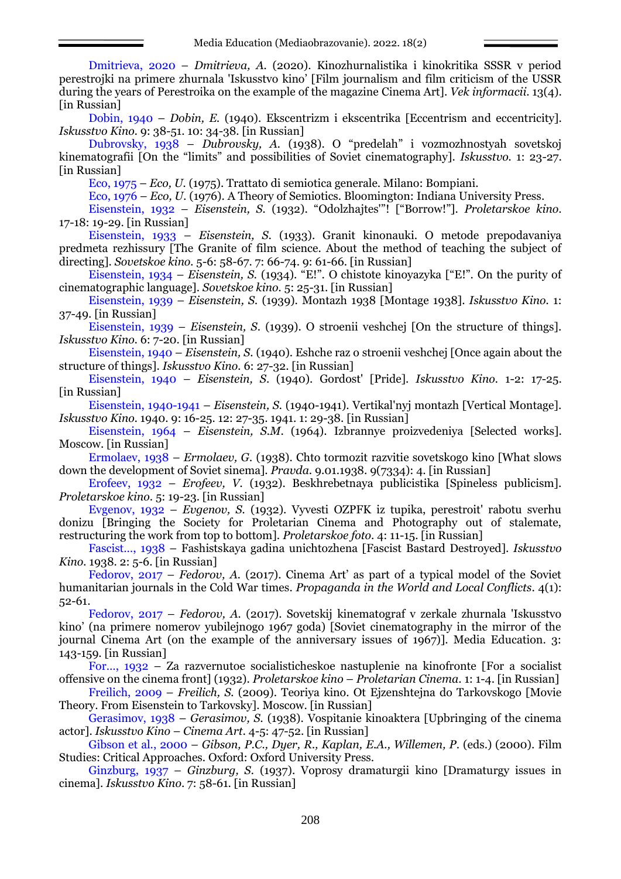Dmitrieva, 2020 – *Dmitrieva, A.* (2020). Kinozhurnalistika i kinokritika SSSR v period perestrojki na primere zhurnala 'Iskusstvo kino' [Film journalism and film criticism of the USSR during the years of Perestroika on the example of the magazine Cinema Art]. *Vek informacii*. 13(4). [in Russian]

Dobin, 1940 – *Dobin, E.* (1940). Ekscentrizm i ekscentrika [Eccentrism and eccentricity]. *Iskusstvo Kino*. 9: 38-51. 10: 34-38. [in Russian]

Dubrovsky, 1938 – *Dubrovsky, A.* (1938). O "predelah" i vozmozhnostyah sovetskoj kinematografii [On the "limits" and possibilities of Soviet cinematography]. *Iskusstvo*. 1: 23-27. [in Russian]

Eco, 1975 – *Eco, U.* (1975). Trattato di semiotica generale. Milano: Bompiani.

Eco, 1976 – *Eco, U.* (1976). A Theory of Semiotics. Bloomington: Indiana University Press.

Eisenstein, 1932 – *Eisenstein, S.* (1932). "Odolzhajtes'"! ["Borrow!"]. *Proletarskoe kino*. 17-18: 19-29. [in Russian]

Eisenstein, 1933 – *Eisenstein, S.* (1933). Granit kinonauki. O metode prepodavaniya predmeta rezhissury [The Granite of film science. About the method of teaching the subject of directing]. *Sovetskoe kino*. 5-6: 58-67. 7: 66-74. 9: 61-66. [in Russian]

Eisenstein, 1934 – *Eisenstein, S.* (1934). "E!". O chistote kinoyazyka ["E!". On the purity of cinematographic language]. *Sovetskoe kino*. 5: 25-31. [in Russian]

Eisenstein, 1939 – *Eisenstein, S.* (1939). Montazh 1938 [Montage 1938]. *Iskusstvo Kino*. 1: 37-49. [in Russian]

Eisenstein, 1939 – *Eisenstein, S.* (1939). O stroenii veshchej [On the structure of things]. *Iskusstvo Kino*. 6: 7-20. [in Russian]

Eisenstein, 1940 – *Eisenstein, S.* (1940). Eshche raz o stroenii veshchej [Once again about the structure of things]. *Iskusstvo Kino*. 6: 27-32. [in Russian]

Eisenstein, 1940 – *Eisenstein, S.* (1940). Gordost' [Pride]. *Iskusstvo Kino*. 1-2: 17-25. [in Russian]

Eisenstein, 1940-1941 – *Eisenstein, S.* (1940-1941). Vertikal'nyj montazh [Vertical Montage]. *Iskusstvo Kino*. 1940. 9: 16-25. 12: 27-35. 1941. 1: 29-38. [in Russian]

Eisenstein, 1964 – *Eisenstein, S.M.* (1964). Izbrannye proizvedeniya [Selected works]. Moscow. [in Russian]

Ermolaev, 1938 – *Ermolaev, G.* (1938). Chto tormozit razvitie sovetskogo kino [What slows down the development of Soviet sinema]. *Pravda*. 9.01.1938. 9(7334): 4. [in Russian]

Erofeev, 1932 – *Erofeev, V.* (1932). Beskhrebetnaya publicistika [Spineless publicism]. *Proletarskoe kino*. 5: 19-23. [in Russian]

Evgenov, 1932 – *Evgenov, S.* (1932). Vyvesti OZPFK iz tupika, perestroit' rabotu sverhu donizu [Bringing the Society for Proletarian Cinema and Photography out of stalemate, restructuring the work from top to bottom]. *Proletarskoe foto*. 4: 11-15. [in Russian]

Fascist..., 1938 – Fashistskaya gadina unichtozhena [Fascist Bastard Destroyed]. *Iskusstvo Kino*. 1938. 2: 5-6. [in Russian]

Fedorov, 2017 – *Fedorov, A.* (2017). Cinema Art' as part of a typical model of the Soviet humanitarian journals in the Cold War times. *Propaganda in the World and Local Conflicts*. 4(1): 52-61.

Fedorov, 2017 – *Fedorov, A.* (2017). Sovetskij kinematograf v zerkale zhurnala 'Iskusstvo kino' (na primere nomerov yubilejnogo 1967 goda) [Soviet cinematography in the mirror of the journal Cinema Art (on the example of the anniversary issues of 1967)]. Media Education. 3: 143-159. [in Russian]

For..., 1932 – Za razvernutoe socialisticheskoe nastuplenie na kinofronte [For a socialist offensive on the cinema front] (1932). *Proletarskoe kino – Proletarian Cinema*. 1: 1-4. [in Russian]

Freilich, 2009 – *Freilich, S.* (2009). Teoriya kino. Ot Ejzenshtejna do Tarkovskogo [Movie Theory. From Eisenstein to Tarkovsky]. Moscow. [in Russian]

Gerasimov, 1938 – *Gerasimov, S.* (1938). Vospitanie kinoaktera [Upbringing of the cinema actor]. *Iskusstvo Kino – Cinema Art*. 4-5: 47-52. [in Russian]

Gibson et al., 2000 – *Gibson, P.C., Dyer, R., Kaplan, E.A., Willemen, P.* (eds.) (2000). Film Studies: Critical Approaches. Oxford: Oxford University Press.

Ginzburg, 1937 – *Ginzburg, S.* (1937). Voprosy dramaturgii kino [Dramaturgy issues in cinema]. *Iskusstvo Kino*. 7: 58-61. [in Russian]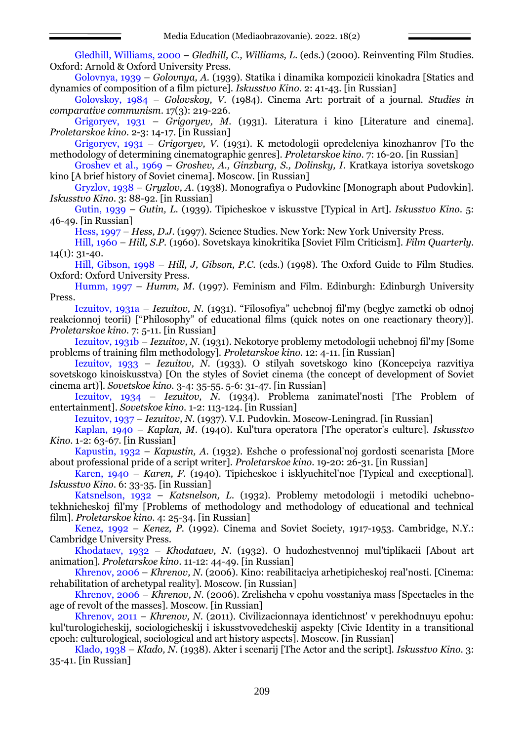Gledhill, Williams, 2000 – *Gledhill, C., Williams, L.* (eds.) (2000). Reinventing Film Studies. Oxford: Arnold & Oxford University Press.

Golovnya, 1939 – *Golovnya, A.* (1939). Statika i dinamika kompozicii kinokadra [Statics and dynamics of composition of a film picture]. *Iskusstvo Kino*. 2: 41-43. [in Russian]

Golovskoy, 1984 – *Golovskoy, V.* (1984). Cinema Art: portrait of a journal. *Studies in comparative communism*. 17(3): 219-226.

Grigoryev, 1931 – *Grigoryev, M.* (1931). Literatura i kino [Literature and cinema]. *Proletarskoe kino*. 2-3: 14-17. [in Russian]

Grigoryev, 1931 – *Grigoryev, V.* (1931). K metodologii opredeleniya kinozhanrov [To the methodology of determining cinematographic genres]. *Proletarskoe kino*. 7: 16-20. [in Russian]

Groshev et al., 1969 – *Groshev, A., Ginzburg, S., Dolinsky, I*. Kratkaya istoriya sovetskogo kino [A brief history of Soviet cinema]. Moscow. [in Russian]

Gryzlov, 1938 – *Gryzlov, A.* (1938). Monografiya o Pudovkine [Monograph about Pudovkin]. *Iskusstvo Kino*. 3: 88-92. [in Russian]

Gutin, 1939 – *Gutin, L.* (1939). Tipicheskoe v iskusstve [Typical in Art]. *Iskusstvo Kino*. 5: 46-49. [in Russian]

Hess, 1997 – *Hess, D.J.* (1997). Science Studies. New York: New York University Press.

Hill, 1960 – *Hill, S.P.* (1960). Sovetskaya kinokritika [Soviet Film Criticism]. *Film Quarterly*. 14(1): 31-40.

Hill, Gibson, 1998 – *Hill, J, Gibson, P.C.* (eds.) (1998). The Oxford Guide to Film Studies. Oxford: Oxford University Press.

Humm, 1997 – *Humm, M.* (1997). Feminism and Film. Edinburgh: Edinburgh University Press.

Iezuitov, 1931a – *Iezuitov, N.* (1931). "Filosofiya" uchebnoj fil'my (beglye zametki ob odnoj reakcionnoj teorii) ["Philosophy" of educational films (quick notes on one reactionary theory)]. *Proletarskoe kino*. 7: 5-11. [in Russian]

Iezuitov, 1931b – *Iezuitov, N.* (1931). Nekotorye problemy metodologii uchebnoj fil'my [Some problems of training film methodology]. *Proletarskoe kino*. 12: 4-11. [in Russian]

Iezuitov, 1933 – *Iezuitov, N.* (1933). O stilyah sovetskogo kino (Koncepciya razvitiya sovetskogo kinoiskusstva) [On the styles of Soviet cinema (the concept of development of Soviet cinema art)]. *Sovetskoe kino*. 3-4: 35-55. 5-6: 31-47. [in Russian]

Iezuitov, 1934 – *Iezuitov, N.* (1934). Problema zanimatel'nosti [The Problem of entertainment]. *Sovetskoe kino*. 1-2: 113-124. [in Russian]

Iezuitov, 1937 – *Iezuitov, N.* (1937). V.I. Pudovkin. Moscow-Leningrad. [in Russian]

Kaplan, 1940 – *Kaplan, M.* (1940). Kul'tura operatora [The operator's culture]. *Iskusstvo Kino*. 1-2: 63-67. [in Russian]

Kapustin, 1932 – *Kapustin, A.* (1932). Eshche o professional'noj gordosti scenarista [More about professional pride of a script writer]. *Proletarskoe kino*. 19-20: 26-31. [in Russian]

Karen, 1940 – *Karen, F.* (1940). Tipicheskoe i isklyuchitel'noe [Typical and exceptional]. *Iskusstvo Kino*. 6: 33-35. [in Russian]

Katsnelson, 1932 – *Katsnelson, L.* (1932). Problemy metodologii i metodiki uchebno-tekhnicheskoj fil'my [Problems of methodology and methodology of educational and technical film]. *Proletarskoe kino*. 4: 25-34. [in Russian]

Kenez, 1992 – *Kenez, P.* (1992). Cinema and Soviet Society, 1917-1953. Cambridge, N.Y.: Cambridge University Press.

Khodataev, 1932 – *Khodataev, N.* (1932). O hudozhestvennoj mul'tiplikacii [About art animation]. *Proletarskoe kino*. 11-12: 44-49. [in Russian]

Khrenov, 2006 – *Khrenov, N.* (2006). Kino: reabilitaciya arhetipicheskoj real'nosti. [Cinema: rehabilitation of archetypal reality]. Moscow. [in Russian]

Khrenov, 2006 – *Khrenov, N.* (2006). Zrelishcha v epohu vosstaniya mass [Spectacles in the age of revolt of the masses]. Moscow. [in Russian]

Khrenov, 2011 – *Khrenov, N.* (2011). Civilizacionnaya identichnost' v perekhodnuyu epohu: kul'turologicheskij, sociologicheskij i iskusstvovedcheskij aspekty [Civic Identity in a transitional epoch: culturological, sociological and art history aspects]. Moscow. [in Russian]

Klado, 1938 – *Klado, N.* (1938). Akter i scenarij [The Actor and the script]. *Iskusstvo Kino*. 3: 35-41. [in Russian]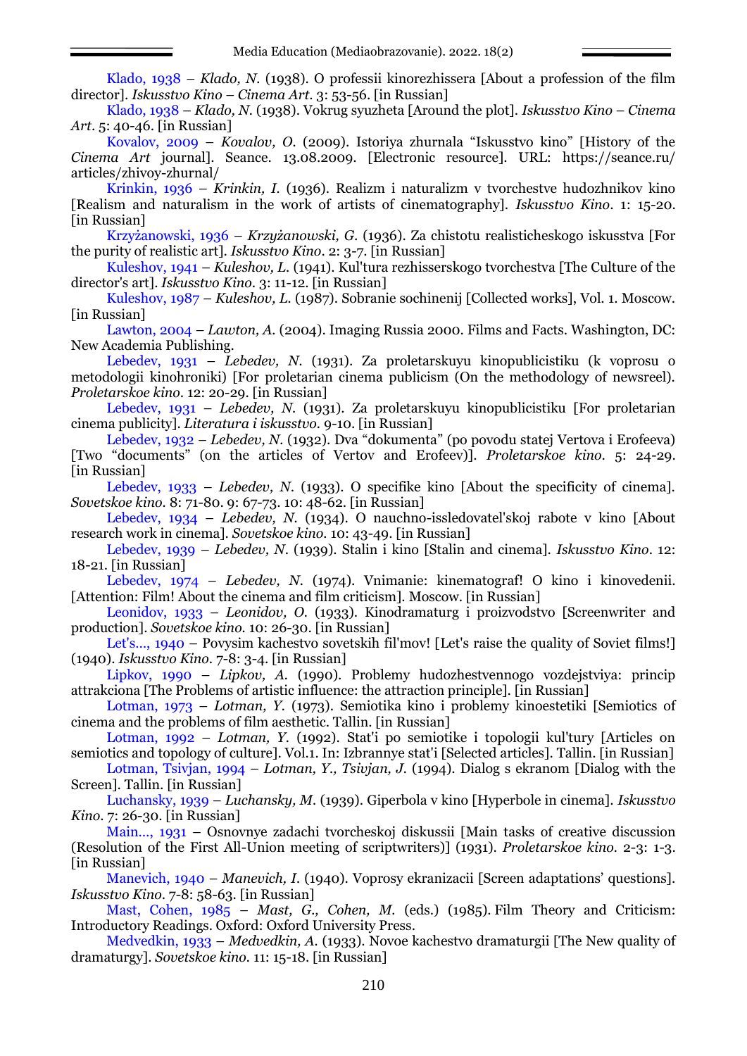Klado, 1938 – *Klado, N.* (1938). O professii kinorezhissera [About a profession of the film director]. *Iskusstvo Kino – Cinema Art*. 3: 53-56. [in Russian]

Klado, 1938 – *Klado, N.* (1938). Vokrug syuzheta [Around the plot]. *Iskusstvo Kino – Cinema Art*. 5: 40-46. [in Russian]

Kovalov, 2009 – *Kovalov, O.* (2009). Istoriya zhurnala "Iskusstvo kino" [History of the *Cinema Art* journal]. Seance. 13.08.2009. [Electronic resource]. URL: https://seance.ru/articles/zhivoy-zhurnal/

Krinkin, 1936 – *Krinkin, I.* (1936). Realizm i naturalizm v tvorchestve hudozhnikov kino [Realism and naturalism in the work of artists of cinematography]. *Iskusstvo Kino*. 1: 15-20. [in Russian]

Krzyżanowski, 1936 – *Krzyżanowski, G.* (1936). Za chistotu realisticheskogo iskusstva [For the purity of realistic art]. *Iskusstvo Kino*. 2: 3-7. [in Russian]

Kuleshov, 1941 – *Kuleshov, L.* (1941). Kul'tura rezhisserskogo tvorchestva [The Culture of the director's art]. *Iskusstvo Kino*. 3: 11-12. [in Russian]

Kuleshov, 1987 – *Kuleshov, L.* (1987). Sobranie sochinenij [Collected works], Vol. 1. Moscow. [in Russian]

Lawton, 2004 – *Lawton, A.* (2004). Imaging Russia 2000. Films and Facts. Washington, DC: New Academia Publishing.

Lebedev, 1931 – *Lebedev, N.* (1931). Za proletarskuyu kinopublicistiku (k voprosu o metodologii kinohroniki) [For proletarian cinema publicism (On the methodology of newsreel). *Proletarskoe kino*. 12: 20-29. [in Russian]

Lebedev, 1931 – *Lebedev, N.* (1931). Za proletarskuyu kinopublicistiku [For proletarian cinema publicity]. *Literatura i iskusstvo*. 9-10. [in Russian]

Lebedev, 1932 – *Lebedev, N.* (1932). Dva "dokumenta" (po povodu statej Vertova i Erofeeva) [Two "documents" (on the articles of Vertov and Erofeev)]. *Proletarskoe kino*. 5: 24-29. [in Russian]

Lebedev, 1933 – *Lebedev, N.* (1933). O specifike kino [About the specificity of cinema]. *Sovetskoe kino*. 8: 71-80. 9: 67-73. 10: 48-62. [in Russian]

Lebedev, 1934 – *Lebedev, N.* (1934). O nauchno-issledovatel'skoj rabote v kino [About research work in cinema]. *Sovetskoe kino*. 10: 43-49. [in Russian]

Lebedev, 1939 – *Lebedev, N.* (1939). Stalin i kino [Stalin and cinema]. *Iskusstvo Kino*. 12: 18-21. [in Russian]

Lebedev, 1974 – *Lebedev, N.* (1974). Vnimanie: kinematograf! O kino i kinovedenii. [Attention: Film! About the cinema and film criticism]. Moscow. [in Russian]

Leonidov, 1933 – *Leonidov, O.* (1933). Kinodramaturg i proizvodstvo [Screenwriter and production]. *Sovetskoe kino*. 10: 26-30. [in Russian]

Let's..., 1940 – Povysim kachestvo sovetskih fil'mov! [Let's raise the quality of Soviet films!] (1940). *Iskusstvo Kino*. 7-8: 3-4. [in Russian]

Lipkov, 1990 – *Lipkov, A.* (1990). Problemy hudozhestvennogo vozdejstviya: princip attrakciona [The Problems of artistic influence: the attraction principle]. [in Russian]

Lotman, 1973 – *Lotman, Y.* (1973). Semiotika kino i problemy kinoestetiki [Semiotics of cinema and the problems of film aesthetic. Tallin. [in Russian]

Lotman, 1992 – *Lotman, Y.* (1992). Stat'i po semiotike i topologii kul'tury [Articles on semiotics and topology of culture]. Vol.1. In: Izbrannye stat'i [Selected articles]. Tallin. [in Russian]

Lotman, Tsivjan, 1994 – *Lotman, Y., Tsivjan, J.* (1994). Dialog s ekranom [Dialog with the Screen]. Tallin. [in Russian]

Luchansky, 1939 – *Luchansky, M.* (1939). Giperbola v kino [Hyperbole in cinema]. *Iskusstvo Kino*. 7: 26-30. [in Russian]

Main..., 1931 – Osnovnye zadachi tvorcheskoj diskussii [Main tasks of creative discussion (Resolution of the First All-Union meeting of scriptwriters)] (1931). *Proletarskoe kino*. 2-3: 1-3. [in Russian]

Manevich, 1940 – *Manevich, I.* (1940). Voprosy ekranizacii [Screen adaptations' questions]. *Iskusstvo Kino*. 7-8: 58-63. [in Russian]

Mast, Cohen, 1985 – *Mast, G., Cohen, M.* (eds.) (1985). Film Theory and Criticism: Introductory Readings. Oxford: Oxford University Press.

Medvedkin, 1933 – *Medvedkin, A.* (1933). Novoe kachestvo dramaturgii [The New quality of dramaturgy]. *Sovetskoe kino*. 11: 15-18. [in Russian]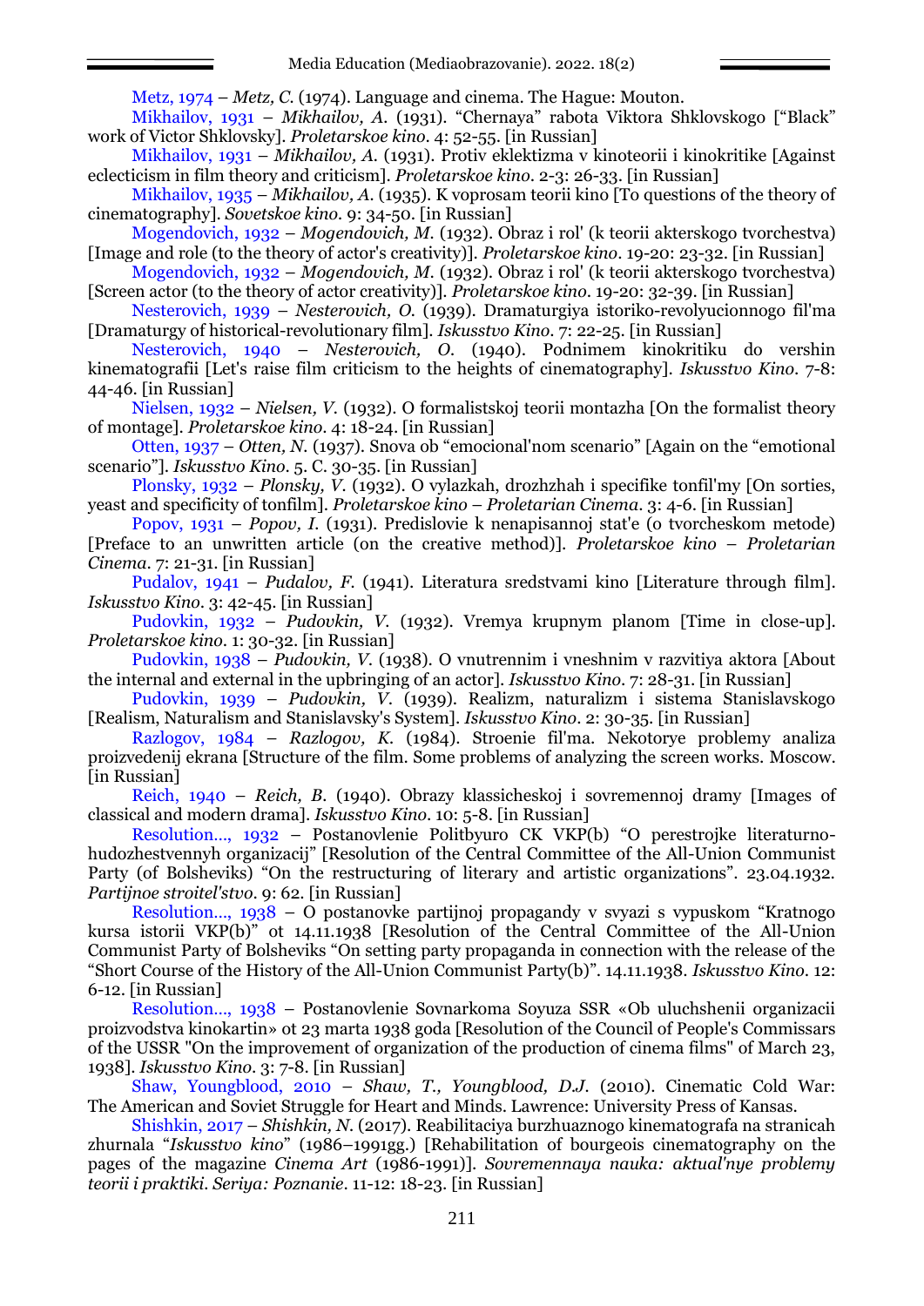Metz, 1974 – *Metz, C.* (1974). Language and cinema. The Hague: Mouton.

Mikhailov, 1931 – *Mikhailov, A.* (1931). "Chernaya" rabota Viktora Shklovskogo ["Black" work of Victor Shklovsky]. *Proletarskoe kino*. 4: 52-55. [in Russian]

Mikhailov, 1931 – *Mikhailov, A.* (1931). Protiv eklektizma v kinoteorii i kinokritike [Against eclecticism in film theory and criticism]. *Proletarskoe kino*. 2-3: 26-33. [in Russian]

Mikhailov, 1935 – *Mikhailov, A.* (1935). K voprosam teorii kino [To questions of the theory of cinematography]. *Sovetskoe kino*. 9: 34-50. [in Russian]

Mogendovich, 1932 – *Mogendovich, M.* (1932). Obraz i rol' (k teorii akterskogo tvorchestva) [Image and role (to the theory of actor's creativity)]. *Proletarskoe kino*. 19-20: 23-32. [in Russian]

Mogendovich, 1932 – *Mogendovich, M.* (1932). Obraz i rol' (k teorii akterskogo tvorchestva) [Screen actor (to the theory of actor creativity)]. *Proletarskoe kino*. 19-20: 32-39. [in Russian]

Nesterovich, 1939 – *Nesterovich, O.* (1939). Dramaturgiya istoriko-revolyucionnogo fil'ma [Dramaturgy of historical-revolutionary film]. *Iskusstvo Kino*. 7: 22-25. [in Russian]

Nesterovich, 1940 – *Nesterovich, O.* (1940). Podnimem kinokritiku do vershin kinematografii [Let's raise film criticism to the heights of cinematography]. *Iskusstvo Kino*. 7-8: 44-46. [in Russian]

Nielsen, 1932 – *Nielsen, V.* (1932). O formalistskoj teorii montazha [On the formalist theory of montage]. *Proletarskoe kino*. 4: 18-24. [in Russian]

Otten, 1937 – *Otten, N.* (1937). Snova ob "emocional'nom scenario" [Again on the "emotional scenario"]. *Iskusstvo Kino*. 5. C. 30-35. [in Russian]

Plonsky, 1932 – *Plonsky, V.* (1932). O vylazkah, drozhzhah i specifike tonfil'my [On sorties, yeast and specificity of tonfilm]. *Proletarskoe kino – Proletarian Cinema*. 3: 4-6. [in Russian]

Popov, 1931 – *Popov, I.* (1931). Predislovie k nenapisannoj stat'e (o tvorcheskom metode) [Preface to an unwritten article (on the creative method)]. *Proletarskoe kino – Proletarian Cinema*. 7: 21-31. [in Russian]

Pudalov, 1941 – *Pudalov, F.* (1941). Literatura sredstvami kino [Literature through film]. *Iskusstvo Kino*. 3: 42-45. [in Russian]

Pudovkin, 1932 – *Pudovkin, V.* (1932). Vremya krupnym planom [Time in close-up]. *Proletarskoe kino*. 1: 30-32. [in Russian]

Pudovkin, 1938 – *Pudovkin, V.* (1938). O vnutrennim i vneshnim v razvitiya aktora [About the internal and external in the upbringing of an actor]. *Iskusstvo Kino*. 7: 28-31. [in Russian]

Pudovkin, 1939 – *Pudovkin, V.* (1939). Realizm, naturalizm i sistema Stanislavskogo [Realism, Naturalism and Stanislavsky's System]. *Iskusstvo Kino*. 2: 30-35. [in Russian]

Razlogov, 1984 – *Razlogov, K.* (1984). Stroenie fil'ma. Nekotorye problemy analiza proizvedenij ekrana [Structure of the film. Some problems of analyzing the screen works. Moscow. [in Russian]

Reich, 1940 – *Reich, B.* (1940). Obrazy klassicheskoj i sovremennoj dramy [Images of classical and modern drama]. *Iskusstvo Kino*. 10: 5-8. [in Russian]

Resolution..., 1932 – Postanovlenie Politbyuro CK VKP(b) "O perestrojke literaturno-hudozhestvennyh organizacij" [Resolution of the Central Committee of the All-Union Communist Party (of Bolsheviks) "On the restructuring of literary and artistic organizations". 23.04.1932. *Partijnoe stroitel'stvo*. 9: 62. [in Russian]

Resolution..., 1938 – O postanovke partijnoj propagandy v svyazi s vypuskom "Kratnogo kursa istorii VKP(b)" ot 14.11.1938 [Resolution of the Central Committee of the All-Union Communist Party of Bolsheviks "On setting party propaganda in connection with the release of the "Short Course of the History of the All-Union Communist Party(b)". 14.11.1938. *Iskusstvo Kino*. 12: 6-12. [in Russian]

Resolution..., 1938 – Postanovlenie Sovnarkoma Soyuza SSR «Ob uluchshenii organizacii proizvodstva kinokartin» ot 23 marta 1938 goda [Resolution of the Council of People's Commissars of the USSR "On the improvement of organization of the production of cinema films" of March 23, 1938]. *Iskusstvo Kino*. 3: 7-8. [in Russian]

Shaw, Youngblood, 2010 – *Shaw, T., Youngblood, D.J.* (2010). Cinematic Cold War: The American and Soviet Struggle for Heart and Minds. Lawrence: University Press of Kansas.

Shishkin, 2017 – *Shishkin, N.* (2017). Reabilitaciya burzhuaznogo kinematografa na stranicah zhurnala "*Iskusstvo kino*" (1986–1991gg.) [Rehabilitation of bourgeois cinematography on the pages of the magazine *Cinema Art* (1986-1991)]. *Sovremennaya nauka: aktual'nye problemy teorii i praktiki. Seriya: Poznanie*. 11-12: 18-23. [in Russian]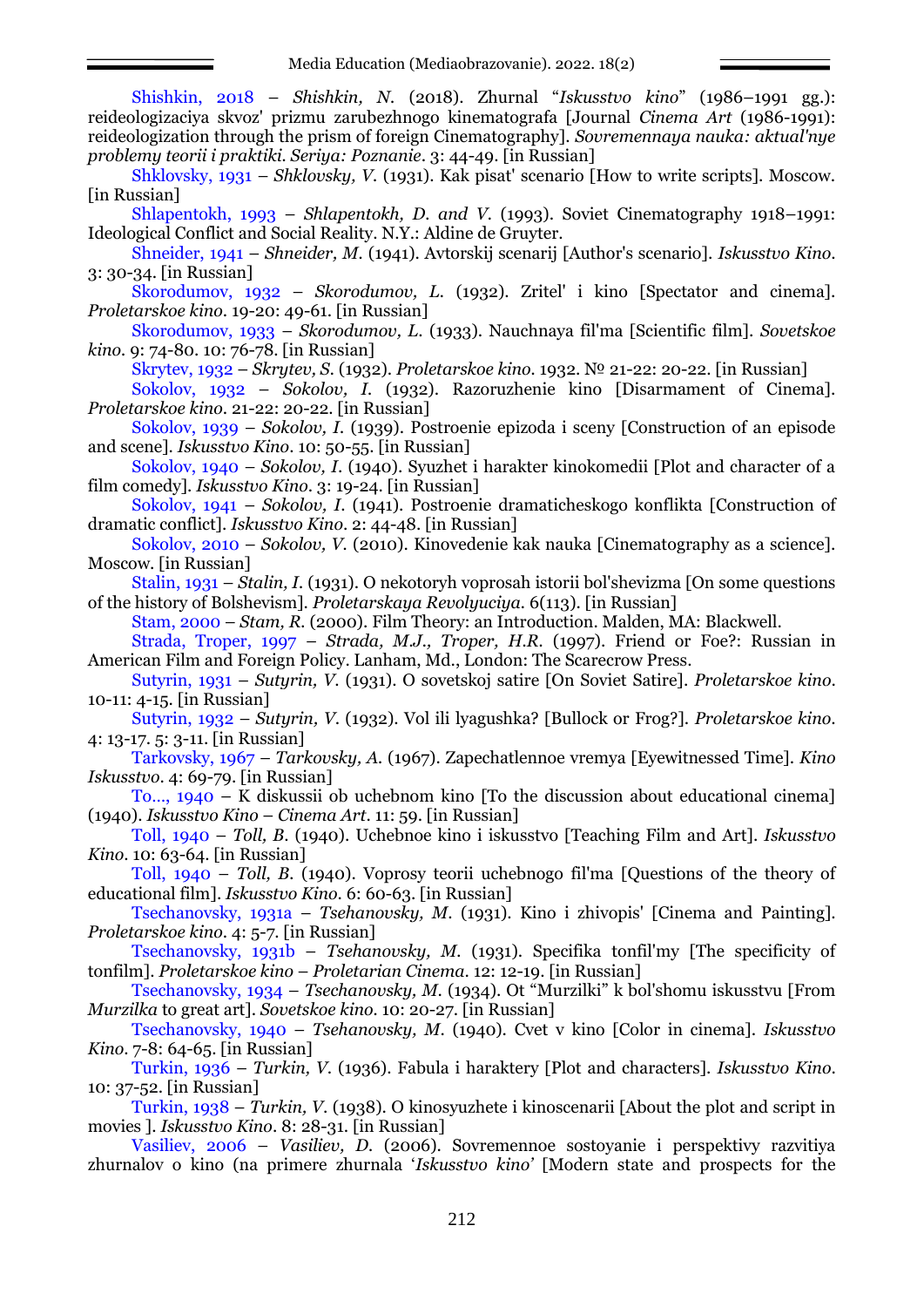Shishkin, 2018 – *Shishkin, N.* (2018). Zhurnal "*Iskusstvo kino*" (1986–1991 gg.): reideologizaciya skvoz' prizmu zarubezhnogo kinematografa [Journal *Cinema Art* (1986-1991): reideologization through the prism of foreign Cinematography]. *Sovremennaya nauka: aktual'nye problemy teorii i praktiki. Seriya: Poznanie*. 3: 44-49. [in Russian]

Shklovsky, 1931 – *Shklovsky, V.* (1931). Kak pisat' scenario [How to write scripts]. Moscow. [in Russian]

Shlapentokh, 1993 – *Shlapentokh, D. and V.* (1993). Soviet Cinematography 1918–1991: Ideological Conflict and Social Reality. N.Y.: Aldine de Gruyter.

Shneider, 1941 – *Shneider, M.* (1941). Avtorskij scenarij [Author's scenario]. *Iskusstvo Kino*. 3: 30-34. [in Russian]

Skorodumov, 1932 – *Skorodumov, L.* (1932). Zritel' i kino [Spectator and cinema]. *Proletarskoe kino*. 19-20: 49-61. [in Russian]

Skorodumov, 1933 – *Skorodumov, L.* (1933). Nauchnaya fil'ma [Scientific film]. *Sovetskoe kino*. 9: 74-80. 10: 76-78. [in Russian]

Skrytev, 1932 – *Skrytev, S.* (1932). *Proletarskoe kino*. 1932. № 21-22: 20-22. [in Russian]

Sokolov, 1932 – *Sokolov, I.* (1932). Razoruzhenie kino [Disarmament of Cinema]. *Proletarskoe kino*. 21-22: 20-22. [in Russian]

Sokolov, 1939 – *Sokolov, I.* (1939). Postroenie epizoda i sceny [Construction of an episode and scene]. *Iskusstvo Kino*. 10: 50-55. [in Russian]

Sokolov, 1940 – *Sokolov, I.* (1940). Syuzhet i harakter kinokomedii [Plot and character of a film comedy]. *Iskusstvo Kino*. 3: 19-24. [in Russian]

Sokolov, 1941 – *Sokolov, I.* (1941). Postroenie dramaticheskogo konflikta [Construction of dramatic conflict]. *Iskusstvo Kino*. 2: 44-48. [in Russian]

Sokolov, 2010 – *Sokolov, V.* (2010). Kinovedenie kak nauka [Cinematography as a science]. Moscow. [in Russian]

Stalin, 1931 – *Stalin, I.* (1931). O nekotoryh voprosah istorii bol'shevizma [On some questions of the history of Bolshevism]. *Proletarskaya Revolyuciya*. 6(113). [in Russian]

Stam, 2000 – *Stam, R.* (2000). Film Theory: an Introduction. Malden, MA: Blackwell.

Strada, Troper, 1997 – *Strada, M.J., Troper, H.R.* (1997). Friend or Foe?: Russian in American Film and Foreign Policy. Lanham, Md., London: The Scarecrow Press.

Sutyrin, 1931 – *Sutyrin, V.* (1931). O sovetskoj satire [On Soviet Satire]. *Proletarskoe kino*. 10-11: 4-15. [in Russian]

Sutyrin, 1932 – *Sutyrin, V.* (1932). Vol ili lyagushka? [Bullock or Frog?]. *Proletarskoe kino*. 4: 13-17. 5: 3-11. [in Russian]

Tarkovsky, 1967 – *Tarkovsky, A.* (1967). Zapechatlennoe vremya [Eyewitnessed Time]. *Kino Iskusstvo*. 4: 69-79. [in Russian]

To..., 1940 – K diskussii ob uchebnom kino [To the discussion about educational cinema] (1940). *Iskusstvo Kino – Cinema Art*. 11: 59. [in Russian]

Toll, 1940 – *Toll, B.* (1940). Uchebnoe kino i iskusstvo [Teaching Film and Art]. *Iskusstvo Kino*. 10: 63-64. [in Russian]

Toll, 1940 – *Toll, B.* (1940). Voprosy teorii uchebnogo fil'ma [Questions of the theory of educational film]. *Iskusstvo Kino*. 6: 60-63. [in Russian]

Tsechanovsky, 1931a – *Tsehanovsky, M.* (1931). Kino i zhivopis' [Cinema and Painting]. *Proletarskoe kino*. 4: 5-7. [in Russian]

Tsechanovsky, 1931b – *Tsehanovsky, M.* (1931). Specifika tonfil'my [The specificity of tonfilm]. *Proletarskoe kino – Proletarian Cinema*. 12: 12-19. [in Russian]

Tsechanovsky, 1934 – *Tsehanovsky, M.* (1934). Ot "Murzilki" k bol'shomu iskusstvu [From *Murzilka* to great art]. *Sovetskoe kino*. 10: 20-27. [in Russian]

Tsechanovsky, 1940 – *Tsehanovsky, M.* (1940). Cvet v kino [Color in cinema]. *Iskusstvo Kino*. 7-8: 64-65. [in Russian]

Turkin, 1936 – *Turkin, V.* (1936). Fabula i haraktery [Plot and characters]. *Iskusstvo Kino*. 10: 37-52. [in Russian]

Turkin, 1938 – *Turkin, V.* (1938). O kinosyuzhete i kinoscenarii [About the plot and script in movies ]. *Iskusstvo Kino*. 8: 28-31. [in Russian]

Vasiliev, 2006 – *Vasiliev, D.* (2006). Sovremennoe sostoyanie i perspektivy razvitiya zhurnalov o kino (na primere zhurnala '*Iskusstvo kino*' [Modern state and prospects for the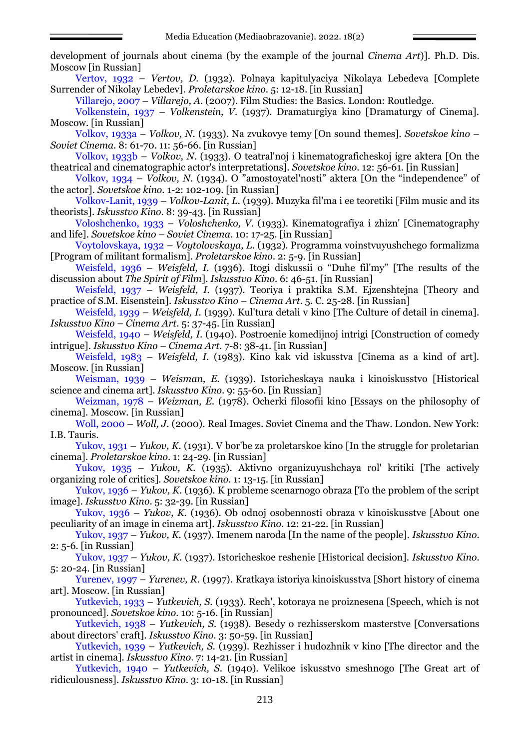development of journals about cinema (by the example of the journal *Cinema Art*)]. Ph.D. Dis. Moscow [in Russian]

Vertov, 1932 – *Vertov, D.* (1932). Polnaya kapitulyaciya Nikolaya Lebedeva [Complete Surrender of Nikolay Lebedev]. *Proletarskoe kino*. 5: 12-18. [in Russian]

Villarejo, 2007 – *Villarejo, A.* (2007). Film Studies: the Basics. London: Routledge.

Volkenstein, 1937 – *Volkenstein, V.* (1937). Dramaturgiya kino [Dramaturgy of Cinema]. Moscow. [in Russian]

Volkov, 1933a – *Volkov, N.* (1933). Na zvukovye temy [On sound themes]. *Sovetskoe kino – Soviet Cinema*. 8: 61-70. 11: 56-66. [in Russian]

Volkov, 1933b – *Volkov, N.* (1933). O teatral'noj i kinematograficheskoj igre aktera [On the theatrical and cinematographic actor's interpretations]. *Sovetskoe kino*. 12: 56-61. [in Russian]

Volkov, 1934 – *Volkov, N.* (1934). O "amostoyatel'nosti" aktera [On the "independence" of the actor]. *Sovetskoe kino*. 1-2: 102-109. [in Russian]

Volkov-Lanit, 1939 – *Volkov-Lanit, L.* (1939). Muzyka fil'ma i ee teoretiki [Film music and its theorists]. *Iskusstvo Kino*. 8: 39-43. [in Russian]

Voloshchenko, 1933 – *Voloshchenko, V.* (1933). Kinematografiya i zhizn' [Cinematography and life]. *Sovetskoe kino – Soviet Cinema*. 10: 17-25. [in Russian]

Voytolovskaya, 1932 – *Voytolovskaya, L.* (1932). Programma voinstvuyushchego formalizma [Program of militant formalism]. *Proletarskoe kino*. 2: 5-9. [in Russian]

Weisfeld, 1936 – *Weisfeld, I.* (1936). Itogi diskussii o "Duhe fil'my" [The results of the discussion about *The Spirit of Film*]. *Iskusstvo Kino*. 6: 46-51. [in Russian]

Weisfeld, 1937 – *Weisfeld, I.* (1937). Teoriya i praktika S.M. Ejzenshtejna [Theory and practice of S.M. Eisenstein]. *Iskusstvo Kino – Cinema Art*. 5. C. 25-28. [in Russian]

Weisfeld, 1939 – *Weisfeld, I.* (1939). Kul'tura detali v kino [The Culture of detail in cinema]. *Iskusstvo Kino – Cinema Art*. 5: 37-45. [in Russian]

Weisfeld, 1940 – *Weisfeld, I.* (1940). Postroenie komedijnoj intrigi [Construction of comedy intrigue]. *Iskusstvo Kino – Cinema Art*. 7-8: 38-41. [in Russian]

Weisfeld, 1983 – *Weisfeld, I.* (1983). Kino kak vid iskusstva [Cinema as a kind of art]. Moscow. [in Russian]

Weisman, 1939 – *Weisman, E.* (1939). Istoricheskaya nauka i kinoiskusstvo [Historical science and cinema art]. *Iskusstvo Kino*. 9: 55-60. [in Russian]

Weizman, 1978 – *Weizman, E.* (1978). Ocherki filosofii kino [Essays on the philosophy of cinema]. Moscow. [in Russian]

Woll, 2000 – *Woll, J.* (2000). Real Images. Soviet Cinema and the Thaw. London. New York: I.B. Tauris.

Yukov, 1931 – *Yukov, K.* (1931). V bor'be za proletarskoe kino [In the struggle for proletarian cinema]. *Proletarskoe kino*. 1: 24-29. [in Russian]

Yukov, 1935 – *Yukov, K.* (1935). Aktivno organizuyushchaya rol' kritiki [The actively organizing role of critics]. *Sovetskoe kino*. 1: 13-15. [in Russian]

Yukov, 1936 – *Yukov, K.* (1936). K probleme scenarnogo obraza [To the problem of the script image]. *Iskusstvo Kino*. 5: 32-39. [in Russian]

Yukov, 1936 – *Yukov, K.* (1936). Ob odnoj osobennosti obraza v kinoiskusstve [About one peculiarity of an image in cinema art]. *Iskusstvo Kino*. 12: 21-22. [in Russian]

Yukov, 1937 – *Yukov, K.* (1937). Imenem naroda [In the name of the people]. *Iskusstvo Kino*. 2: 5-6. [in Russian]

Yukov, 1937 – *Yukov, K.* (1937). Istoricheskoe reshenie [Historical decision]. *Iskusstvo Kino*. 5: 20-24. [in Russian]

Yurenev, 1997 – *Yurenev, R.* (1997). Kratkaya istoriya kinoiskusstva [Short history of cinema art]. Moscow. [in Russian]

Yutkevich, 1933 – *Yutkevich, S.* (1933). Rech', kotoraya ne proiznesena [Speech, which is not pronounced]. *Sovetskoe kino*. 10: 5-16. [in Russian]

Yutkevich, 1938 – *Yutkevich, S.* (1938). Besedy o rezhisserskom masterstve [Conversations about directors' craft]. *Iskusstvo Kino*. 3: 50-59. [in Russian]

Yutkevich, 1939 – *Yutkevich, S.* (1939). Rezhisser i hudozhnik v kino [The director and the artist in cinema]. *Iskusstvo Kino*. 7: 14-21. [in Russian]

Yutkevich, 1940 – *Yutkevich, S.* (1940). Velikoe iskusstvo smeshnogo [The Great art of ridiculousness]. *Iskusstvo Kino*. 3: 10-18. [in Russian]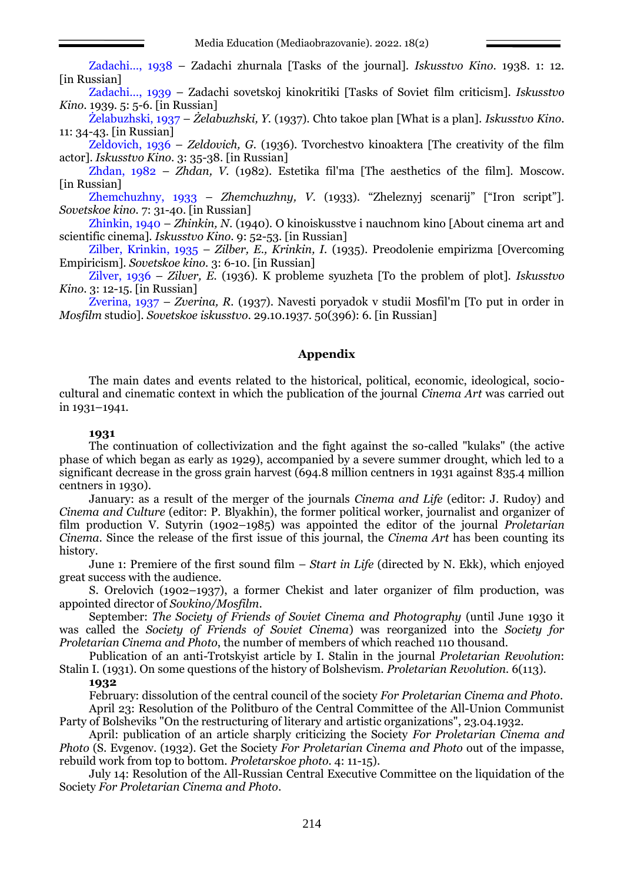Zadachi..., 1938 – Zadachi zhurnala [Tasks of the journal]. *Iskusstvo Kino*. 1938. 1: 12. [in Russian]

Zadachi..., 1939 – Zadachi sovetskoj kinokritiki [Tasks of Soviet film criticism]. *Iskusstvo Kino*. 1939. 5: 5-6. [in Russian]

Żelabuzhski, 1937 – *Żelabuzhski, Y.* (1937). Chto takoe plan [What is a plan]. *Iskusstvo Kino*. 11: 34-43. [in Russian]

Zeldovich, 1936 – *Zeldovich, G.* (1936). Tvorchestvo kinoaktera [The creativity of the film actor]. *Iskusstvo Kino*. 3: 35-38. [in Russian]

Zhdan, 1982 – *Zhdan, V.* (1982). Estetika fil'ma [The aesthetics of the film]. Moscow. [in Russian]

Zhemchuzhny, 1933 – *Zhemchuzhny, V.* (1933). "Zheleznyj scenarij" ["Iron script"]. *Sovetskoe kino*. 7: 31-40. [in Russian]

Zhinkin, 1940 – *Zhinkin, N.* (1940). O kinoiskusstve i nauchnom kino [About cinema art and scientific cinema]. *Iskusstvo Kino*. 9: 52-53. [in Russian]

Zilber, Krinkin, 1935 – *Zilber, E., Krinkin, I.* (1935). Preodolenie empirizma [Overcoming Empiricism]. *Sovetskoe kino*. 3: 6-10. [in Russian]

Zilver, 1936 – *Zilver, E.* (1936). K probleme syuzheta [To the problem of plot]. *Iskusstvo Kino*. 3: 12-15. [in Russian]

Zverina, 1937 – *Zverina, R.* (1937). Navesti poryadok v studii Mosfil'm [To put in order in *Mosfilm* studio]. *Sovetskoe iskusstvo*. 29.10.1937. 50(396): 6. [in Russian]

## Appendix

The main dates and events related to the historical, political, economic, ideological, socio-cultural and cinematic context in which the publication of the journal *Cinema Art* was carried out in 1931–1941.

**1931**

The continuation of collectivization and the fight against the so-called "kulaks" (the active phase of which began as early as 1929), accompanied by a severe summer drought, which led to a significant decrease in the gross grain harvest (694.8 million centners in 1931 against 835.4 million centners in 1930).

January: as a result of the merger of the journals *Cinema and Life* (editor: J. Rudoy) and *Cinema and Culture* (editor: P. Blyakhin), the former political worker, journalist and organizer of film production V. Sutyrin (1902–1985) was appointed the editor of the journal *Proletarian Cinema*. Since the release of the first issue of this journal, the *Cinema Art* has been counting its history.

June 1: Premiere of the first sound film – *Start in Life* (directed by N. Ekk), which enjoyed great success with the audience.

S. Orelovich (1902–1937), a former Chekist and later organizer of film production, was appointed director of *Sovkino/Mosfilm*.

September: *The Society of Friends of Soviet Cinema and Photography* (until June 1930 it was called the *Society of Friends of Soviet Cinema*) was reorganized into the *Society for Proletarian Cinema and Photo*, the number of members of which reached 110 thousand.

Publication of an anti-Trotskyist article by I. Stalin in the journal *Proletarian Revolution*: Stalin I. (1931). On some questions of the history of Bolshevism. *Proletarian Revolution*. 6(113).

**1932**

February: dissolution of the central council of the society *For Proletarian Cinema and Photo*.

April 23: Resolution of the Politburo of the Central Committee of the All-Union Communist Party of Bolsheviks "On the restructuring of literary and artistic organizations", 23.04.1932.

April: publication of an article sharply criticizing the Society *For Proletarian Cinema and Photo* (S. Evgenov. (1932). Get the Society *For Proletarian Cinema and Photo* out of the impasse, rebuild work from top to bottom. *Proletarskoe photo*. 4: 11-15).

July 14: Resolution of the All-Russian Central Executive Committee on the liquidation of the Society *For Proletarian Cinema and Photo*.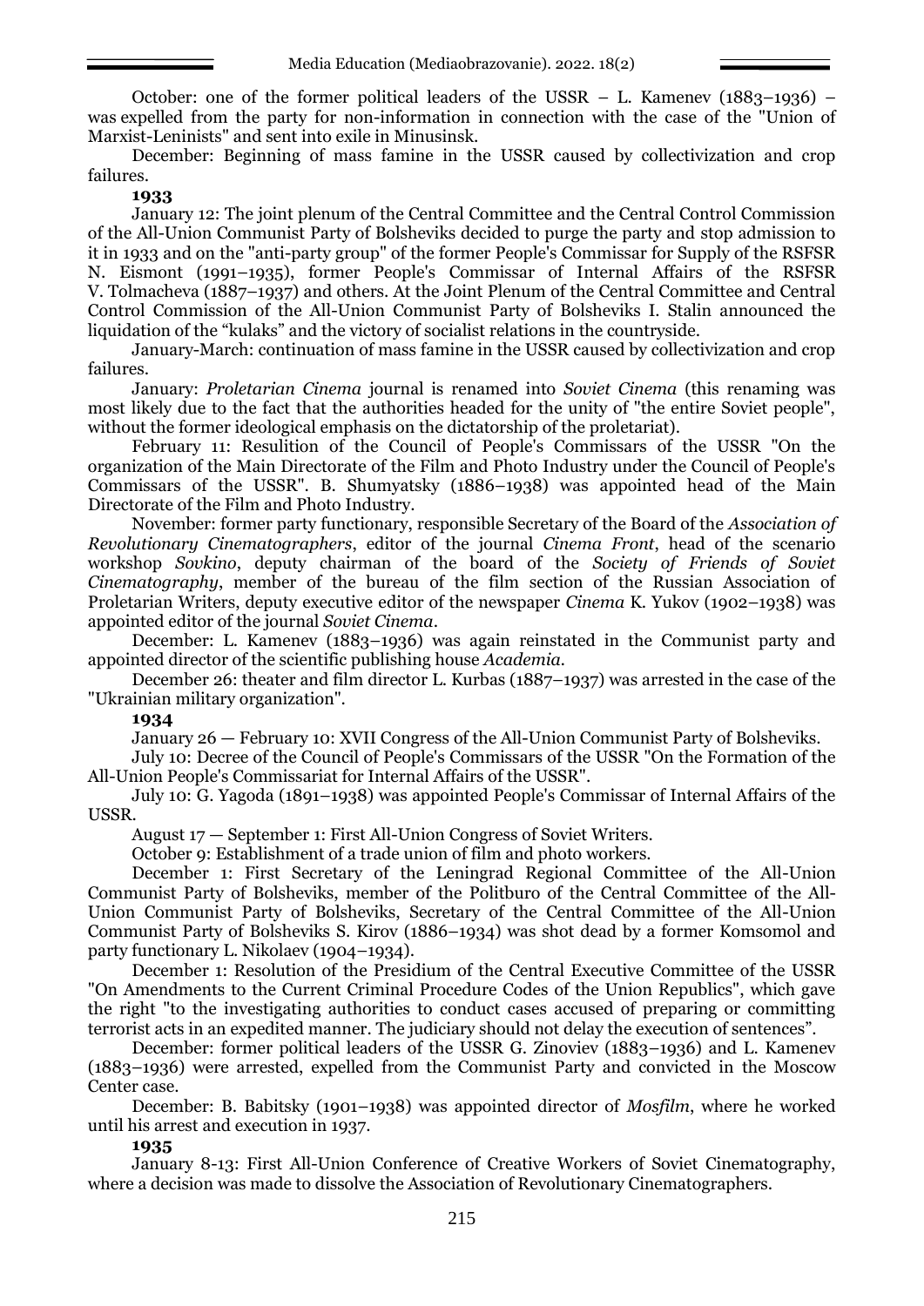October: one of the former political leaders of the USSR – L. Kamenev (1883–1936) – was expelled from the party for non-information in connection with the case of the "Union of Marxist-Leninists" and sent into exile in Minusinsk.

December: Beginning of mass famine in the USSR caused by collectivization and crop failures.

**1933**

January 12: The joint plenum of the Central Committee and the Central Control Commission of the All-Union Communist Party of Bolsheviks decided to purge the party and stop admission to it in 1933 and on the "anti-party group" of the former People's Commissar for Supply of the RSFSR N. Eismont (1991–1935), former People's Commissar of Internal Affairs of the RSFSR V. Tolmacheva (1887–1937) and others. At the Joint Plenum of the Central Committee and Central Control Commission of the All-Union Communist Party of Bolsheviks I. Stalin announced the liquidation of the "kulaks" and the victory of socialist relations in the countryside.

January-March: continuation of mass famine in the USSR caused by collectivization and crop failures.

January: *Proletarian Cinema* journal is renamed into *Soviet Cinema* (this renaming was most likely due to the fact that the authorities headed for the unity of "the entire Soviet people", without the former ideological emphasis on the dictatorship of the proletariat).

February 11: Resulition of the Council of People's Commissars of the USSR "On the organization of the Main Directorate of the Film and Photo Industry under the Council of People's Commissars of the USSR". B. Shumyatsky (1886–1938) was appointed head of the Main Directorate of the Film and Photo Industry.

November: former party functionary, responsible Secretary of the Board of the *Association of Revolutionary Cinematographers*, editor of the journal *Cinema Front*, head of the scenario workshop *Sovkino*, deputy chairman of the board of the *Society of Friends of Soviet Cinematography*, member of the bureau of the film section of the Russian Association of Proletarian Writers, deputy executive editor of the newspaper *Cinema* K. Yukov (1902–1938) was appointed editor of the journal *Soviet Cinema*.

December: L. Kamenev (1883–1936) was again reinstated in the Communist party and appointed director of the scientific publishing house *Academia*.

December 26: theater and film director L. Kurbas (1887–1937) was arrested in the case of the "Ukrainian military organization".

**1934**

January 26 — February 10: XVII Congress of the All-Union Communist Party of Bolsheviks.

July 10: Decree of the Council of People's Commissars of the USSR "On the Formation of the All-Union People's Commissariat for Internal Affairs of the USSR".

July 10: G. Yagoda (1891–1938) was appointed People's Commissar of Internal Affairs of the USSR.

August 17 — September 1: First All-Union Congress of Soviet Writers.

October 9: Establishment of a trade union of film and photo workers.

December 1: First Secretary of the Leningrad Regional Committee of the All-Union Communist Party of Bolsheviks, member of the Politburo of the Central Committee of the All-Union Communist Party of Bolsheviks, Secretary of the Central Committee of the All-Union Communist Party of Bolsheviks S. Kirov (1886–1934) was shot dead by a former Komsomol and party functionary L. Nikolaev (1904–1934).

December 1: Resolution of the Presidium of the Central Executive Committee of the USSR "On Amendments to the Current Criminal Procedure Codes of the Union Republics", which gave the right "to the investigating authorities to conduct cases accused of preparing or committing terrorist acts in an expedited manner. The judiciary should not delay the execution of sentences".

December: former political leaders of the USSR G. Zinoviev (1883–1936) and L. Kamenev (1883–1936) were arrested, expelled from the Communist Party and convicted in the Moscow Center case.

December: B. Babitsky (1901–1938) was appointed director of *Mosfilm*, where he worked until his arrest and execution in 1937.

**1935**

January 8-13: First All-Union Conference of Creative Workers of Soviet Cinematography, where a decision was made to dissolve the Association of Revolutionary Cinematographers.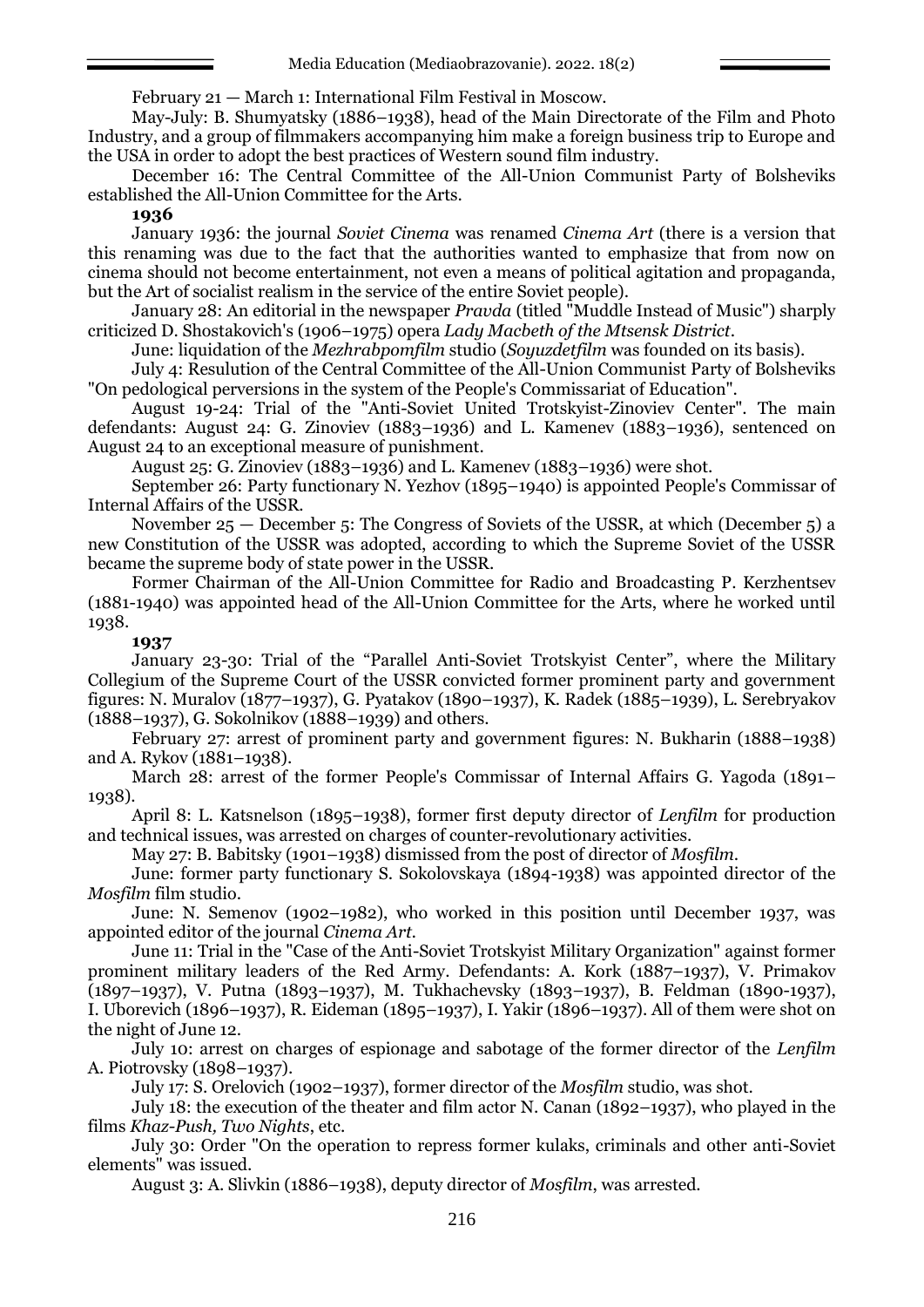February 21 — March 1: International Film Festival in Moscow.

May-July: B. Shumyatsky (1886–1938), head of the Main Directorate of the Film and Photo Industry, and a group of filmmakers accompanying him make a foreign business trip to Europe and the USA in order to adopt the best practices of Western sound film industry.

December 16: The Central Committee of the All-Union Communist Party of Bolsheviks established the All-Union Committee for the Arts.

**1936**

January 1936: the journal *Soviet Cinema* was renamed *Cinema Art* (there is a version that this renaming was due to the fact that the authorities wanted to emphasize that from now on cinema should not become entertainment, not even a means of political agitation and propaganda, but the Art of socialist realism in the service of the entire Soviet people).

January 28: An editorial in the newspaper *Pravda* (titled "Muddle Instead of Music") sharply criticized D. Shostakovich's (1906–1975) opera *Lady Macbeth of the Mtsensk District*.

June: liquidation of the *Mezhrabpomfilm* studio (*Soyuzdetfilm* was founded on its basis).

July 4: Resolution of the Central Committee of the All-Union Communist Party of Bolsheviks "On pedological perversions in the system of the People's Commissariat of Education".

August 19-24: Trial of the "Anti-Soviet United Trotskyist-Zinoviev Center". The main defendants: August 24: G. Zinoviev (1883–1936) and L. Kamenev (1883–1936), sentenced on August 24 to an exceptional measure of punishment.

August 25: G. Zinoviev (1883–1936) and L. Kamenev (1883–1936) were shot.

September 26: Party functionary N. Yezhov (1895–1940) is appointed People's Commissar of Internal Affairs of the USSR.

November 25 — December 5: The Congress of Soviets of the USSR, at which (December 5) a new Constitution of the USSR was adopted, according to which the Supreme Soviet of the USSR became the supreme body of state power in the USSR.

Former Chairman of the All-Union Committee for Radio and Broadcasting P. Kerzhentsev (1881-1940) was appointed head of the All-Union Committee for the Arts, where he worked until 1938.

**1937**

January 23-30: Trial of the "Parallel Anti-Soviet Trotskyist Center", where the Military Collegium of the Supreme Court of the USSR convicted former prominent party and government figures: N. Muralov (1877–1937), G. Pyatakov (1890–1937), K. Radek (1885–1939), L. Serebryakov (1888–1937), G. Sokolnikov (1888–1939) and others.

February 27: arrest of prominent party and government figures: N. Bukharin (1888–1938) and A. Rykov (1881–1938).

March 28: arrest of the former People's Commissar of Internal Affairs G. Yagoda (1891–1938).

April 8: L. Katsnelson (1895–1938), former first deputy director of *Lenfilm* for production and technical issues, was arrested on charges of counter-revolutionary activities.

May 27: B. Babitsky (1901–1938) dismissed from the post of director of *Mosfilm*.

June: former party functionary S. Sokolovskaya (1894-1938) was appointed director of the *Mosfilm* film studio.

June: N. Semenov (1902–1982), who worked in this position until December 1937, was appointed editor of the journal *Cinema Art*.

June 11: Trial in the "Case of the Anti-Soviet Trotskyist Military Organization" against former prominent military leaders of the Red Army. Defendants: A. Kork (1887–1937), V. Primakov (1897–1937), V. Putna (1893–1937), M. Tukhachevsky (1893–1937), B. Feldman (1890-1937), I. Uborevich (1896–1937), R. Eideman (1895–1937), I. Yakir (1896–1937). All of them were shot on the night of June 12.

July 10: arrest on charges of espionage and sabotage of the former director of the *Lenfilm* A. Piotrovsky (1898–1937).

July 17: S. Orelovich (1902–1937), former director of the *Mosfilm* studio, was shot.

July 18: the execution of the theater and film actor N. Canan (1892–1937), who played in the films *Khaz-Push, Two Nights*, etc.

July 30: Order "On the operation to repress former kulaks, criminals and other anti-Soviet elements" was issued.

August 3: A. Slivkin (1886–1938), deputy director of *Mosfilm*, was arrested.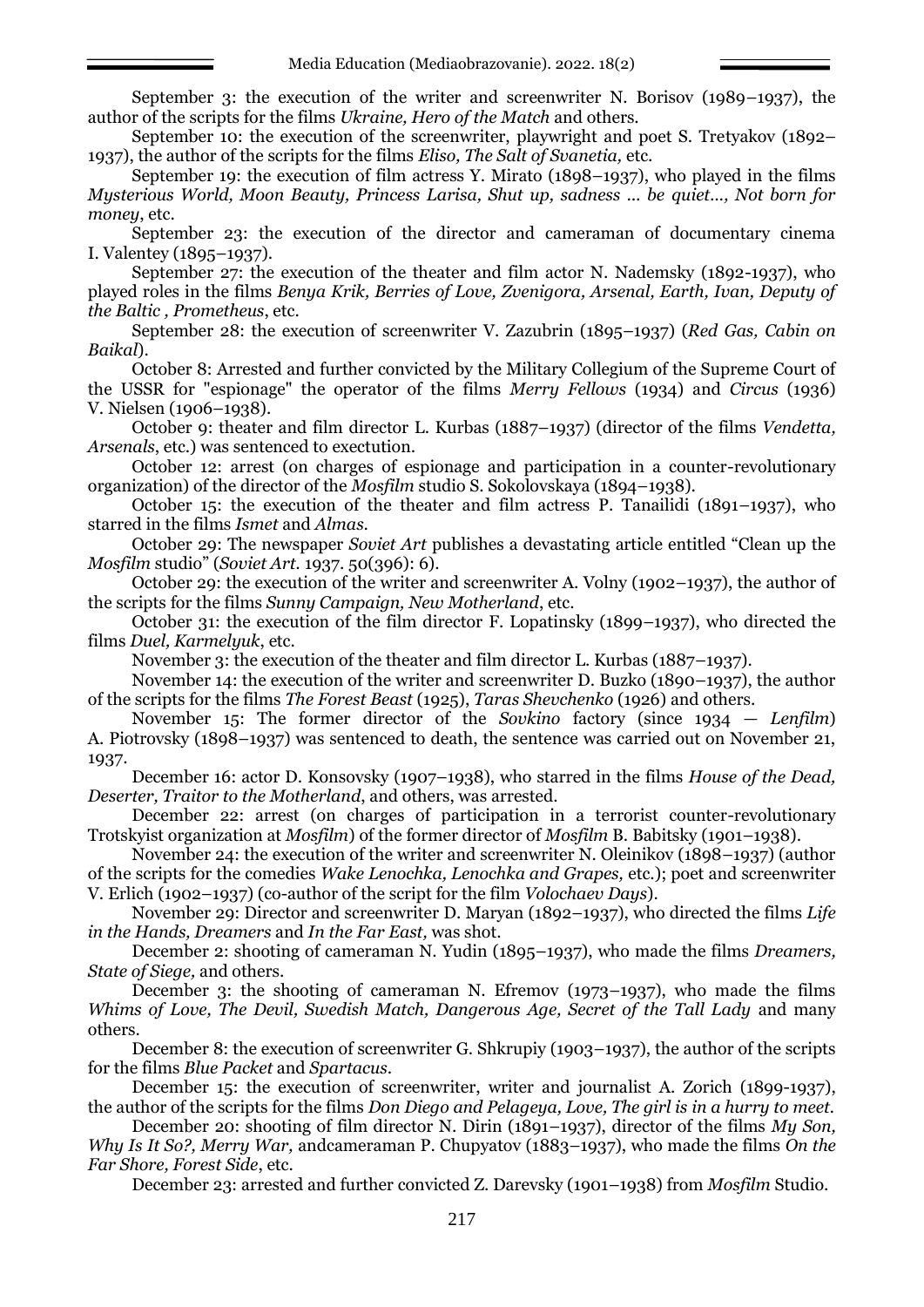September 3: the execution of the writer and screenwriter N. Borisov (1989–1937), the author of the scripts for the films *Ukraine, Hero of the Match* and others.

September 10: the execution of the screenwriter, playwright and poet S. Tretyakov (1892–1937), the author of the scripts for the films *Eliso, The Salt of Svanetia,* etc.

September 19: the execution of film actress Y. Mirato (1898–1937), who played in the films *Mysterious World, Moon Beauty, Princess Larisa, Shut up, sadness ... be quiet..., Not born for money,* etc.

September 23: the execution of the director and cameraman of documentary cinema I. Valentey (1895–1937).

September 27: the execution of the theater and film actor N. Nademsky (1892-1937), who played roles in the films *Benya Krik, Berries of Love, Zvenigora, Arsenal, Earth, Ivan, Deputy of the Baltic , Prometheus*, etc.

September 28: the execution of screenwriter V. Zazubrin (1895–1937) (*Red Gas, Cabin on Baikal*).

October 8: Arrested and further convicted by the Military Collegium of the Supreme Court of the USSR for "espionage" the operator of the films *Merry Fellows* (1934) and *Circus* (1936) V. Nielsen (1906–1938).

October 9: theater and film director L. Kurbas (1887–1937) (director of the films *Vendetta, Arsenals*, etc.) was sentenced to exectution.

October 12: arrest (on charges of espionage and participation in a counter-revolutionary organization) of the director of the *Mosfilm* studio S. Sokolovskaya (1894–1938).

October 15: the execution of the theater and film actress P. Tanailidi (1891–1937), who starred in the films *Ismet* and *Almas*.

October 29: The newspaper *Soviet Art* publishes a devastating article entitled "Clean up the *Mosfilm* studio" (*Soviet Art*. 1937. 50(396): 6).

October 29: the execution of the writer and screenwriter A. Volny (1902–1937), the author of the scripts for the films *Sunny Campaign, New Motherland*, etc.

October 31: the execution of the film director F. Lopatinsky (1899–1937), who directed the films *Duel, Karmelyuk*, etc.

November 3: the execution of the theater and film director L. Kurbas (1887–1937).

November 14: the execution of the writer and screenwriter D. Buzko (1890–1937), the author of the scripts for the films *The Forest Beast* (1925), *Taras Shevchenko* (1926) and others.

November 15: The former director of the *Sovkino* factory (since 1934 — *Lenfilm*) A. Piotrovsky (1898–1937) was sentenced to death, the sentence was carried out on November 21, 1937.

December 16: actor D. Konsovsky (1907–1938), who starred in the films *House of the Dead, Deserter, Traitor to the Motherland*, and others, was arrested.

December 22: arrest (on charges of participation in a terrorist counter-revolutionary Trotskyist organization at *Mosfilm*) of the former director of *Mosfilm* B. Babitsky (1901–1938).

November 24: the execution of the writer and screenwriter N. Oleinikov (1898–1937) (author of the scripts for the comedies *Wake Lenochka, Lenochka and Grapes,* etc.); poet and screenwriter V. Erlich (1902–1937) (co-author of the script for the film *Volochaev Days*).

November 29: Director and screenwriter D. Maryan (1892–1937), who directed the films *Life in the Hands, Dreamers* and *In the Far East,* was shot.

December 2: shooting of cameraman N. Yudin (1895–1937), who made the films *Dreamers, State of Siege,* and others.

December 3: the shooting of cameraman N. Efremov (1973–1937), who made the films *Whims of Love, The Devil, Swedish Match, Dangerous Age, Secret of the Tall Lady* and many others.

December 8: the execution of screenwriter G. Shkrupiy (1903–1937), the author of the scripts for the films *Blue Packet* and *Spartacus*.

December 15: the execution of screenwriter, writer and journalist A. Zorich (1899-1937), the author of the scripts for the films *Don Diego and Pelageya, Love, The girl is in a hurry to meet.*

December 20: shooting of film director N. Dirin (1891–1937), director of the films *My Son, Why Is It So?, Merry War,* andcameraman P. Chupyatov (1883–1937), who made the films *On the Far Shore, Forest Side*, etc.

December 23: arrested and further convicted Z. Darevsky (1901–1938) from *Mosfilm* Studio.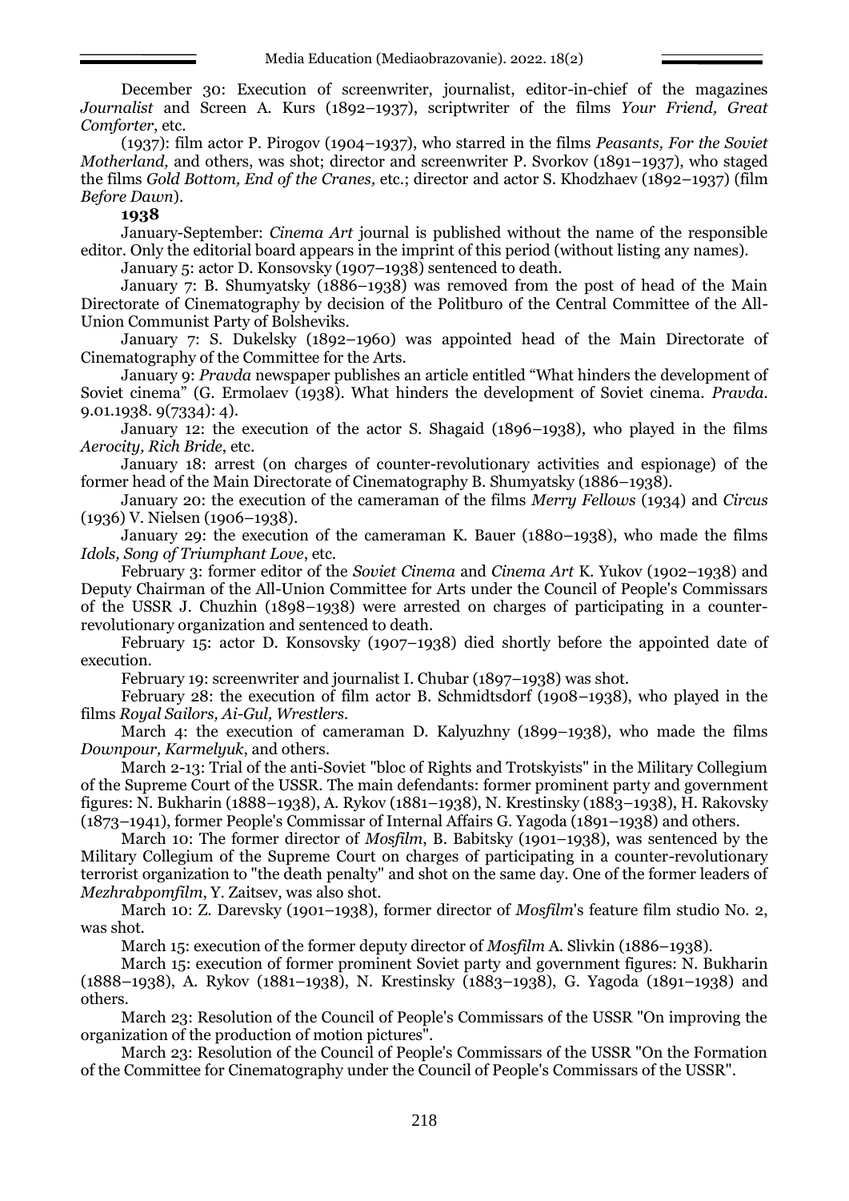December 30: Execution of screenwriter, journalist, editor-in-chief of the magazines *Journalist* and Screen A. Kurs (1892–1937), scriptwriter of the films *Your Friend, Great Comforter*, etc.

(1937): film actor P. Pirogov (1904–1937), who starred in the films *Peasants, For the Soviet Motherland,* and others, was shot; director and screenwriter P. Svorkov (1891–1937), who staged the films *Gold Bottom, End of the Cranes,* etc.; director and actor S. Khodzhaev (1892–1937) (film *Before Dawn*).

**1938**

January-September: *Cinema Art* journal is published without the name of the responsible editor. Only the editorial board appears in the imprint of this period (without listing any names).

January 5: actor D. Konsovsky (1907–1938) sentenced to death.

January 7: B. Shumyatsky (1886–1938) was removed from the post of head of the Main Directorate of Cinematography by decision of the Politburo of the Central Committee of the All-Union Communist Party of Bolsheviks.

January 7: S. Dukelsky (1892–1960) was appointed head of the Main Directorate of Cinematography of the Committee for the Arts.

January 9: *Pravda* newspaper publishes an article entitled "What hinders the development of Soviet cinema" (G. Ermolaev (1938). What hinders the development of Soviet cinema. *Pravda*. 9.01.1938. 9(7334): 4).

January 12: the execution of the actor S. Shagaid (1896–1938), who played in the films *Aerocity, Rich Bride*, etc.

January 18: arrest (on charges of counter-revolutionary activities and espionage) of the former head of the Main Directorate of Cinematography B. Shumyatsky (1886–1938).

January 20: the execution of the cameraman of the films *Merry Fellows* (1934) and *Circus* (1936) V. Nielsen (1906–1938).

January 29: the execution of the cameraman K. Bauer (1880–1938), who made the films *Idols, Song of Triumphant Love*, etc.

February 3: former editor of the *Soviet Cinema* and *Cinema Art* K. Yukov (1902–1938) and Deputy Chairman of the All-Union Committee for Arts under the Council of People's Commissars of the USSR J. Chuzhin (1898–1938) were arrested on charges of participating in a counter-revolutionary organization and sentenced to death.

February 15: actor D. Konsovsky (1907–1938) died shortly before the appointed date of execution.

February 19: screenwriter and journalist I. Chubar (1897–1938) was shot.

February 28: the execution of film actor B. Schmidtsdorf (1908–1938), who played in the films *Royal Sailors, Ai-Gul, Wrestlers*.

March 4: the execution of cameraman D. Kalyuzhny (1899–1938), who made the films *Downpour, Karmelyuk*, and others.

March 2-13: Trial of the anti-Soviet "bloc of Rights and Trotskyists" in the Military Collegium of the Supreme Court of the USSR. The main defendants: former prominent party and government figures: N. Bukharin (1888–1938), A. Rykov (1881–1938), N. Krestinsky (1883–1938), H. Rakovsky (1873–1941), former People's Commissar of Internal Affairs G. Yagoda (1891–1938) and others.

March 10: The former director of *Mosfilm*, B. Babitsky (1901–1938), was sentenced by the Military Collegium of the Supreme Court on charges of participating in a counter-revolutionary terrorist organization to "the death penalty" and shot on the same day. One of the former leaders of *Mezhrabpomfilm*, Y. Zaitsev, was also shot.

March 10: Z. Darevsky (1901–1938), former director of *Mosfilm*'s feature film studio No. 2, was shot.

March 15: execution of the former deputy director of *Mosfilm* A. Slivkin (1886–1938).

March 15: execution of former prominent Soviet party and government figures: N. Bukharin (1888–1938), A. Rykov (1881–1938), N. Krestinsky (1883–1938), G. Yagoda (1891–1938) and others.

March 23: Resolution of the Council of People's Commissars of the USSR "On improving the organization of the production of motion pictures".

March 23: Resolution of the Council of People's Commissars of the USSR "On the Formation of the Committee for Cinematography under the Council of People's Commissars of the USSR".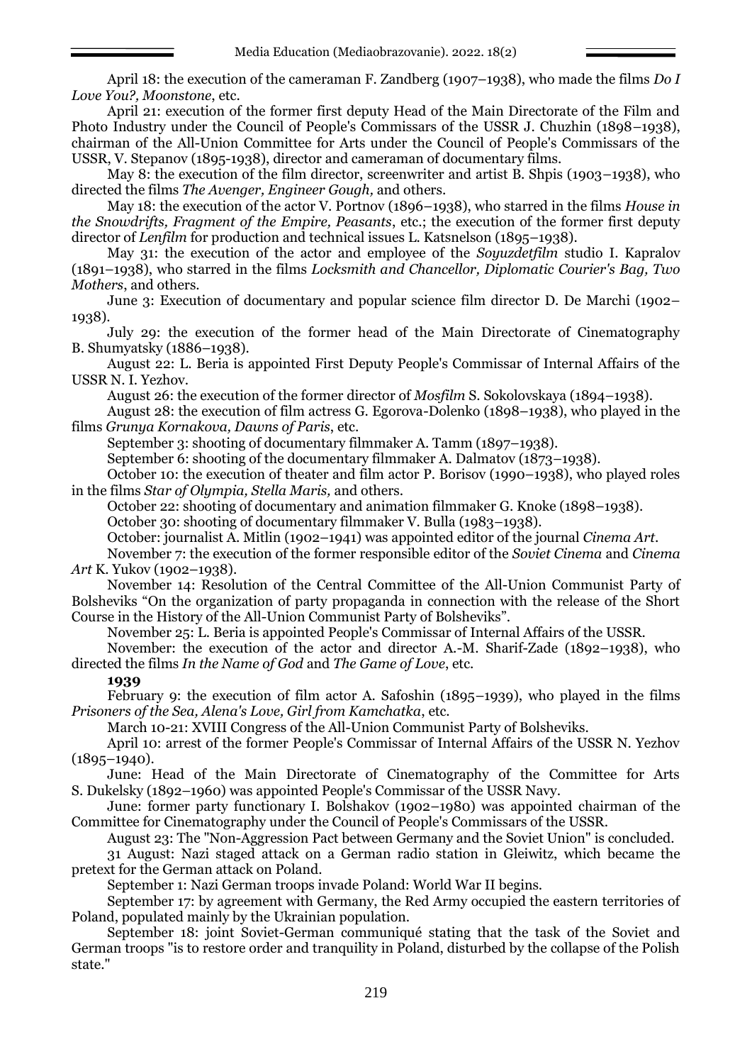April 18: the execution of the cameraman F. Zandberg (1907–1938), who made the films *Do I Love You?, Moonstone*, etc.

April 21: execution of the former first deputy Head of the Main Directorate of the Film and Photo Industry under the Council of People's Commissars of the USSR J. Chuzhin (1898–1938), chairman of the All-Union Committee for Arts under the Council of People's Commissars of the USSR, V. Stepanov (1895-1938), director and cameraman of documentary films.

May 8: the execution of the film director, screenwriter and artist B. Shpis (1903–1938), who directed the films *The Avenger, Engineer Gough,* and others.

May 18: the execution of the actor V. Portnov (1896–1938), who starred in the films *House in the Snowdrifts, Fragment of the Empire, Peasants*, etc.; the execution of the former first deputy director of *Lenfilm* for production and technical issues L. Katsnelson (1895–1938).

May 31: the execution of the actor and employee of the *Soyuzdetfilm* studio I. Kapralov (1891–1938), who starred in the films *Locksmith and Chancellor, Diplomatic Courier's Bag, Two Mothers*, and others.

June 3: Execution of documentary and popular science film director D. De Marchi (1902–1938).

July 29: the execution of the former head of the Main Directorate of Cinematography B. Shumyatsky (1886–1938).

August 22: L. Beria is appointed First Deputy People's Commissar of Internal Affairs of the USSR N. I. Yezhov.

August 26: the execution of the former director of *Mosfilm* S. Sokolovskaya (1894–1938).

August 28: the execution of film actress G. Egorova-Dolenko (1898–1938), who played in the films *Grunya Kornakova, Dawns of Paris*, etc.

September 3: shooting of documentary filmmaker A. Tamm (1897–1938).

September 6: shooting of the documentary filmmaker A. Dalmatov (1873–1938).

October 10: the execution of theater and film actor P. Borisov (1990–1938), who played roles in the films *Star of Olympia, Stella Maris,* and others.

October 22: shooting of documentary and animation filmmaker G. Knoke (1898–1938).

October 30: shooting of documentary filmmaker V. Bulla (1983–1938).

October: journalist A. Mitlin (1902–1941) was appointed editor of the journal *Cinema Art*.

November 7: the execution of the former responsible editor of the *Soviet Cinema* and *Cinema Art* K. Yukov (1902–1938).

November 14: Resolution of the Central Committee of the All-Union Communist Party of Bolsheviks "On the organization of party propaganda in connection with the release of the Short Course in the History of the All-Union Communist Party of Bolsheviks".

November 25: L. Beria is appointed People's Commissar of Internal Affairs of the USSR.

November: the execution of the actor and director A.-M. Sharif-Zade (1892–1938), who directed the films *In the Name of God* and *The Game of Love*, etc.

**1939**

February 9: the execution of film actor A. Safoshin (1895–1939), who played in the films *Prisoners of the Sea, Alena's Love, Girl from Kamchatka*, etc.

March 10-21: XVIII Congress of the All-Union Communist Party of Bolsheviks.

April 10: arrest of the former People's Commissar of Internal Affairs of the USSR N. Yezhov (1895–1940).

June: Head of the Main Directorate of Cinematography of the Committee for Arts S. Dukelsky (1892–1960) was appointed People's Commissar of the USSR Navy.

June: former party functionary I. Bolshakov (1902–1980) was appointed chairman of the Committee for Cinematography under the Council of People's Commissars of the USSR.

August 23: The "Non-Aggression Pact between Germany and the Soviet Union" is concluded.

31 August: Nazi staged attack on a German radio station in Gleiwitz, which became the pretext for the German attack on Poland.

September 1: Nazi German troops invade Poland: World War II begins.

September 17: by agreement with Germany, the Red Army occupied the eastern territories of Poland, populated mainly by the Ukrainian population.

September 18: joint Soviet-German communiqué stating that the task of the Soviet and German troops "is to restore order and tranquility in Poland, disturbed by the collapse of the Polish state."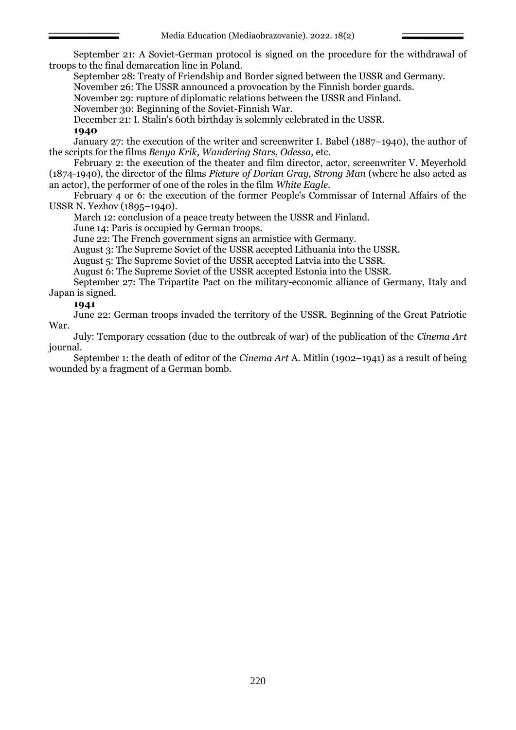September 21: A Soviet-German protocol is signed on the procedure for the withdrawal of troops to the final demarcation line in Poland.

September 28: Treaty of Friendship and Border signed between the USSR and Germany.

November 26: The USSR announced a provocation by the Finnish border guards.

November 29: rupture of diplomatic relations between the USSR and Finland.

November 30: Beginning of the Soviet-Finnish War.

December 21: I. Stalin's 60th birthday is solemnly celebrated in the USSR.

**1940**

January 27: the execution of the writer and screenwriter I. Babel (1887–1940), the author of the scripts for the films *Benya Krik, Wandering Stars, Odessa,* etc.

February 2: the execution of the theater and film director, actor, screenwriter V. Meyerhold (1874-1940), the director of the films *Picture of Dorian Gray, Strong Man* (where he also acted as an actor), the performer of one of the roles in the film *White Eagle.*

February 4 or 6: the execution of the former People's Commissar of Internal Affairs of the USSR N. Yezhov (1895–1940).

March 12: conclusion of a peace treaty between the USSR and Finland.

June 14: Paris is occupied by German troops.

June 22: The French government signs an armistice with Germany.

August 3: The Supreme Soviet of the USSR accepted Lithuania into the USSR.

August 5: The Supreme Soviet of the USSR accepted Latvia into the USSR.

August 6: The Supreme Soviet of the USSR accepted Estonia into the USSR.

September 27: The Tripartite Pact on the military-economic alliance of Germany, Italy and Japan is signed.

**1941**

June 22: German troops invaded the territory of the USSR. Beginning of the Great Patriotic War.

July: Temporary cessation (due to the outbreak of war) of the publication of the *Cinema Art* journal.

September 1: the death of editor of the *Cinema Art* A. Mitlin (1902–1941) as a result of being wounded by a fragment of a German bomb.